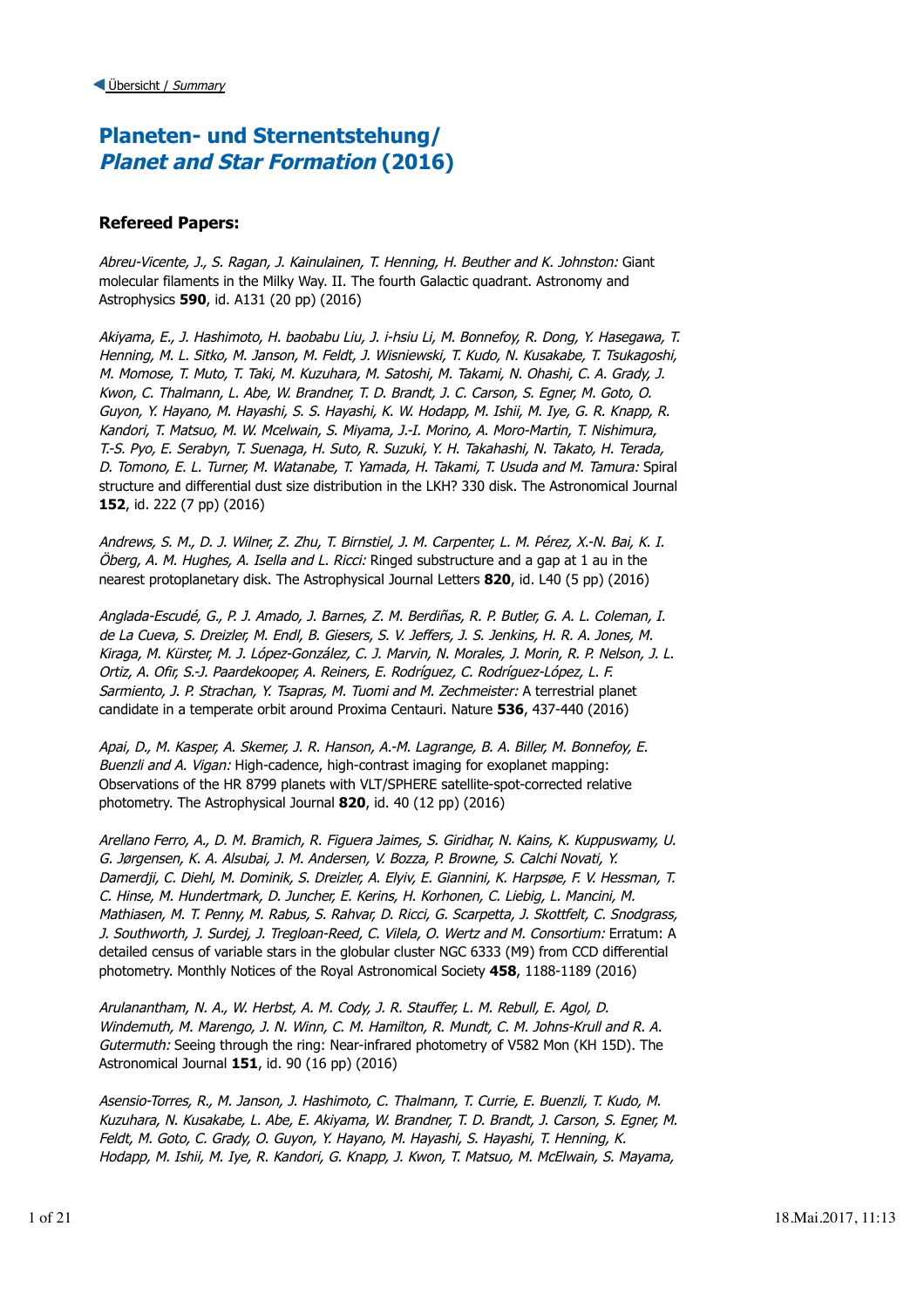◀ Übersicht / *Summary*

# Planeten- und Sternentstehung/ *Planet and Star Formation* (2016)

### Refereed Papers:

*Abreu-Vicente, J., S. Ragan, J. Kainulainen, T. Henning, H. Beuther and K. Johnston:* Giant molecular filaments in the Milky Way. II. The fourth Galactic quadrant. Astronomy and Astrophysics **590**, id. A131 (20 pp) (2016)

*Akiyama, E., J. Hashimoto, H. baobabu Liu, J. i-hsiu Li, M. Bonnefoy, R. Dong, Y. Hasegawa, T. Henning, M. L. Sitko, M. Janson, M. Feldt, J. Wisniewski, T. Kudo, N. Kusakabe, T. Tsukagoshi, M. Momose, T. Muto, T. Taki, M. Kuzuhara, M. Satoshi, M. Takami, N. Ohashi, C. A. Grady, J. Kwon, C. Thalmann, L. Abe, W. Brandner, T. D. Brandt, J. C. Carson, S. Egner, M. Goto, O. Guyon, Y. Hayano, M. Hayashi, S. S. Hayashi, K. W. Hodapp, M. Ishii, M. Iye, G. R. Knapp, R. Kandori, T. Matsuo, M. W. Mcelwain, S. Miyama, J.-I. Morino, A. Moro-Martin, T. Nishimura, T.-S. Pyo, E. Serabyn, T. Suenaga, H. Suto, R. Suzuki, Y. H. Takahashi, N. Takato, H. Terada, D. Tomono, E. L. Turner, M. Watanabe, T. Yamada, H. Takami, T. Usuda and M. Tamura:* Spiral structure and differential dust size distribution in the LKH? 330 disk. The Astronomical Journal **152**, id. 222 (7 pp) (2016)

*Andrews, S. M., D. J. Wilner, Z. Zhu, T. Birnstiel, J. M. Carpenter, L. M. Pérez, X.-N. Bai, K. I. Öberg, A. M. Hughes, A. Isella and L. Ricci:* Ringed substructure and a gap at 1 au in the nearest protoplanetary disk. The Astrophysical Journal Letters **820**, id. L40 (5 pp) (2016)

*Anglada-Escudé, G., P. J. Amado, J. Barnes, Z. M. Berdiñas, R. P. Butler, G. A. L. Coleman, I. de La Cueva, S. Dreizler, M. Endl, B. Giesers, S. V. Jeffers, J. S. Jenkins, H. R. A. Jones, M. Kiraga, M. Kürster, M. J. López-González, C. J. Marvin, N. Morales, J. Morin, R. P. Nelson, J. L. Ortiz, A. Ofir, S.-J. Paardekooper, A. Reiners, E. Rodríguez, C. Rodríguez-López, L. F. Sarmiento, J. P. Strachan, Y. Tsapras, M. Tuomi and M. Zechmeister:* A terrestrial planet candidate in a temperate orbit around Proxima Centauri. Nature **536**, 437-440 (2016)

*Apai, D., M. Kasper, A. Skemer, J. R. Hanson, A.-M. Lagrange, B. A. Biller, M. Bonnefoy, E. Buenzli and A. Vigan:* High-cadence, high-contrast imaging for exoplanet mapping: Observations of the HR 8799 planets with VLT/SPHERE satellite-spot-corrected relative photometry. The Astrophysical Journal **820**, id. 40 (12 pp) (2016)

*Arellano Ferro, A., D. M. Bramich, R. Figuera Jaimes, S. Giridhar, N. Kains, K. Kuppuswamy, U. G. Jørgensen, K. A. Alsubai, J. M. Andersen, V. Bozza, P. Browne, S. Calchi Novati, Y. Damerdji, C. Diehl, M. Dominik, S. Dreizler, A. Elyiv, E. Giannini, K. Harpsøe, F. V. Hessman, T. C. Hinse, M. Hundertmark, D. Juncher, E. Kerins, H. Korhonen, C. Liebig, L. Mancini, M. Mathiasen, M. T. Penny, M. Rabus, S. Rahvar, D. Ricci, G. Scarpetta, J. Skottfelt, C. Snodgrass, J. Southworth, J. Surdej, J. Tregloan-Reed, C. Vilela, O. Wertz and M. Consortium:* Erratum: A detailed census of variable stars in the globular cluster NGC 6333 (M9) from CCD differential photometry. Monthly Notices of the Royal Astronomical Society **458**, 1188-1189 (2016)

*Arulanantham, N. A., W. Herbst, A. M. Cody, J. R. Stauffer, L. M. Rebull, E. Agol, D. Windemuth, M. Marengo, J. N. Winn, C. M. Hamilton, R. Mundt, C. M. Johns-Krull and R. A. Gutermuth:* Seeing through the ring: Near-infrared photometry of V582 Mon (KH 15D). The Astronomical Journal **151**, id. 90 (16 pp) (2016)

*Asensio-Torres, R., M. Janson, J. Hashimoto, C. Thalmann, T. Currie, E. Buenzli, T. Kudo, M. Kuzuhara, N. Kusakabe, L. Abe, E. Akiyama, W. Brandner, T. D. Brandt, J. Carson, S. Egner, M. Feldt, M. Goto, C. Grady, O. Guyon, Y. Hayano, M. Hayashi, S. Hayashi, T. Henning, K. Hodapp, M. Ishii, M. Iye, R. Kandori, G. Knapp, J. Kwon, T. Matsuo, M. McElwain, S. Mayama,*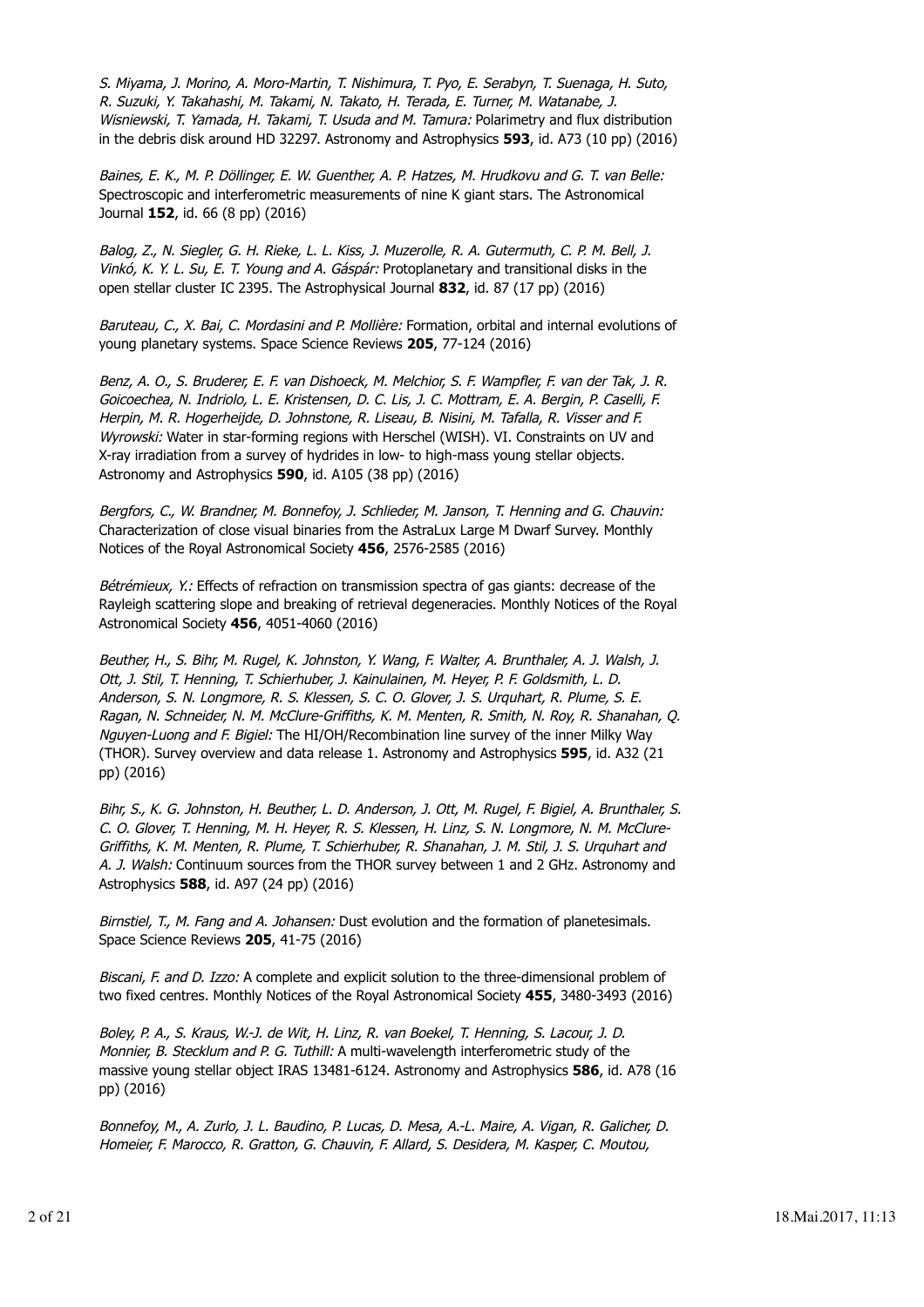*S. Miyama, J. Morino, A. Moro-Martin, T. Nishimura, T. Pyo, E. Serabyn, T. Suenaga, H. Suto, R. Suzuki, Y. Takahashi, M. Takami, N. Takato, H. Terada, E. Turner, M. Watanabe, J. Wisniewski, T. Yamada, H. Takami, T. Usuda and M. Tamura:* Polarimetry and flux distribution in the debris disk around HD 32297. Astronomy and Astrophysics **593**, id. A73 (10 pp) (2016)

*Baines, E. K., M. P. Döllinger, E. W. Guenther, A. P. Hatzes, M. Hrudkovu and G. T. van Belle:* Spectroscopic and interferometric measurements of nine K giant stars. The Astronomical Journal **152**, id. 66 (8 pp) (2016)

*Balog, Z., N. Siegler, G. H. Rieke, L. L. Kiss, J. Muzerolle, R. A. Gutermuth, C. P. M. Bell, J. Vinkó, K. Y. L. Su, E. T. Young and A. Gáspár:* Protoplanetary and transitional disks in the open stellar cluster IC 2395. The Astrophysical Journal **832**, id. 87 (17 pp) (2016)

*Baruteau, C., X. Bai, C. Mordasini and P. Mollière:* Formation, orbital and internal evolutions of young planetary systems. Space Science Reviews **205**, 77-124 (2016)

*Benz, A. O., S. Bruderer, E. F. van Dishoeck, M. Melchior, S. F. Wampfler, F. van der Tak, J. R. Goicoechea, N. Indriolo, L. E. Kristensen, D. C. Lis, J. C. Mottram, E. A. Bergin, P. Caselli, F. Herpin, M. R. Hogerheijde, D. Johnstone, R. Liseau, B. Nisini, M. Tafalla, R. Visser and F. Wyrowski:* Water in star-forming regions with Herschel (WISH). VI. Constraints on UV and X-ray irradiation from a survey of hydrides in low- to high-mass young stellar objects. Astronomy and Astrophysics **590**, id. A105 (38 pp) (2016)

*Bergfors, C., W. Brandner, M. Bonnefoy, J. Schlieder, M. Janson, T. Henning and G. Chauvin:* Characterization of close visual binaries from the AstraLux Large M Dwarf Survey. Monthly Notices of the Royal Astronomical Society **456**, 2576-2585 (2016)

*Bétrémieux, Y.:* Effects of refraction on transmission spectra of gas giants: decrease of the Rayleigh scattering slope and breaking of retrieval degeneracies. Monthly Notices of the Royal Astronomical Society **456**, 4051-4060 (2016)

*Beuther, H., S. Bihr, M. Rugel, K. Johnston, Y. Wang, F. Walter, A. Brunthaler, A. J. Walsh, J. Ott, J. Stil, T. Henning, T. Schierhuber, J. Kainulainen, M. Heyer, P. F. Goldsmith, L. D. Anderson, S. N. Longmore, R. S. Klessen, S. C. O. Glover, J. S. Urquhart, R. Plume, S. E. Ragan, N. Schneider, N. M. McClure-Griffiths, K. M. Menten, R. Smith, N. Roy, R. Shanahan, Q. Nguyen-Luong and F. Bigiel:* The HI/OH/Recombination line survey of the inner Milky Way (THOR). Survey overview and data release 1. Astronomy and Astrophysics **595**, id. A32 (21 pp) (2016)

*Bihr, S., K. G. Johnston, H. Beuther, L. D. Anderson, J. Ott, M. Rugel, F. Bigiel, A. Brunthaler, S. C. O. Glover, T. Henning, M. H. Heyer, R. S. Klessen, H. Linz, S. N. Longmore, N. M. McClure-Griffiths, K. M. Menten, R. Plume, T. Schierhuber, R. Shanahan, J. M. Stil, J. S. Urquhart and A. J. Walsh:* Continuum sources from the THOR survey between 1 and 2 GHz. Astronomy and Astrophysics **588**, id. A97 (24 pp) (2016)

*Birnstiel, T., M. Fang and A. Johansen:* Dust evolution and the formation of planetesimals. Space Science Reviews **205**, 41-75 (2016)

*Biscani, F. and D. Izzo:* A complete and explicit solution to the three-dimensional problem of two fixed centres. Monthly Notices of the Royal Astronomical Society **455**, 3480-3493 (2016)

*Boley, P. A., S. Kraus, W.-J. de Wit, H. Linz, R. van Boekel, T. Henning, S. Lacour, J. D. Monnier, B. Stecklum and P. G. Tuthill:* A multi-wavelength interferometric study of the massive young stellar object IRAS 13481-6124. Astronomy and Astrophysics **586**, id. A78 (16 pp) (2016)

*Bonnefoy, M., A. Zurlo, J. L. Baudino, P. Lucas, D. Mesa, A.-L. Maire, A. Vigan, R. Galicher, D. Homeier, F. Marocco, R. Gratton, G. Chauvin, F. Allard, S. Desidera, M. Kasper, C. Moutou,*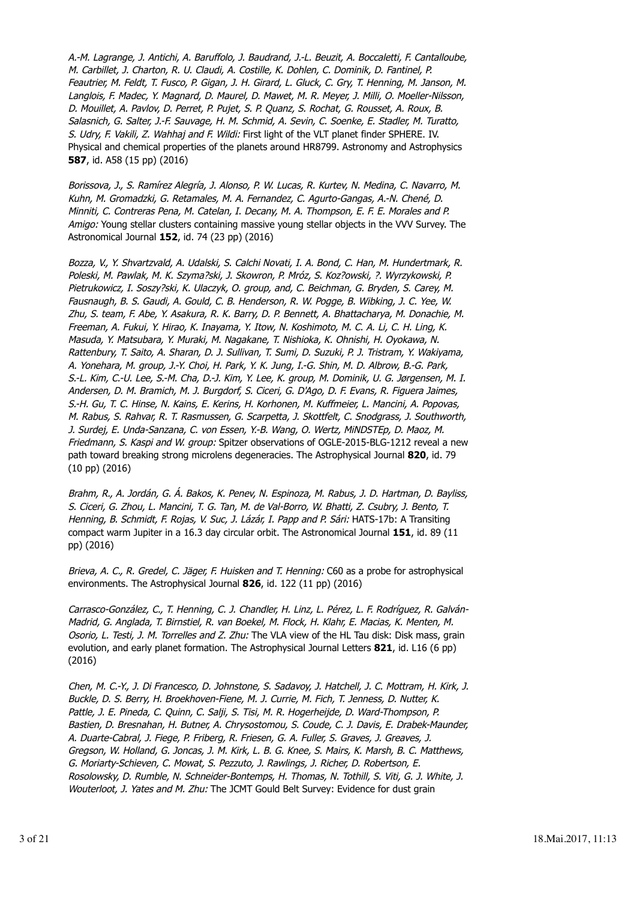*A.-M. Lagrange, J. Antichi, A. Baruffolo, J. Baudrand, J.-L. Beuzit, A. Boccaletti, F. Cantalloube, M. Carbillet, J. Charton, R. U. Claudi, A. Costille, K. Dohlen, C. Dominik, D. Fantinel, P. Feautrier, M. Feldt, T. Fusco, P. Gigan, J. H. Girard, L. Gluck, C. Gry, T. Henning, M. Janson, M. Langlois, F. Madec, Y. Magnard, D. Maurel, D. Mawet, M. R. Meyer, J. Milli, O. Moeller-Nilsson, D. Mouillet, A. Pavlov, D. Perret, P. Pujet, S. P. Quanz, S. Rochat, G. Rousset, A. Roux, B. Salasnich, G. Salter, J.-F. Sauvage, H. M. Schmid, A. Sevin, C. Soenke, E. Stadler, M. Turatto, S. Udry, F. Vakili, Z. Wahhaj and F. Wildi:* First light of the VLT planet finder SPHERE. IV. Physical and chemical properties of the planets around HR8799. Astronomy and Astrophysics **587**, id. A58 (15 pp) (2016)

*Borissova, J., S. Ramírez Alegría, J. Alonso, P. W. Lucas, R. Kurtev, N. Medina, C. Navarro, M. Kuhn, M. Gromadzki, G. Retamales, M. A. Fernandez, C. Agurto-Gangas, A.-N. Chené, D. Minniti, C. Contreras Pena, M. Catelan, I. Decany, M. A. Thompson, E. F. E. Morales and P. Amigo:* Young stellar clusters containing massive young stellar objects in the VVV Survey. The Astronomical Journal **152**, id. 74 (23 pp) (2016)

*Bozza, V., Y. Shvartzvald, A. Udalski, S. Calchi Novati, I. A. Bond, C. Han, M. Hundertmark, R. Poleski, M. Pawlak, M. K. Szyma?ski, J. Skowron, P. Mróz, S. Koz?owski, ?. Wyrzykowski, P. Pietrukowicz, I. Soszy?ski, K. Ulaczyk, O. group, and, C. Beichman, G. Bryden, S. Carey, M. Fausnaugh, B. S. Gaudi, A. Gould, C. B. Henderson, R. W. Pogge, B. Wibking, J. C. Yee, W. Zhu, S. team, F. Abe, Y. Asakura, R. K. Barry, D. P. Bennett, A. Bhattacharya, M. Donachie, M. Freeman, A. Fukui, Y. Hirao, K. Inayama, Y. Itow, N. Koshimoto, M. C. A. Li, C. H. Ling, K. Masuda, Y. Matsubara, Y. Muraki, M. Nagakane, T. Nishioka, K. Ohnishi, H. Oyokawa, N. Rattenbury, T. Saito, A. Sharan, D. J. Sullivan, T. Sumi, D. Suzuki, P. J. Tristram, Y. Wakiyama, A. Yonehara, M. group, J.-Y. Choi, H. Park, Y. K. Jung, I.-G. Shin, M. D. Albrow, B.-G. Park, S.-L. Kim, C.-U. Lee, S.-M. Cha, D.-J. Kim, Y. Lee, K. group, M. Dominik, U. G. Jørgensen, M. I. Andersen, D. M. Bramich, M. J. Burgdorf, S. Ciceri, G. D'Ago, D. F. Evans, R. Figuera Jaimes, S.-H. Gu, T. C. Hinse, N. Kains, E. Kerins, H. Korhonen, M. Kuffmeier, L. Mancini, A. Popovas, M. Rabus, S. Rahvar, R. T. Rasmussen, G. Scarpetta, J. Skottfelt, C. Snodgrass, J. Southworth, J. Surdej, E. Unda-Sanzana, C. von Essen, Y.-B. Wang, O. Wertz, MiNDSTEp, D. Maoz, M. Friedmann, S. Kaspi and W. group:* Spitzer observations of OGLE-2015-BLG-1212 reveal a new path toward breaking strong microlens degeneracies. The Astrophysical Journal **820**, id. 79 (10 pp) (2016)

*Brahm, R., A. Jordán, G. Á. Bakos, K. Penev, N. Espinoza, M. Rabus, J. D. Hartman, D. Bayliss, S. Ciceri, G. Zhou, L. Mancini, T. G. Tan, M. de Val-Borro, W. Bhatti, Z. Csubry, J. Bento, T. Henning, B. Schmidt, F. Rojas, V. Suc, J. Lázár, I. Papp and P. Sári:* HATS-17b: A Transiting compact warm Jupiter in a 16.3 day circular orbit. The Astronomical Journal **151**, id. 89 (11 pp) (2016)

*Brieva, A. C., R. Gredel, C. Jäger, F. Huisken and T. Henning:* C60 as a probe for astrophysical environments. The Astrophysical Journal **826**, id. 122 (11 pp) (2016)

*Carrasco-González, C., T. Henning, C. J. Chandler, H. Linz, L. Pérez, L. F. Rodríguez, R. Galván-Madrid, G. Anglada, T. Birnstiel, R. van Boekel, M. Flock, H. Klahr, E. Macias, K. Menten, M. Osorio, L. Testi, J. M. Torrelles and Z. Zhu:* The VLA view of the HL Tau disk: Disk mass, grain evolution, and early planet formation. The Astrophysical Journal Letters **821**, id. L16 (6 pp) (2016)

*Chen, M. C.-Y., J. Di Francesco, D. Johnstone, S. Sadavoy, J. Hatchell, J. C. Mottram, H. Kirk, J. Buckle, D. S. Berry, H. Broekhoven-Fiene, M. J. Currie, M. Fich, T. Jenness, D. Nutter, K. Pattle, J. E. Pineda, C. Quinn, C. Salji, S. Tisi, M. R. Hogerheijde, D. Ward-Thompson, P. Bastien, D. Bresnahan, H. Butner, A. Chrysostomou, S. Coude, C. J. Davis, E. Drabek-Maunder, A. Duarte-Cabral, J. Fiege, P. Friberg, R. Friesen, G. A. Fuller, S. Graves, J. Greaves, J. Gregson, W. Holland, G. Joncas, J. M. Kirk, L. B. G. Knee, S. Mairs, K. Marsh, B. C. Matthews, G. Moriarty-Schieven, C. Mowat, S. Pezzuto, J. Rawlings, J. Richer, D. Robertson, E. Rosolowsky, D. Rumble, N. Schneider-Bontemps, H. Thomas, N. Tothill, S. Viti, G. J. White, J. Wouterloot, J. Yates and M. Zhu:* The JCMT Gould Belt Survey: Evidence for dust grain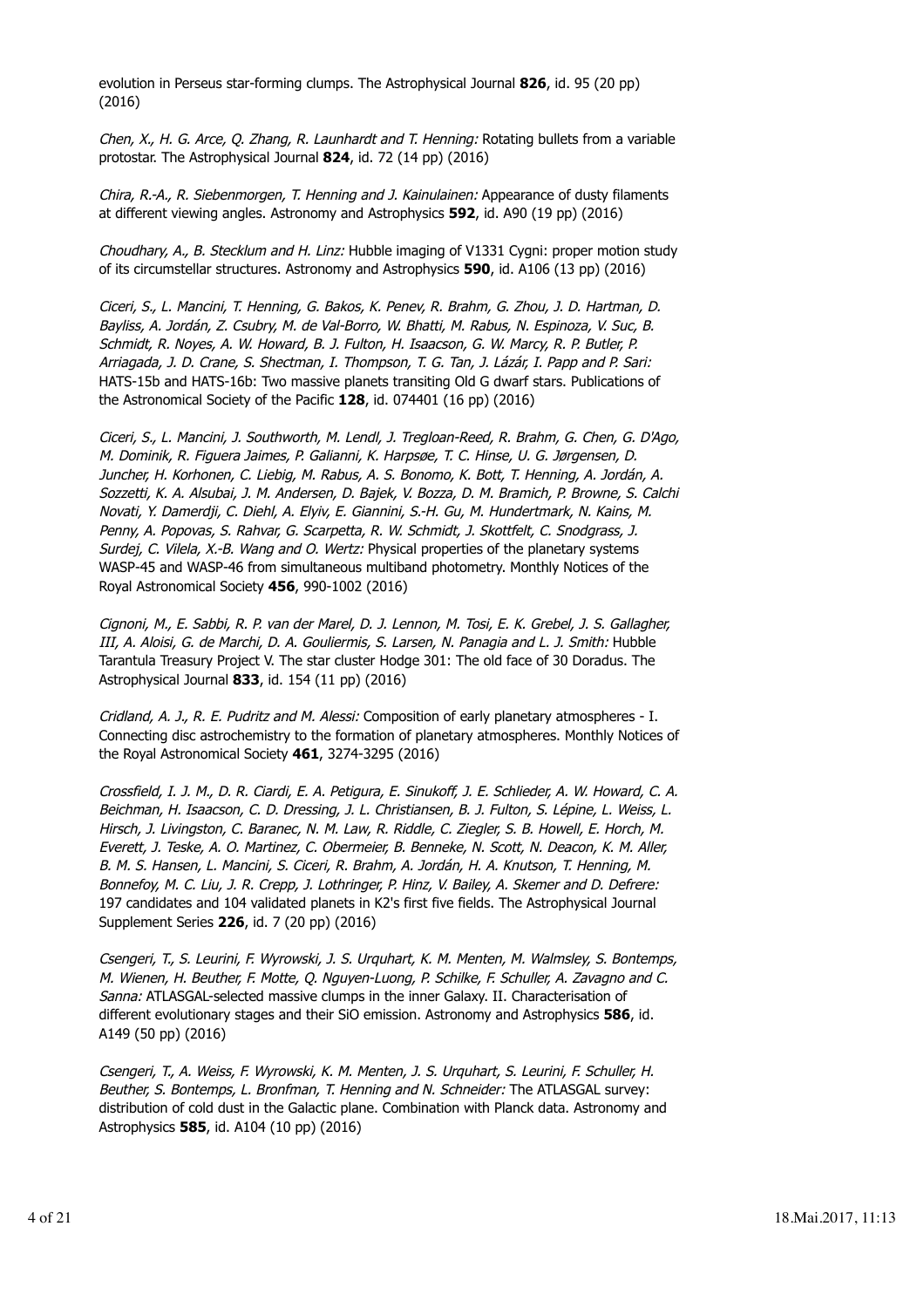evolution in Perseus star-forming clumps. The Astrophysical Journal **826**, id. 95 (20 pp) (2016)

*Chen, X., H. G. Arce, Q. Zhang, R. Launhardt and T. Henning:* Rotating bullets from a variable protostar. The Astrophysical Journal **824**, id. 72 (14 pp) (2016)

*Chira, R.-A., R. Siebenmorgen, T. Henning and J. Kainulainen:* Appearance of dusty filaments at different viewing angles. Astronomy and Astrophysics **592**, id. A90 (19 pp) (2016)

*Choudhary, A., B. Stecklum and H. Linz:* Hubble imaging of V1331 Cygni: proper motion study of its circumstellar structures. Astronomy and Astrophysics **590**, id. A106 (13 pp) (2016)

*Ciceri, S., L. Mancini, T. Henning, G. Bakos, K. Penev, R. Brahm, G. Zhou, J. D. Hartman, D. Bayliss, A. Jordán, Z. Csubry, M. de Val-Borro, W. Bhatti, M. Rabus, N. Espinoza, V. Suc, B. Schmidt, R. Noyes, A. W. Howard, B. J. Fulton, H. Isaacson, G. W. Marcy, R. P. Butler, P. Arriagada, J. D. Crane, S. Shectman, I. Thompson, T. G. Tan, J. Lázár, I. Papp and P. Sari:* HATS-15b and HATS-16b: Two massive planets transiting Old G dwarf stars. Publications of the Astronomical Society of the Pacific **128**, id. 074401 (16 pp) (2016)

*Ciceri, S., L. Mancini, J. Southworth, M. Lendl, J. Tregloan-Reed, R. Brahm, G. Chen, G. D'Ago, M. Dominik, R. Figuera Jaimes, P. Galianni, K. Harpsøe, T. C. Hinse, U. G. Jørgensen, D. Juncher, H. Korhonen, C. Liebig, M. Rabus, A. S. Bonomo, K. Bott, T. Henning, A. Jordán, A. Sozzetti, K. A. Alsubai, J. M. Andersen, D. Bajek, V. Bozza, D. M. Bramich, P. Browne, S. Calchi Novati, Y. Damerdji, C. Diehl, A. Elyiv, E. Giannini, S.-H. Gu, M. Hundertmark, N. Kains, M. Penny, A. Popovas, S. Rahvar, G. Scarpetta, R. W. Schmidt, J. Skottfelt, C. Snodgrass, J. Surdej, C. Vilela, X.-B. Wang and O. Wertz:* Physical properties of the planetary systems WASP-45 and WASP-46 from simultaneous multiband photometry. Monthly Notices of the Royal Astronomical Society **456**, 990-1002 (2016)

*Cignoni, M., E. Sabbi, R. P. van der Marel, D. J. Lennon, M. Tosi, E. K. Grebel, J. S. Gallagher, III, A. Aloisi, G. de Marchi, D. A. Gouliermis, S. Larsen, N. Panagia and L. J. Smith:* Hubble Tarantula Treasury Project V. The star cluster Hodge 301: The old face of 30 Doradus. The Astrophysical Journal **833**, id. 154 (11 pp) (2016)

*Cridland, A. J., R. E. Pudritz and M. Alessi:* Composition of early planetary atmospheres - I. Connecting disc astrochemistry to the formation of planetary atmospheres. Monthly Notices of the Royal Astronomical Society **461**, 3274-3295 (2016)

*Crossfield, I. J. M., D. R. Ciardi, E. A. Petigura, E. Sinukoff, J. E. Schlieder, A. W. Howard, C. A. Beichman, H. Isaacson, C. D. Dressing, J. L. Christiansen, B. J. Fulton, S. Lépine, L. Weiss, L. Hirsch, J. Livingston, C. Baranec, N. M. Law, R. Riddle, C. Ziegler, S. B. Howell, E. Horch, M. Everett, J. Teske, A. O. Martinez, C. Obermeier, B. Benneke, N. Scott, N. Deacon, K. M. Aller, B. M. S. Hansen, L. Mancini, S. Ciceri, R. Brahm, A. Jordán, H. A. Knutson, T. Henning, M. Bonnefoy, M. C. Liu, J. R. Crepp, J. Lothringer, P. Hinz, V. Bailey, A. Skemer and D. Defrere:* 197 candidates and 104 validated planets in K2's first five fields. The Astrophysical Journal Supplement Series **226**, id. 7 (20 pp) (2016)

*Csengeri, T., S. Leurini, F. Wyrowski, J. S. Urquhart, K. M. Menten, M. Walmsley, S. Bontemps, M. Wienen, H. Beuther, F. Motte, Q. Nguyen-Luong, P. Schilke, F. Schuller, A. Zavagno and C. Sanna:* ATLASGAL-selected massive clumps in the inner Galaxy. II. Characterisation of different evolutionary stages and their SiO emission. Astronomy and Astrophysics **586**, id. A149 (50 pp) (2016)

*Csengeri, T., A. Weiss, F. Wyrowski, K. M. Menten, J. S. Urquhart, S. Leurini, F. Schuller, H. Beuther, S. Bontemps, L. Bronfman, T. Henning and N. Schneider:* The ATLASGAL survey: distribution of cold dust in the Galactic plane. Combination with Planck data. Astronomy and Astrophysics **585**, id. A104 (10 pp) (2016)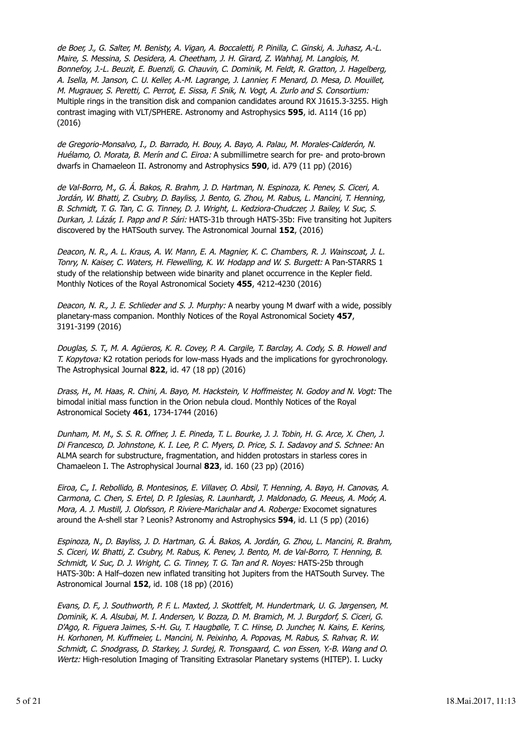*de Boer, J., G. Salter, M. Benisty, A. Vigan, A. Boccaletti, P. Pinilla, C. Ginski, A. Juhasz, A.-L. Maire, S. Messina, S. Desidera, A. Cheetham, J. H. Girard, Z. Wahhaj, M. Langlois, M. Bonnefoy, J.-L. Beuzit, E. Buenzli, G. Chauvin, C. Dominik, M. Feldt, R. Gratton, J. Hagelberg, A. Isella, M. Janson, C. U. Keller, A.-M. Lagrange, J. Lannier, F. Menard, D. Mesa, D. Mouillet, M. Mugrauer, S. Peretti, C. Perrot, E. Sissa, F. Snik, N. Vogt, A. Zurlo and S. Consortium:* Multiple rings in the transition disk and companion candidates around RX J1615.3-3255. High contrast imaging with VLT/SPHERE. Astronomy and Astrophysics **595**, id. A114 (16 pp) (2016)

*de Gregorio-Monsalvo, I., D. Barrado, H. Bouy, A. Bayo, A. Palau, M. Morales-Calderón, N. Huélamo, O. Morata, B. Merín and C. Eiroa:* A submillimetre search for pre- and proto-brown dwarfs in Chamaeleon II. Astronomy and Astrophysics **590**, id. A79 (11 pp) (2016)

*de Val-Borro, M., G. Á. Bakos, R. Brahm, J. D. Hartman, N. Espinoza, K. Penev, S. Ciceri, A. Jordán, W. Bhatti, Z. Csubry, D. Bayliss, J. Bento, G. Zhou, M. Rabus, L. Mancini, T. Henning, B. Schmidt, T. G. Tan, C. G. Tinney, D. J. Wright, L. Kedziora-Chudczer, J. Bailey, V. Suc, S. Durkan, J. Lázár, I. Papp and P. Sári:* HATS-31b through HATS-35b: Five transiting hot Jupiters discovered by the HATSouth survey. The Astronomical Journal **152**, (2016)

*Deacon, N. R., A. L. Kraus, A. W. Mann, E. A. Magnier, K. C. Chambers, R. J. Wainscoat, J. L. Tonry, N. Kaiser, C. Waters, H. Flewelling, K. W. Hodapp and W. S. Burgett:* A Pan-STARRS 1 study of the relationship between wide binarity and planet occurrence in the Kepler field. Monthly Notices of the Royal Astronomical Society **455**, 4212-4230 (2016)

*Deacon, N. R., J. E. Schlieder and S. J. Murphy:* A nearby young M dwarf with a wide, possibly planetary-mass companion. Monthly Notices of the Royal Astronomical Society **457**, 3191-3199 (2016)

*Douglas, S. T., M. A. Agüeros, K. R. Covey, P. A. Cargile, T. Barclay, A. Cody, S. B. Howell and T. Kopytova:* K2 rotation periods for low-mass Hyads and the implications for gyrochronology. The Astrophysical Journal **822**, id. 47 (18 pp) (2016)

*Drass, H., M. Haas, R. Chini, A. Bayo, M. Hackstein, V. Hoffmeister, N. Godoy and N. Vogt:* The bimodal initial mass function in the Orion nebula cloud. Monthly Notices of the Royal Astronomical Society **461**, 1734-1744 (2016)

*Dunham, M. M., S. S. R. Offner, J. E. Pineda, T. L. Bourke, J. J. Tobin, H. G. Arce, X. Chen, J. Di Francesco, D. Johnstone, K. I. Lee, P. C. Myers, D. Price, S. I. Sadavoy and S. Schnee:* An ALMA search for substructure, fragmentation, and hidden protostars in starless cores in Chamaeleon I. The Astrophysical Journal **823**, id. 160 (23 pp) (2016)

*Eiroa, C., I. Rebollido, B. Montesinos, E. Villaver, O. Absil, T. Henning, A. Bayo, H. Canovas, A. Carmona, C. Chen, S. Ertel, D. P. Iglesias, R. Launhardt, J. Maldonado, G. Meeus, A. Moór, A. Mora, A. J. Mustill, J. Olofsson, P. Riviere-Marichalar and A. Roberge:* Exocomet signatures around the A-shell star ? Leonis? Astronomy and Astrophysics **594**, id. L1 (5 pp) (2016)

*Espinoza, N., D. Bayliss, J. D. Hartman, G. Á. Bakos, A. Jordán, G. Zhou, L. Mancini, R. Brahm, S. Ciceri, W. Bhatti, Z. Csubry, M. Rabus, K. Penev, J. Bento, M. de Val-Borro, T. Henning, B. Schmidt, V. Suc, D. J. Wright, C. G. Tinney, T. G. Tan and R. Noyes:* HATS-25b through HATS-30b: A Half–dozen new inflated transiting hot Jupiters from the HATSouth Survey. The Astronomical Journal **152**, id. 108 (18 pp) (2016)

*Evans, D. F., J. Southworth, P. F. L. Maxted, J. Skottfelt, M. Hundertmark, U. G. Jørgensen, M. Dominik, K. A. Alsubai, M. I. Andersen, V. Bozza, D. M. Bramich, M. J. Burgdorf, S. Ciceri, G. D'Ago, R. Figuera Jaimes, S.-H. Gu, T. Haugbølle, T. C. Hinse, D. Juncher, N. Kains, E. Kerins, H. Korhonen, M. Kuffmeier, L. Mancini, N. Peixinho, A. Popovas, M. Rabus, S. Rahvar, R. W. Schmidt, C. Snodgrass, D. Starkey, J. Surdej, R. Tronsgaard, C. von Essen, Y.-B. Wang and O. Wertz:* High-resolution Imaging of Transiting Extrasolar Planetary systems (HITEP). I. Lucky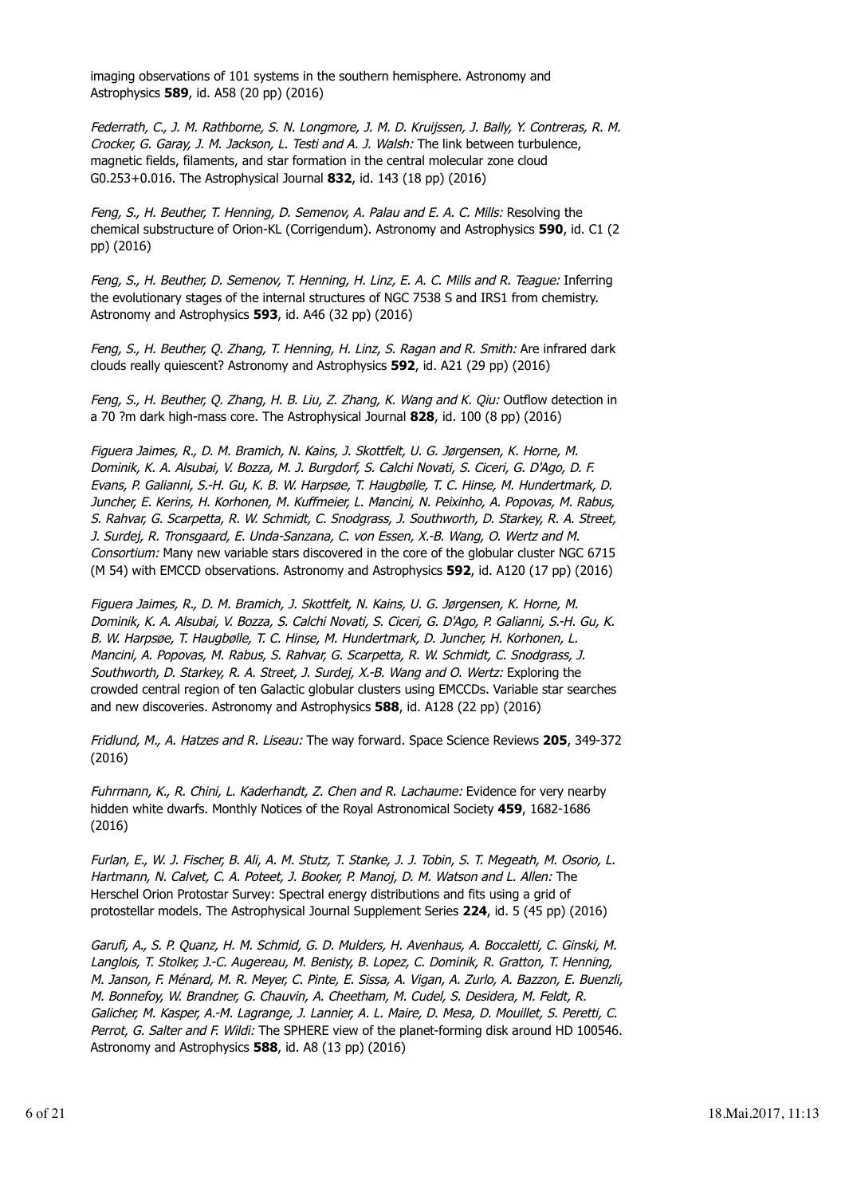imaging observations of 101 systems in the southern hemisphere. Astronomy and Astrophysics **589**, id. A58 (20 pp) (2016)

*Federrath, C., J. M. Rathborne, S. N. Longmore, J. M. D. Kruijssen, J. Bally, Y. Contreras, R. M. Crocker, G. Garay, J. M. Jackson, L. Testi and A. J. Walsh:* The link between turbulence, magnetic fields, filaments, and star formation in the central molecular zone cloud G0.253+0.016. The Astrophysical Journal **832**, id. 143 (18 pp) (2016)

*Feng, S., H. Beuther, T. Henning, D. Semenov, A. Palau and E. A. C. Mills:* Resolving the chemical substructure of Orion-KL (Corrigendum). Astronomy and Astrophysics **590**, id. C1 (2 pp) (2016)

*Feng, S., H. Beuther, D. Semenov, T. Henning, H. Linz, E. A. C. Mills and R. Teague:* Inferring the evolutionary stages of the internal structures of NGC 7538 S and IRS1 from chemistry. Astronomy and Astrophysics **593**, id. A46 (32 pp) (2016)

*Feng, S., H. Beuther, Q. Zhang, T. Henning, H. Linz, S. Ragan and R. Smith:* Are infrared dark clouds really quiescent? Astronomy and Astrophysics **592**, id. A21 (29 pp) (2016)

*Feng, S., H. Beuther, Q. Zhang, H. B. Liu, Z. Zhang, K. Wang and K. Qiu:* Outflow detection in a 70 ?m dark high-mass core. The Astrophysical Journal **828**, id. 100 (8 pp) (2016)

*Figuera Jaimes, R., D. M. Bramich, N. Kains, J. Skottfelt, U. G. Jørgensen, K. Horne, M. Dominik, K. A. Alsubai, V. Bozza, M. J. Burgdorf, S. Calchi Novati, S. Ciceri, G. D'Ago, D. F. Evans, P. Galianni, S.-H. Gu, K. B. W. Harpsøe, T. Haugbølle, T. C. Hinse, M. Hundertmark, D. Juncher, E. Kerins, H. Korhonen, M. Kuffmeier, L. Mancini, N. Peixinho, A. Popovas, M. Rabus, S. Rahvar, G. Scarpetta, R. W. Schmidt, C. Snodgrass, J. Southworth, D. Starkey, R. A. Street, J. Surdej, R. Tronsgaard, E. Unda-Sanzana, C. von Essen, X.-B. Wang, O. Wertz and M. Consortium:* Many new variable stars discovered in the core of the globular cluster NGC 6715 (M 54) with EMCCD observations. Astronomy and Astrophysics **592**, id. A120 (17 pp) (2016)

*Figuera Jaimes, R., D. M. Bramich, J. Skottfelt, N. Kains, U. G. Jørgensen, K. Horne, M. Dominik, K. A. Alsubai, V. Bozza, S. Calchi Novati, S. Ciceri, G. D'Ago, P. Galianni, S.-H. Gu, K. B. W. Harpsøe, T. Haugbølle, T. C. Hinse, M. Hundertmark, D. Juncher, H. Korhonen, L. Mancini, A. Popovas, M. Rabus, S. Rahvar, G. Scarpetta, R. W. Schmidt, C. Snodgrass, J. Southworth, D. Starkey, R. A. Street, J. Surdej, X.-B. Wang and O. Wertz:* Exploring the crowded central region of ten Galactic globular clusters using EMCCDs. Variable star searches and new discoveries. Astronomy and Astrophysics **588**, id. A128 (22 pp) (2016)

*Fridlund, M., A. Hatzes and R. Liseau:* The way forward. Space Science Reviews **205**, 349-372 (2016)

*Fuhrmann, K., R. Chini, L. Kaderhandt, Z. Chen and R. Lachaume:* Evidence for very nearby hidden white dwarfs. Monthly Notices of the Royal Astronomical Society **459**, 1682-1686 (2016)

*Furlan, E., W. J. Fischer, B. Ali, A. M. Stutz, T. Stanke, J. J. Tobin, S. T. Megeath, M. Osorio, L. Hartmann, N. Calvet, C. A. Poteet, J. Booker, P. Manoj, D. M. Watson and L. Allen:* The Herschel Orion Protostar Survey: Spectral energy distributions and fits using a grid of protostellar models. The Astrophysical Journal Supplement Series **224**, id. 5 (45 pp) (2016)

*Garufi, A., S. P. Quanz, H. M. Schmid, G. D. Mulders, H. Avenhaus, A. Boccaletti, C. Ginski, M. Langlois, T. Stolker, J.-C. Augereau, M. Benisty, B. Lopez, C. Dominik, R. Gratton, T. Henning, M. Janson, F. Ménard, M. R. Meyer, C. Pinte, E. Sissa, A. Vigan, A. Zurlo, A. Bazzon, E. Buenzli, M. Bonnefoy, W. Brandner, G. Chauvin, A. Cheetham, M. Cudel, S. Desidera, M. Feldt, R. Galicher, M. Kasper, A.-M. Lagrange, J. Lannier, A. L. Maire, D. Mesa, D. Mouillet, S. Peretti, C. Perrot, G. Salter and F. Wildi:* The SPHERE view of the planet-forming disk around HD 100546. Astronomy and Astrophysics **588**, id. A8 (13 pp) (2016)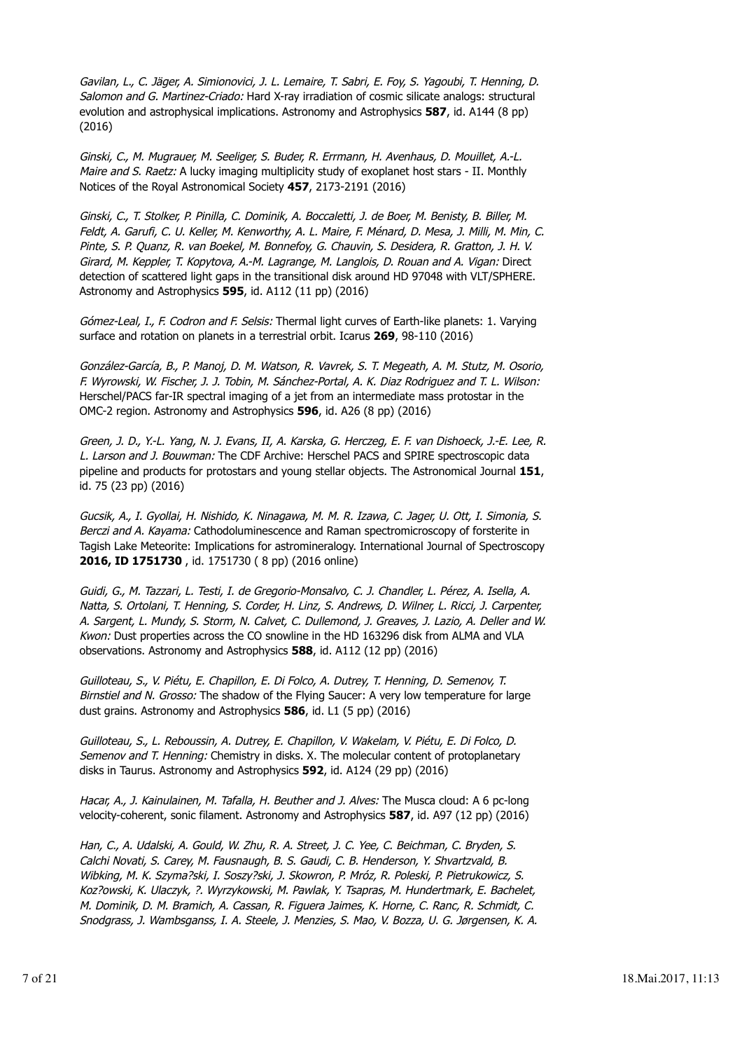*Gavilan, L., C. Jäger, A. Simionovici, J. L. Lemaire, T. Sabri, E. Foy, S. Yagoubi, T. Henning, D. Salomon and G. Martinez-Criado:* Hard X-ray irradiation of cosmic silicate analogs: structural evolution and astrophysical implications. Astronomy and Astrophysics **587**, id. A144 (8 pp) (2016)

*Ginski, C., M. Mugrauer, M. Seeliger, S. Buder, R. Errmann, H. Avenhaus, D. Mouillet, A.-L. Maire and S. Raetz:* A lucky imaging multiplicity study of exoplanet host stars - II. Monthly Notices of the Royal Astronomical Society **457**, 2173-2191 (2016)

*Ginski, C., T. Stolker, P. Pinilla, C. Dominik, A. Boccaletti, J. de Boer, M. Benisty, B. Biller, M. Feldt, A. Garufi, C. U. Keller, M. Kenworthy, A. L. Maire, F. Ménard, D. Mesa, J. Milli, M. Min, C. Pinte, S. P. Quanz, R. van Boekel, M. Bonnefoy, G. Chauvin, S. Desidera, R. Gratton, J. H. V. Girard, M. Keppler, T. Kopytova, A.-M. Lagrange, M. Langlois, D. Rouan and A. Vigan:* Direct detection of scattered light gaps in the transitional disk around HD 97048 with VLT/SPHERE. Astronomy and Astrophysics **595**, id. A112 (11 pp) (2016)

*Gómez-Leal, I., F. Codron and F. Selsis:* Thermal light curves of Earth-like planets: 1. Varying surface and rotation on planets in a terrestrial orbit. Icarus **269**, 98-110 (2016)

*González-García, B., P. Manoj, D. M. Watson, R. Vavrek, S. T. Megeath, A. M. Stutz, M. Osorio, F. Wyrowski, W. Fischer, J. J. Tobin, M. Sánchez-Portal, A. K. Diaz Rodriguez and T. L. Wilson:* Herschel/PACS far-IR spectral imaging of a jet from an intermediate mass protostar in the OMC-2 region. Astronomy and Astrophysics **596**, id. A26 (8 pp) (2016)

*Green, J. D., Y.-L. Yang, N. J. Evans, II, A. Karska, G. Herczeg, E. F. van Dishoeck, J.-E. Lee, R. L. Larson and J. Bouwman:* The CDF Archive: Herschel PACS and SPIRE spectroscopic data pipeline and products for protostars and young stellar objects. The Astronomical Journal **151**, id. 75 (23 pp) (2016)

*Gucsik, A., I. Gyollai, H. Nishido, K. Ninagawa, M. M. R. Izawa, C. Jager, U. Ott, I. Simonia, S. Berczi and A. Kayama:* Cathodoluminescence and Raman spectromicroscopy of forsterite in Tagish Lake Meteorite: Implications for astromineralogy. International Journal of Spectroscopy **2016, ID 1751730** , id. 1751730 ( 8 pp) (2016 online)

*Guidi, G., M. Tazzari, L. Testi, I. de Gregorio-Monsalvo, C. J. Chandler, L. Pérez, A. Isella, A. Natta, S. Ortolani, T. Henning, S. Corder, H. Linz, S. Andrews, D. Wilner, L. Ricci, J. Carpenter, A. Sargent, L. Mundy, S. Storm, N. Calvet, C. Dullemond, J. Greaves, J. Lazio, A. Deller and W. Kwon:* Dust properties across the CO snowline in the HD 163296 disk from ALMA and VLA observations. Astronomy and Astrophysics **588**, id. A112 (12 pp) (2016)

*Guilloteau, S., V. Piétu, E. Chapillon, E. Di Folco, A. Dutrey, T. Henning, D. Semenov, T. Birnstiel and N. Grosso:* The shadow of the Flying Saucer: A very low temperature for large dust grains. Astronomy and Astrophysics **586**, id. L1 (5 pp) (2016)

*Guilloteau, S., L. Reboussin, A. Dutrey, E. Chapillon, V. Wakelam, V. Piétu, E. Di Folco, D. Semenov and T. Henning:* Chemistry in disks. X. The molecular content of protoplanetary disks in Taurus. Astronomy and Astrophysics **592**, id. A124 (29 pp) (2016)

*Hacar, A., J. Kainulainen, M. Tafalla, H. Beuther and J. Alves:* The Musca cloud: A 6 pc-long velocity-coherent, sonic filament. Astronomy and Astrophysics **587**, id. A97 (12 pp) (2016)

*Han, C., A. Udalski, A. Gould, W. Zhu, R. A. Street, J. C. Yee, C. Beichman, C. Bryden, S. Calchi Novati, S. Carey, M. Fausnaugh, B. S. Gaudi, C. B. Henderson, Y. Shvartzvald, B. Wibking, M. K. Szyma?ski, I. Soszy?ski, J. Skowron, P. Mróz, R. Poleski, P. Pietrukowicz, S. Koz?owski, K. Ulaczyk, ?. Wyrzykowski, M. Pawlak, Y. Tsapras, M. Hundertmark, E. Bachelet, M. Dominik, D. M. Bramich, A. Cassan, R. Figuera Jaimes, K. Horne, C. Ranc, R. Schmidt, C. Snodgrass, J. Wambsganss, I. A. Steele, J. Menzies, S. Mao, V. Bozza, U. G. Jørgensen, K. A.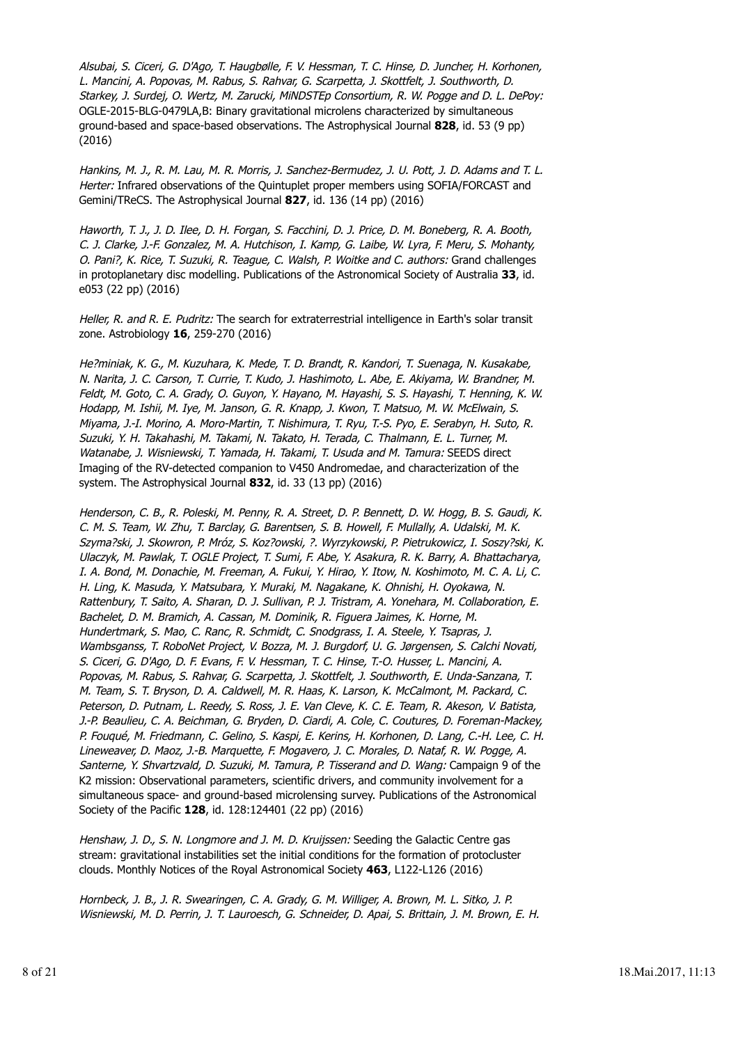*Alsubai, S. Ciceri, G. D'Ago, T. Haugbølle, F. V. Hessman, T. C. Hinse, D. Juncher, H. Korhonen, L. Mancini, A. Popovas, M. Rabus, S. Rahvar, G. Scarpetta, J. Skottfelt, J. Southworth, D. Starkey, J. Surdej, O. Wertz, M. Zarucki, MiNDSTEp Consortium, R. W. Pogge and D. L. DePoy:* OGLE-2015-BLG-0479LA,B: Binary gravitational microlens characterized by simultaneous ground-based and space-based observations. The Astrophysical Journal **828**, id. 53 (9 pp) (2016)

*Hankins, M. J., R. M. Lau, M. R. Morris, J. Sanchez-Bermudez, J. U. Pott, J. D. Adams and T. L. Herter:* Infrared observations of the Quintuplet proper members using SOFIA/FORCAST and Gemini/TReCS. The Astrophysical Journal **827**, id. 136 (14 pp) (2016)

*Haworth, T. J., J. D. Ilee, D. H. Forgan, S. Facchini, D. J. Price, D. M. Boneberg, R. A. Booth, C. J. Clarke, J.-F. Gonzalez, M. A. Hutchison, I. Kamp, G. Laibe, W. Lyra, F. Meru, S. Mohanty, O. Pani?, K. Rice, T. Suzuki, R. Teague, C. Walsh, P. Woitke and C. authors:* Grand challenges in protoplanetary disc modelling. Publications of the Astronomical Society of Australia **33**, id. e053 (22 pp) (2016)

*Heller, R. and R. E. Pudritz:* The search for extraterrestrial intelligence in Earth's solar transit zone. Astrobiology **16**, 259-270 (2016)

*He?miniak, K. G., M. Kuzuhara, K. Mede, T. D. Brandt, R. Kandori, T. Suenaga, N. Kusakabe, N. Narita, J. C. Carson, T. Currie, T. Kudo, J. Hashimoto, L. Abe, E. Akiyama, W. Brandner, M. Feldt, M. Goto, C. A. Grady, O. Guyon, Y. Hayano, M. Hayashi, S. S. Hayashi, T. Henning, K. W. Hodapp, M. Ishii, M. Iye, M. Janson, G. R. Knapp, J. Kwon, T. Matsuo, M. W. McElwain, S. Miyama, J.-I. Morino, A. Moro-Martin, T. Nishimura, T. Ryu, T.-S. Pyo, E. Serabyn, H. Suto, R. Suzuki, Y. H. Takahashi, M. Takami, N. Takato, H. Terada, C. Thalmann, E. L. Turner, M. Watanabe, J. Wisniewski, T. Yamada, H. Takami, T. Usuda and M. Tamura:* SEEDS direct Imaging of the RV-detected companion to V450 Andromedae, and characterization of the system. The Astrophysical Journal **832**, id. 33 (13 pp) (2016)

*Henderson, C. B., R. Poleski, M. Penny, R. A. Street, D. P. Bennett, D. W. Hogg, B. S. Gaudi, K. C. M. S. Team, W. Zhu, T. Barclay, G. Barentsen, S. B. Howell, F. Mullally, A. Udalski, M. K. Szyma?ski, J. Skowron, P. Mróz, S. Koz?owski, ?. Wyrzykowski, P. Pietrukowicz, I. Soszy?ski, K. Ulaczyk, M. Pawlak, T. OGLE Project, T. Sumi, F. Abe, Y. Asakura, R. K. Barry, A. Bhattacharya, I. A. Bond, M. Donachie, M. Freeman, A. Fukui, Y. Hirao, Y. Itow, N. Koshimoto, M. C. A. Li, C. H. Ling, K. Masuda, Y. Matsubara, Y. Muraki, M. Nagakane, K. Ohnishi, H. Oyokawa, N. Rattenbury, T. Saito, A. Sharan, D. J. Sullivan, P. J. Tristram, A. Yonehara, M. Collaboration, E. Bachelet, D. M. Bramich, A. Cassan, M. Dominik, R. Figuera Jaimes, K. Horne, M. Hundertmark, S. Mao, C. Ranc, R. Schmidt, C. Snodgrass, I. A. Steele, Y. Tsapras, J. Wambsganss, T. RoboNet Project, V. Bozza, M. J. Burgdorf, U. G. Jørgensen, S. Calchi Novati, S. Ciceri, G. D'Ago, D. F. Evans, F. V. Hessman, T. C. Hinse, T.-O. Husser, L. Mancini, A. Popovas, M. Rabus, S. Rahvar, G. Scarpetta, J. Skottfelt, J. Southworth, E. Unda-Sanzana, T. M. Team, S. T. Bryson, D. A. Caldwell, M. R. Haas, K. Larson, K. McCalmont, M. Packard, C. Peterson, D. Putnam, L. Reedy, S. Ross, J. E. Van Cleve, K. C. E. Team, R. Akeson, V. Batista, J.-P. Beaulieu, C. A. Beichman, G. Bryden, D. Ciardi, A. Cole, C. Coutures, D. Foreman-Mackey, P. Fouqué, M. Friedmann, C. Gelino, S. Kaspi, E. Kerins, H. Korhonen, D. Lang, C.-H. Lee, C. H. Lineweaver, D. Maoz, J.-B. Marquette, F. Mogavero, J. C. Morales, D. Nataf, R. W. Pogge, A. Santerne, Y. Shvartzvald, D. Suzuki, M. Tamura, P. Tisserand and D. Wang:* Campaign 9 of the K2 mission: Observational parameters, scientific drivers, and community involvement for a simultaneous space- and ground-based microlensing survey. Publications of the Astronomical Society of the Pacific **128**, id. 128:124401 (22 pp) (2016)

*Henshaw, J. D., S. N. Longmore and J. M. D. Kruijssen:* Seeding the Galactic Centre gas stream: gravitational instabilities set the initial conditions for the formation of protocluster clouds. Monthly Notices of the Royal Astronomical Society **463**, L122-L126 (2016)

*Hornbeck, J. B., J. R. Swearingen, C. A. Grady, G. M. Williger, A. Brown, M. L. Sitko, J. P. Wisniewski, M. D. Perrin, J. T. Lauroesch, G. Schneider, D. Apai, S. Brittain, J. M. Brown, E. H.*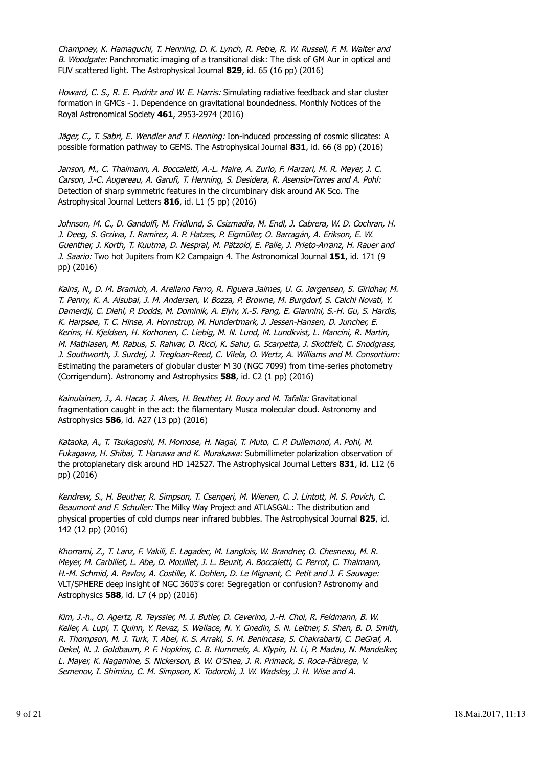*Champney, K. Hamaguchi, T. Henning, D. K. Lynch, R. Petre, R. W. Russell, F. M. Walter and B. Woodgate:* Panchromatic imaging of a transitional disk: The disk of GM Aur in optical and FUV scattered light. The Astrophysical Journal **829**, id. 65 (16 pp) (2016)

*Howard, C. S., R. E. Pudritz and W. E. Harris:* Simulating radiative feedback and star cluster formation in GMCs - I. Dependence on gravitational boundedness. Monthly Notices of the Royal Astronomical Society **461**, 2953-2974 (2016)

*Jäger, C., T. Sabri, E. Wendler and T. Henning:* Ion-induced processing of cosmic silicates: A possible formation pathway to GEMS. The Astrophysical Journal **831**, id. 66 (8 pp) (2016)

*Janson, M., C. Thalmann, A. Boccaletti, A.-L. Maire, A. Zurlo, F. Marzari, M. R. Meyer, J. C. Carson, J.-C. Augereau, A. Garufi, T. Henning, S. Desidera, R. Asensio-Torres and A. Pohl:* Detection of sharp symmetric features in the circumbinary disk around AK Sco. The Astrophysical Journal Letters **816**, id. L1 (5 pp) (2016)

*Johnson, M. C., D. Gandolfi, M. Fridlund, S. Csizmadia, M. Endl, J. Cabrera, W. D. Cochran, H. J. Deeg, S. Grziwa, I. Ramírez, A. P. Hatzes, P. Eigmüller, O. Barragán, A. Erikson, E. W. Guenther, J. Korth, T. Kuutma, D. Nespral, M. Pätzold, E. Palle, J. Prieto-Arranz, H. Rauer and J. Saario:* Two hot Jupiters from K2 Campaign 4. The Astronomical Journal **151**, id. 171 (9 pp) (2016)

*Kains, N., D. M. Bramich, A. Arellano Ferro, R. Figuera Jaimes, U. G. Jørgensen, S. Giridhar, M. T. Penny, K. A. Alsubai, J. M. Andersen, V. Bozza, P. Browne, M. Burgdorf, S. Calchi Novati, Y. Damerdji, C. Diehl, P. Dodds, M. Dominik, A. Elyiv, X.-S. Fang, E. Giannini, S.-H. Gu, S. Hardis, K. Harpsøe, T. C. Hinse, A. Hornstrup, M. Hundertmark, J. Jessen-Hansen, D. Juncher, E. Kerins, H. Kjeldsen, H. Korhonen, C. Liebig, M. N. Lund, M. Lundkvist, L. Mancini, R. Martin, M. Mathiasen, M. Rabus, S. Rahvar, D. Ricci, K. Sahu, G. Scarpetta, J. Skottfelt, C. Snodgrass, J. Southworth, J. Surdej, J. Tregloan-Reed, C. Vilela, O. Wertz, A. Williams and M. Consortium:* Estimating the parameters of globular cluster M 30 (NGC 7099) from time-series photometry (Corrigendum). Astronomy and Astrophysics **588**, id. C2 (1 pp) (2016)

*Kainulainen, J., A. Hacar, J. Alves, H. Beuther, H. Bouy and M. Tafalla:* Gravitational fragmentation caught in the act: the filamentary Musca molecular cloud. Astronomy and Astrophysics **586**, id. A27 (13 pp) (2016)

*Kataoka, A., T. Tsukagoshi, M. Momose, H. Nagai, T. Muto, C. P. Dullemond, A. Pohl, M. Fukagawa, H. Shibai, T. Hanawa and K. Murakawa:* Submillimeter polarization observation of the protoplanetary disk around HD 142527. The Astrophysical Journal Letters **831**, id. L12 (6 pp) (2016)

*Kendrew, S., H. Beuther, R. Simpson, T. Csengeri, M. Wienen, C. J. Lintott, M. S. Povich, C. Beaumont and F. Schuller:* The Milky Way Project and ATLASGAL: The distribution and physical properties of cold clumps near infrared bubbles. The Astrophysical Journal **825**, id. 142 (12 pp) (2016)

*Khorrami, Z., T. Lanz, F. Vakili, E. Lagadec, M. Langlois, W. Brandner, O. Chesneau, M. R. Meyer, M. Carbillet, L. Abe, D. Mouillet, J. L. Beuzit, A. Boccaletti, C. Perrot, C. Thalmann, H.-M. Schmid, A. Pavlov, A. Costille, K. Dohlen, D. Le Mignant, C. Petit and J. F. Sauvage:* VLT/SPHERE deep insight of NGC 3603's core: Segregation or confusion? Astronomy and Astrophysics **588**, id. L7 (4 pp) (2016)

*Kim, J.-h., O. Agertz, R. Teyssier, M. J. Butler, D. Ceverino, J.-H. Choi, R. Feldmann, B. W. Keller, A. Lupi, T. Quinn, Y. Revaz, S. Wallace, N. Y. Gnedin, S. N. Leitner, S. Shen, B. D. Smith, R. Thompson, M. J. Turk, T. Abel, K. S. Arraki, S. M. Benincasa, S. Chakrabarti, C. DeGraf, A. Dekel, N. J. Goldbaum, P. F. Hopkins, C. B. Hummels, A. Klypin, H. Li, P. Madau, N. Mandelker, L. Mayer, K. Nagamine, S. Nickerson, B. W. O'Shea, J. R. Primack, S. Roca-Fàbrega, V. Semenov, I. Shimizu, C. M. Simpson, K. Todoroki, J. W. Wadsley, J. H. Wise and A.*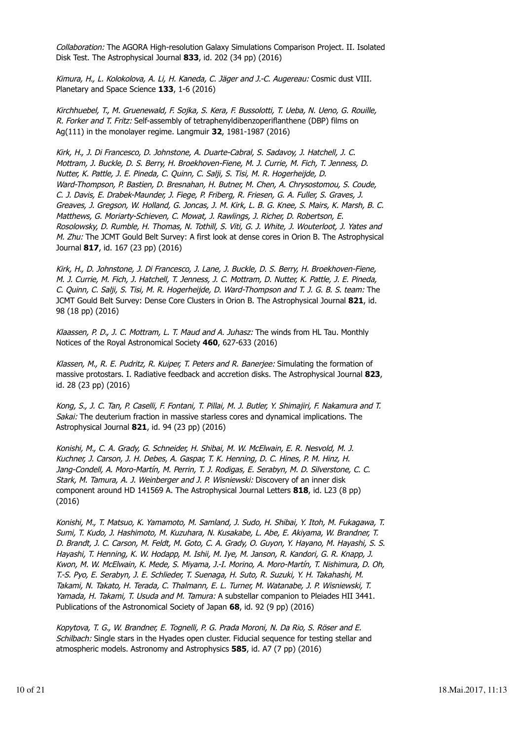*Collaboration:* The AGORA High-resolution Galaxy Simulations Comparison Project. II. Isolated Disk Test. The Astrophysical Journal **833**, id. 202 (34 pp) (2016)

*Kimura, H., L. Kolokolova, A. Li, H. Kaneda, C. Jäger and J.-C. Augereau:* Cosmic dust VIII. Planetary and Space Science **133**, 1-6 (2016)

*Kirchhuebel, T., M. Gruenewald, F. Sojka, S. Kera, F. Bussolotti, T. Ueba, N. Ueno, G. Rouille, R. Forker and T. Fritz:* Self-assembly of tetraphenyldibenzoperiflanthene (DBP) films on Ag(111) in the monolayer regime. Langmuir **32**, 1981-1987 (2016)

*Kirk, H., J. Di Francesco, D. Johnstone, A. Duarte-Cabral, S. Sadavoy, J. Hatchell, J. C. Mottram, J. Buckle, D. S. Berry, H. Broekhoven-Fiene, M. J. Currie, M. Fich, T. Jenness, D. Nutter, K. Pattle, J. E. Pineda, C. Quinn, C. Salji, S. Tisi, M. R. Hogerheijde, D. Ward-Thompson, P. Bastien, D. Bresnahan, H. Butner, M. Chen, A. Chrysostomou, S. Coude, C. J. Davis, E. Drabek-Maunder, J. Fiege, P. Friberg, R. Friesen, G. A. Fuller, S. Graves, J. Greaves, J. Gregson, W. Holland, G. Joncas, J. M. Kirk, L. B. G. Knee, S. Mairs, K. Marsh, B. C. Matthews, G. Moriarty-Schieven, C. Mowat, J. Rawlings, J. Richer, D. Robertson, E. Rosolowsky, D. Rumble, H. Thomas, N. Tothill, S. Viti, G. J. White, J. Wouterloot, J. Yates and M. Zhu:* The JCMT Gould Belt Survey: A first look at dense cores in Orion B. The Astrophysical Journal **817**, id. 167 (23 pp) (2016)

*Kirk, H., D. Johnstone, J. Di Francesco, J. Lane, J. Buckle, D. S. Berry, H. Broekhoven-Fiene, M. J. Currie, M. Fich, J. Hatchell, T. Jenness, J. C. Mottram, D. Nutter, K. Pattle, J. E. Pineda, C. Quinn, C. Salji, S. Tisi, M. R. Hogerheijde, D. Ward-Thompson and T. J. G. B. S. team:* The JCMT Gould Belt Survey: Dense Core Clusters in Orion B. The Astrophysical Journal **821**, id. 98 (18 pp) (2016)

*Klaassen, P. D., J. C. Mottram, L. T. Maud and A. Juhasz:* The winds from HL Tau. Monthly Notices of the Royal Astronomical Society **460**, 627-633 (2016)

*Klassen, M., R. E. Pudritz, R. Kuiper, T. Peters and R. Banerjee:* Simulating the formation of massive protostars. I. Radiative feedback and accretion disks. The Astrophysical Journal **823**, id. 28 (23 pp) (2016)

*Kong, S., J. C. Tan, P. Caselli, F. Fontani, T. Pillai, M. J. Butler, Y. Shimajiri, F. Nakamura and T. Sakai:* The deuterium fraction in massive starless cores and dynamical implications. The Astrophysical Journal **821**, id. 94 (23 pp) (2016)

*Konishi, M., C. A. Grady, G. Schneider, H. Shibai, M. W. McElwain, E. R. Nesvold, M. J. Kuchner, J. Carson, J. H. Debes, A. Gaspar, T. K. Henning, D. C. Hines, P. M. Hinz, H. Jang-Condell, A. Moro-Martín, M. Perrin, T. J. Rodigas, E. Serabyn, M. D. Silverstone, C. C. Stark, M. Tamura, A. J. Weinberger and J. P. Wisniewski:* Discovery of an inner disk component around HD 141569 A. The Astrophysical Journal Letters **818**, id. L23 (8 pp) (2016)

*Konishi, M., T. Matsuo, K. Yamamoto, M. Samland, J. Sudo, H. Shibai, Y. Itoh, M. Fukagawa, T. Sumi, T. Kudo, J. Hashimoto, M. Kuzuhara, N. Kusakabe, L. Abe, E. Akiyama, W. Brandner, T. D. Brandt, J. C. Carson, M. Feldt, M. Goto, C. A. Grady, O. Guyon, Y. Hayano, M. Hayashi, S. S. Hayashi, T. Henning, K. W. Hodapp, M. Ishii, M. Iye, M. Janson, R. Kandori, G. R. Knapp, J. Kwon, M. W. McElwain, K. Mede, S. Miyama, J.-I. Morino, A. Moro-Martín, T. Nishimura, D. Oh, T.-S. Pyo, E. Serabyn, J. E. Schlieder, T. Suenaga, H. Suto, R. Suzuki, Y. H. Takahashi, M. Takami, N. Takato, H. Terada, C. Thalmann, E. L. Turner, M. Watanabe, J. P. Wisniewski, T. Yamada, H. Takami, T. Usuda and M. Tamura:* A substellar companion to Pleiades HII 3441. Publications of the Astronomical Society of Japan **68**, id. 92 (9 pp) (2016)

*Kopytova, T. G., W. Brandner, E. Tognelli, P. G. Prada Moroni, N. Da Rio, S. Röser and E. Schilbach:* Single stars in the Hyades open cluster. Fiducial sequence for testing stellar and atmospheric models. Astronomy and Astrophysics **585**, id. A7 (7 pp) (2016)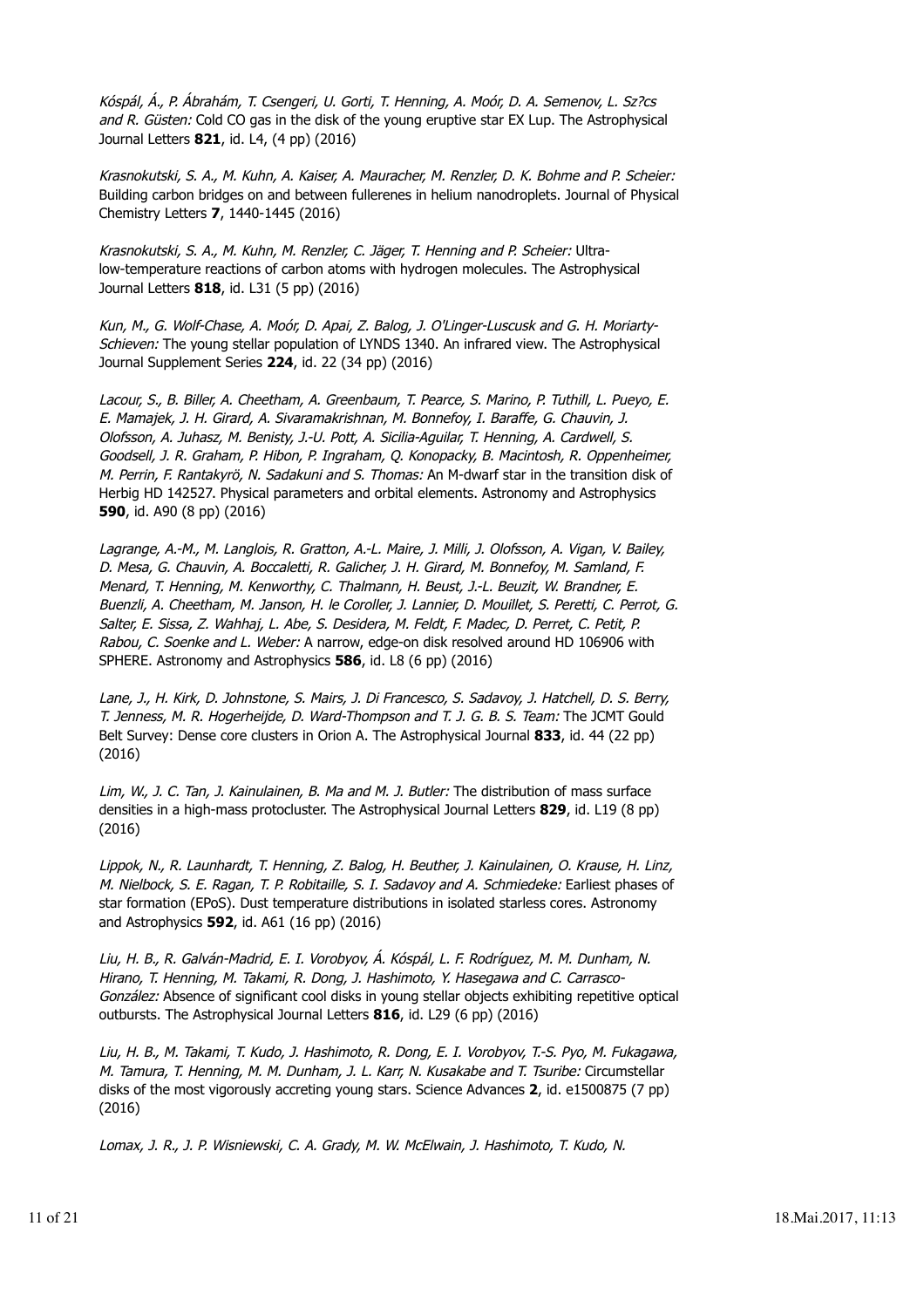*Kóspál, Á., P. Ábrahám, T. Csengeri, U. Gorti, T. Henning, A. Moór, D. A. Semenov, L. Sz?cs and R. Güsten:* Cold CO gas in the disk of the young eruptive star EX Lup. The Astrophysical Journal Letters **821**, id. L4, (4 pp) (2016)

*Krasnokutski, S. A., M. Kuhn, A. Kaiser, A. Mauracher, M. Renzler, D. K. Bohme and P. Scheier:* Building carbon bridges on and between fullerenes in helium nanodroplets. Journal of Physical Chemistry Letters **7**, 1440-1445 (2016)

*Krasnokutski, S. A., M. Kuhn, M. Renzler, C. Jäger, T. Henning and P. Scheier:* Ultra-low-temperature reactions of carbon atoms with hydrogen molecules. The Astrophysical Journal Letters **818**, id. L31 (5 pp) (2016)

*Kun, M., G. Wolf-Chase, A. Moór, D. Apai, Z. Balog, J. O'Linger-Luscusk and G. H. Moriarty-Schieven:* The young stellar population of LYNDS 1340. An infrared view. The Astrophysical Journal Supplement Series **224**, id. 22 (34 pp) (2016)

*Lacour, S., B. Biller, A. Cheetham, A. Greenbaum, T. Pearce, S. Marino, P. Tuthill, L. Pueyo, E. E. Mamajek, J. H. Girard, A. Sivaramakrishnan, M. Bonnefoy, I. Baraffe, G. Chauvin, J. Olofsson, A. Juhasz, M. Benisty, J.-U. Pott, A. Sicilia-Aguilar, T. Henning, A. Cardwell, S. Goodsell, J. R. Graham, P. Hibon, P. Ingraham, Q. Konopacky, B. Macintosh, R. Oppenheimer, M. Perrin, F. Rantakyrö, N. Sadakuni and S. Thomas:* An M-dwarf star in the transition disk of Herbig HD 142527. Physical parameters and orbital elements. Astronomy and Astrophysics **590**, id. A90 (8 pp) (2016)

*Lagrange, A.-M., M. Langlois, R. Gratton, A.-L. Maire, J. Milli, J. Olofsson, A. Vigan, V. Bailey, D. Mesa, G. Chauvin, A. Boccaletti, R. Galicher, J. H. Girard, M. Bonnefoy, M. Samland, F. Menard, T. Henning, M. Kenworthy, C. Thalmann, H. Beust, J.-L. Beuzit, W. Brandner, E. Buenzli, A. Cheetham, M. Janson, H. le Coroller, J. Lannier, D. Mouillet, S. Peretti, C. Perrot, G. Salter, E. Sissa, Z. Wahhaj, L. Abe, S. Desidera, M. Feldt, F. Madec, D. Perret, C. Petit, P. Rabou, C. Soenke and L. Weber:* A narrow, edge-on disk resolved around HD 106906 with SPHERE. Astronomy and Astrophysics **586**, id. L8 (6 pp) (2016)

*Lane, J., H. Kirk, D. Johnstone, S. Mairs, J. Di Francesco, S. Sadavoy, J. Hatchell, D. S. Berry, T. Jenness, M. R. Hogerheijde, D. Ward-Thompson and T. J. G. B. S. Team:* The JCMT Gould Belt Survey: Dense core clusters in Orion A. The Astrophysical Journal **833**, id. 44 (22 pp) (2016)

*Lim, W., J. C. Tan, J. Kainulainen, B. Ma and M. J. Butler:* The distribution of mass surface densities in a high-mass protocluster. The Astrophysical Journal Letters **829**, id. L19 (8 pp) (2016)

*Lippok, N., R. Launhardt, T. Henning, Z. Balog, H. Beuther, J. Kainulainen, O. Krause, H. Linz, M. Nielbock, S. E. Ragan, T. P. Robitaille, S. I. Sadavoy and A. Schmiedeke:* Earliest phases of star formation (EPoS). Dust temperature distributions in isolated starless cores. Astronomy and Astrophysics **592**, id. A61 (16 pp) (2016)

*Liu, H. B., R. Galván-Madrid, E. I. Vorobyov, Á. Kóspál, L. F. Rodríguez, M. M. Dunham, N. Hirano, T. Henning, M. Takami, R. Dong, J. Hashimoto, Y. Hasegawa and C. Carrasco-González:* Absence of significant cool disks in young stellar objects exhibiting repetitive optical outbursts. The Astrophysical Journal Letters **816**, id. L29 (6 pp) (2016)

*Liu, H. B., M. Takami, T. Kudo, J. Hashimoto, R. Dong, E. I. Vorobyov, T.-S. Pyo, M. Fukagawa, M. Tamura, T. Henning, M. M. Dunham, J. L. Karr, N. Kusakabe and T. Tsuribe:* Circumstellar disks of the most vigorously accreting young stars. Science Advances **2**, id. e1500875 (7 pp) (2016)

*Lomax, J. R., J. P. Wisniewski, C. A. Grady, M. W. McElwain, J. Hashimoto, T. Kudo, N.*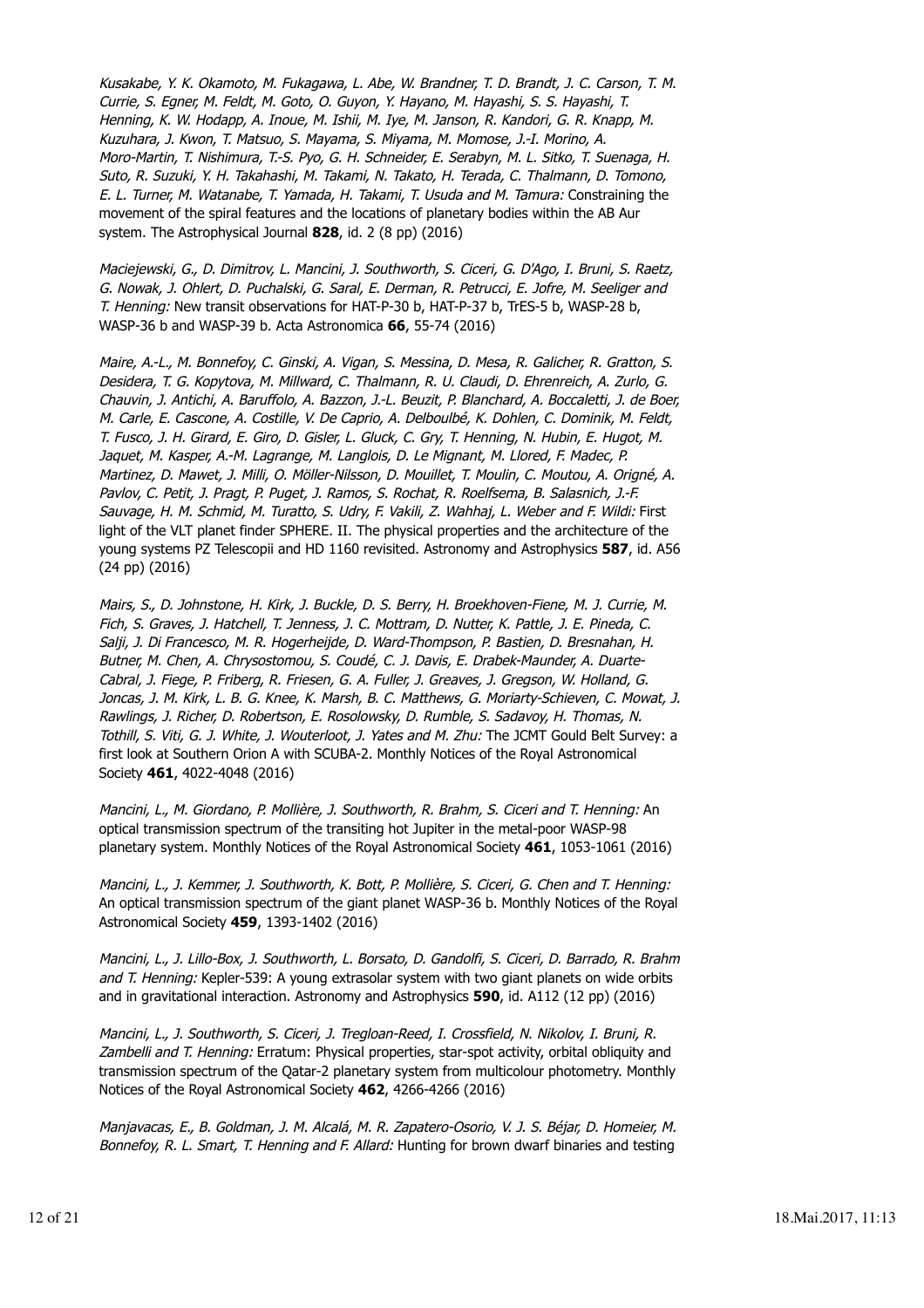*Kusakabe, Y. K. Okamoto, M. Fukagawa, L. Abe, W. Brandner, T. D. Brandt, J. C. Carson, T. M. Currie, S. Egner, M. Feldt, M. Goto, O. Guyon, Y. Hayano, M. Hayashi, S. S. Hayashi, T. Henning, K. W. Hodapp, A. Inoue, M. Ishii, M. Iye, M. Janson, R. Kandori, G. R. Knapp, M. Kuzuhara, J. Kwon, T. Matsuo, S. Mayama, S. Miyama, M. Momose, J.-I. Morino, A. Moro-Martin, T. Nishimura, T.-S. Pyo, G. H. Schneider, E. Serabyn, M. L. Sitko, T. Suenaga, H. Suto, R. Suzuki, Y. H. Takahashi, M. Takami, N. Takato, H. Terada, C. Thalmann, D. Tomono, E. L. Turner, M. Watanabe, T. Yamada, H. Takami, T. Usuda and M. Tamura:* Constraining the movement of the spiral features and the locations of planetary bodies within the AB Aur system. The Astrophysical Journal **828**, id. 2 (8 pp) (2016)

*Maciejewski, G., D. Dimitrov, L. Mancini, J. Southworth, S. Ciceri, G. D'Ago, I. Bruni, S. Raetz, G. Nowak, J. Ohlert, D. Puchalski, G. Saral, E. Derman, R. Petrucci, E. Jofre, M. Seeliger and T. Henning:* New transit observations for HAT-P-30 b, HAT-P-37 b, TrES-5 b, WASP-28 b, WASP-36 b and WASP-39 b. Acta Astronomica **66**, 55-74 (2016)

*Maire, A.-L., M. Bonnefoy, C. Ginski, A. Vigan, S. Messina, D. Mesa, R. Galicher, R. Gratton, S. Desidera, T. G. Kopytova, M. Millward, C. Thalmann, R. U. Claudi, D. Ehrenreich, A. Zurlo, G. Chauvin, J. Antichi, A. Baruffolo, A. Bazzon, J.-L. Beuzit, P. Blanchard, A. Boccaletti, J. de Boer, M. Carle, E. Cascone, A. Costille, V. De Caprio, A. Delboulbé, K. Dohlen, C. Dominik, M. Feldt, T. Fusco, J. H. Girard, E. Giro, D. Gisler, L. Gluck, C. Gry, T. Henning, N. Hubin, E. Hugot, M. Jaquet, M. Kasper, A.-M. Lagrange, M. Langlois, D. Le Mignant, M. Llored, F. Madec, P. Martinez, D. Mawet, J. Milli, O. Möller-Nilsson, D. Mouillet, T. Moulin, C. Moutou, A. Origné, A. Pavlov, C. Petit, J. Pragt, P. Puget, J. Ramos, S. Rochat, R. Roelfsema, B. Salasnich, J.-F. Sauvage, H. M. Schmid, M. Turatto, S. Udry, F. Vakili, Z. Wahhaj, L. Weber and F. Wildi:* First light of the VLT planet finder SPHERE. II. The physical properties and the architecture of the young systems PZ Telescopii and HD 1160 revisited. Astronomy and Astrophysics **587**, id. A56 (24 pp) (2016)

*Mairs, S., D. Johnstone, H. Kirk, J. Buckle, D. S. Berry, H. Broekhoven-Fiene, M. J. Currie, M. Fich, S. Graves, J. Hatchell, T. Jenness, J. C. Mottram, D. Nutter, K. Pattle, J. E. Pineda, C. Salji, J. Di Francesco, M. R. Hogerheijde, D. Ward-Thompson, P. Bastien, D. Bresnahan, H. Butner, M. Chen, A. Chrysostomou, S. Coudé, C. J. Davis, E. Drabek-Maunder, A. Duarte-Cabral, J. Fiege, P. Friberg, R. Friesen, G. A. Fuller, J. Greaves, J. Gregson, W. Holland, G. Joncas, J. M. Kirk, L. B. G. Knee, K. Marsh, B. C. Matthews, G. Moriarty-Schieven, C. Mowat, J. Rawlings, J. Richer, D. Robertson, E. Rosolowsky, D. Rumble, S. Sadavoy, H. Thomas, N. Tothill, S. Viti, G. J. White, J. Wouterloot, J. Yates and M. Zhu:* The JCMT Gould Belt Survey: a first look at Southern Orion A with SCUBA-2. Monthly Notices of the Royal Astronomical Society **461**, 4022-4048 (2016)

*Mancini, L., M. Giordano, P. Mollière, J. Southworth, R. Brahm, S. Ciceri and T. Henning:* An optical transmission spectrum of the transiting hot Jupiter in the metal-poor WASP-98 planetary system. Monthly Notices of the Royal Astronomical Society **461**, 1053-1061 (2016)

*Mancini, L., J. Kemmer, J. Southworth, K. Bott, P. Mollière, S. Ciceri, G. Chen and T. Henning:* An optical transmission spectrum of the giant planet WASP-36 b. Monthly Notices of the Royal Astronomical Society **459**, 1393-1402 (2016)

*Mancini, L., J. Lillo-Box, J. Southworth, L. Borsato, D. Gandolfi, S. Ciceri, D. Barrado, R. Brahm and T. Henning:* Kepler-539: A young extrasolar system with two giant planets on wide orbits and in gravitational interaction. Astronomy and Astrophysics **590**, id. A112 (12 pp) (2016)

*Mancini, L., J. Southworth, S. Ciceri, J. Tregloan-Reed, I. Crossfield, N. Nikolov, I. Bruni, R. Zambelli and T. Henning:* Erratum: Physical properties, star-spot activity, orbital obliquity and transmission spectrum of the Qatar-2 planetary system from multicolour photometry. Monthly Notices of the Royal Astronomical Society **462**, 4266-4266 (2016)

*Manjavacas, E., B. Goldman, J. M. Alcalá, M. R. Zapatero-Osorio, V. J. S. Béjar, D. Homeier, M. Bonnefoy, R. L. Smart, T. Henning and F. Allard:* Hunting for brown dwarf binaries and testing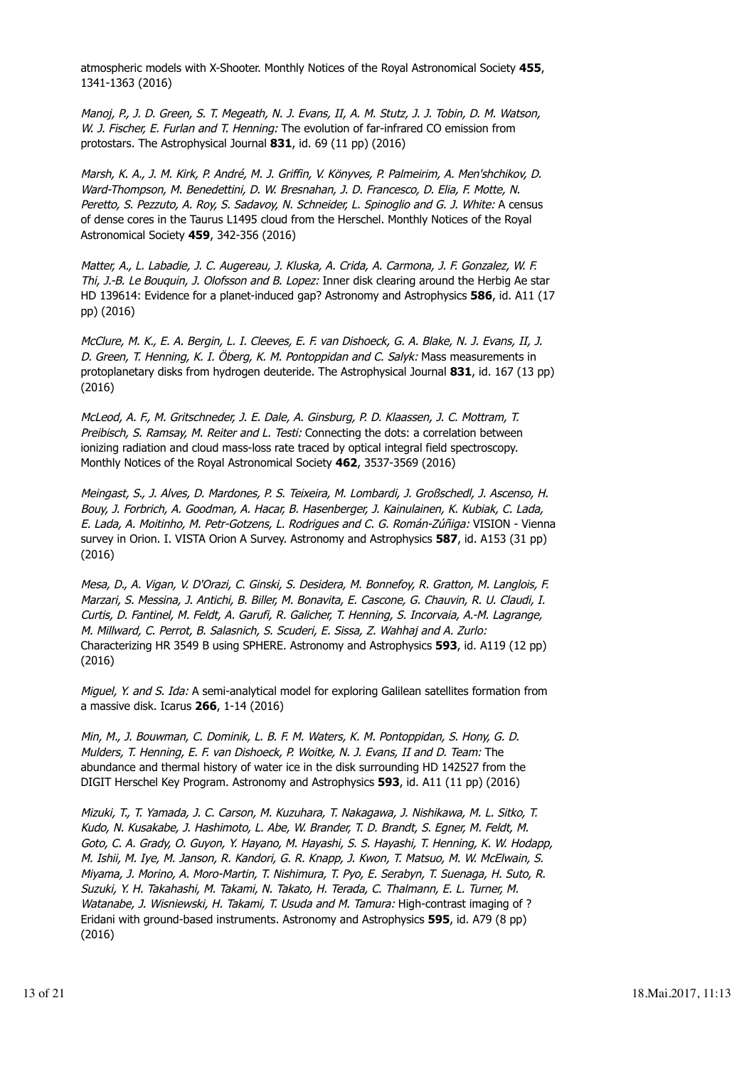atmospheric models with X-Shooter. Monthly Notices of the Royal Astronomical Society **455**, 1341-1363 (2016)

*Manoj, P., J. D. Green, S. T. Megeath, N. J. Evans, II, A. M. Stutz, J. J. Tobin, D. M. Watson, W. J. Fischer, E. Furlan and T. Henning:* The evolution of far-infrared CO emission from protostars. The Astrophysical Journal **831**, id. 69 (11 pp) (2016)

*Marsh, K. A., J. M. Kirk, P. André, M. J. Griffin, V. Könyves, P. Palmeirim, A. Men'shchikov, D. Ward-Thompson, M. Benedettini, D. W. Bresnahan, J. D. Francesco, D. Elia, F. Motte, N. Peretto, S. Pezzuto, A. Roy, S. Sadavoy, N. Schneider, L. Spinoglio and G. J. White:* A census of dense cores in the Taurus L1495 cloud from the Herschel. Monthly Notices of the Royal Astronomical Society **459**, 342-356 (2016)

*Matter, A., L. Labadie, J. C. Augereau, J. Kluska, A. Crida, A. Carmona, J. F. Gonzalez, W. F. Thi, J.-B. Le Bouquin, J. Olofsson and B. Lopez:* Inner disk clearing around the Herbig Ae star HD 139614: Evidence for a planet-induced gap? Astronomy and Astrophysics **586**, id. A11 (17 pp) (2016)

*McClure, M. K., E. A. Bergin, L. I. Cleeves, E. F. van Dishoeck, G. A. Blake, N. J. Evans, II, J. D. Green, T. Henning, K. I. Öberg, K. M. Pontoppidan and C. Salyk:* Mass measurements in protoplanetary disks from hydrogen deuteride. The Astrophysical Journal **831**, id. 167 (13 pp) (2016)

*McLeod, A. F., M. Gritschneder, J. E. Dale, A. Ginsburg, P. D. Klaassen, J. C. Mottram, T. Preibisch, S. Ramsay, M. Reiter and L. Testi:* Connecting the dots: a correlation between ionizing radiation and cloud mass-loss rate traced by optical integral field spectroscopy. Monthly Notices of the Royal Astronomical Society **462**, 3537-3569 (2016)

*Meingast, S., J. Alves, D. Mardones, P. S. Teixeira, M. Lombardi, J. Großschedl, J. Ascenso, H. Bouy, J. Forbrich, A. Goodman, A. Hacar, B. Hasenberger, J. Kainulainen, K. Kubiak, C. Lada, E. Lada, A. Moitinho, M. Petr-Gotzens, L. Rodrigues and C. G. Román-Zúñiga:* VISION - Vienna survey in Orion. I. VISTA Orion A Survey. Astronomy and Astrophysics **587**, id. A153 (31 pp) (2016)

*Mesa, D., A. Vigan, V. D'Orazi, C. Ginski, S. Desidera, M. Bonnefoy, R. Gratton, M. Langlois, F. Marzari, S. Messina, J. Antichi, B. Biller, M. Bonavita, E. Cascone, G. Chauvin, R. U. Claudi, I. Curtis, D. Fantinel, M. Feldt, A. Garufi, R. Galicher, T. Henning, S. Incorvaia, A.-M. Lagrange, M. Millward, C. Perrot, B. Salasnich, S. Scuderi, E. Sissa, Z. Wahhaj and A. Zurlo:* Characterizing HR 3549 B using SPHERE. Astronomy and Astrophysics **593**, id. A119 (12 pp) (2016)

*Miguel, Y. and S. Ida:* A semi-analytical model for exploring Galilean satellites formation from a massive disk. Icarus **266**, 1-14 (2016)

*Min, M., J. Bouwman, C. Dominik, L. B. F. M. Waters, K. M. Pontoppidan, S. Hony, G. D. Mulders, T. Henning, E. F. van Dishoeck, P. Woitke, N. J. Evans, II and D. Team:* The abundance and thermal history of water ice in the disk surrounding HD 142527 from the DIGIT Herschel Key Program. Astronomy and Astrophysics **593**, id. A11 (11 pp) (2016)

*Mizuki, T., T. Yamada, J. C. Carson, M. Kuzuhara, T. Nakagawa, J. Nishikawa, M. L. Sitko, T. Kudo, N. Kusakabe, J. Hashimoto, L. Abe, W. Brander, T. D. Brandt, S. Egner, M. Feldt, M. Goto, C. A. Grady, O. Guyon, Y. Hayano, M. Hayashi, S. S. Hayashi, T. Henning, K. W. Hodapp, M. Ishii, M. Iye, M. Janson, R. Kandori, G. R. Knapp, J. Kwon, T. Matsuo, M. W. McElwain, S. Miyama, J. Morino, A. Moro-Martin, T. Nishimura, T. Pyo, E. Serabyn, T. Suenaga, H. Suto, R. Suzuki, Y. H. Takahashi, M. Takami, N. Takato, H. Terada, C. Thalmann, E. L. Turner, M. Watanabe, J. Wisniewski, H. Takami, T. Usuda and M. Tamura:* High-contrast imaging of ? Eridani with ground-based instruments. Astronomy and Astrophysics **595**, id. A79 (8 pp) (2016)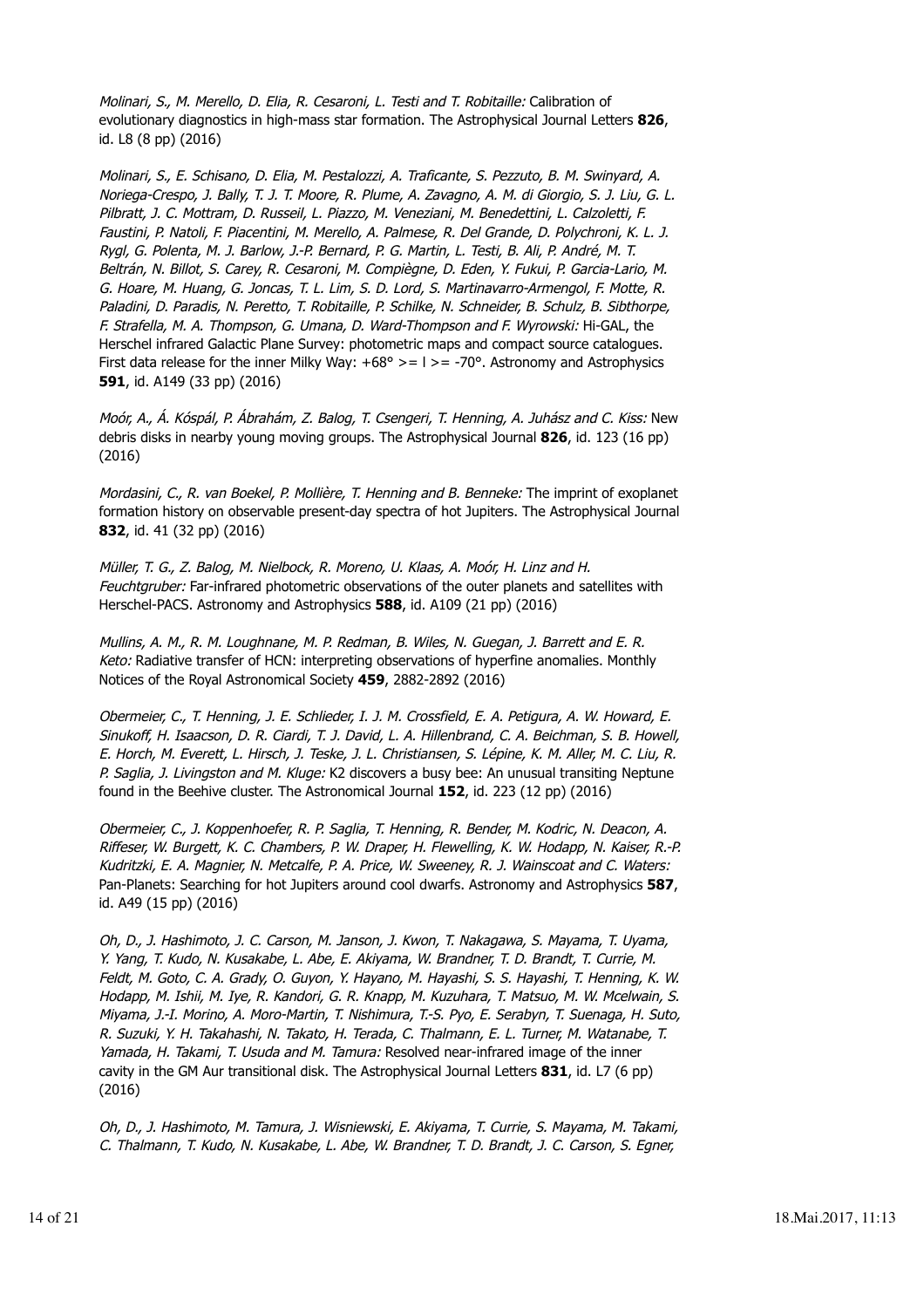*Molinari, S., M. Merello, D. Elia, R. Cesaroni, L. Testi and T. Robitaille:* Calibration of evolutionary diagnostics in high-mass star formation. The Astrophysical Journal Letters **826**, id. L8 (8 pp) (2016)

*Molinari, S., E. Schisano, D. Elia, M. Pestalozzi, A. Traficante, S. Pezzuto, B. M. Swinyard, A. Noriega-Crespo, J. Bally, T. J. T. Moore, R. Plume, A. Zavagno, A. M. di Giorgio, S. J. Liu, G. L. Pilbratt, J. C. Mottram, D. Russeil, L. Piazzo, M. Veneziani, M. Benedettini, L. Calzoletti, F. Faustini, P. Natoli, F. Piacentini, M. Merello, A. Palmese, R. Del Grande, D. Polychroni, K. L. J. Rygl, G. Polenta, M. J. Barlow, J.-P. Bernard, P. G. Martin, L. Testi, B. Ali, P. André, M. T. Beltrán, N. Billot, S. Carey, R. Cesaroni, M. Compiègne, D. Eden, Y. Fukui, P. Garcia-Lario, M. G. Hoare, M. Huang, G. Joncas, T. L. Lim, S. D. Lord, S. Martinavarro-Armengol, F. Motte, R. Paladini, D. Paradis, N. Peretto, T. Robitaille, P. Schilke, N. Schneider, B. Schulz, B. Sibthorpe, F. Strafella, M. A. Thompson, G. Umana, D. Ward-Thompson and F. Wyrowski:* Hi-GAL, the Herschel infrared Galactic Plane Survey: photometric maps and compact source catalogues. First data release for the inner Milky Way: +68° >= l >= -70°. Astronomy and Astrophysics **591**, id. A149 (33 pp) (2016)

*Moór, A., Á. Kóspál, P. Ábrahám, Z. Balog, T. Csengeri, T. Henning, A. Juhász and C. Kiss:* New debris disks in nearby young moving groups. The Astrophysical Journal **826**, id. 123 (16 pp) (2016)

*Mordasini, C., R. van Boekel, P. Mollière, T. Henning and B. Benneke:* The imprint of exoplanet formation history on observable present-day spectra of hot Jupiters. The Astrophysical Journal **832**, id. 41 (32 pp) (2016)

*Müller, T. G., Z. Balog, M. Nielbock, R. Moreno, U. Klaas, A. Moór, H. Linz and H. Feuchtgruber:* Far-infrared photometric observations of the outer planets and satellites with Herschel-PACS. Astronomy and Astrophysics **588**, id. A109 (21 pp) (2016)

*Mullins, A. M., R. M. Loughnane, M. P. Redman, B. Wiles, N. Guegan, J. Barrett and E. R. Keto:* Radiative transfer of HCN: interpreting observations of hyperfine anomalies. Monthly Notices of the Royal Astronomical Society **459**, 2882-2892 (2016)

*Obermeier, C., T. Henning, J. E. Schlieder, I. J. M. Crossfield, E. A. Petigura, A. W. Howard, E. Sinukoff, H. Isaacson, D. R. Ciardi, T. J. David, L. A. Hillenbrand, C. A. Beichman, S. B. Howell, E. Horch, M. Everett, L. Hirsch, J. Teske, J. L. Christiansen, S. Lépine, K. M. Aller, M. C. Liu, R. P. Saglia, J. Livingston and M. Kluge:* K2 discovers a busy bee: An unusual transiting Neptune found in the Beehive cluster. The Astronomical Journal **152**, id. 223 (12 pp) (2016)

*Obermeier, C., J. Koppenhoefer, R. P. Saglia, T. Henning, R. Bender, M. Kodric, N. Deacon, A. Riffeser, W. Burgett, K. C. Chambers, P. W. Draper, H. Flewelling, K. W. Hodapp, N. Kaiser, R.-P. Kudritzki, E. A. Magnier, N. Metcalfe, P. A. Price, W. Sweeney, R. J. Wainscoat and C. Waters:* Pan-Planets: Searching for hot Jupiters around cool dwarfs. Astronomy and Astrophysics **587**, id. A49 (15 pp) (2016)

*Oh, D., J. Hashimoto, J. C. Carson, M. Janson, J. Kwon, T. Nakagawa, S. Mayama, T. Uyama, Y. Yang, T. Kudo, N. Kusakabe, L. Abe, E. Akiyama, W. Brandner, T. D. Brandt, T. Currie, M. Feldt, M. Goto, C. A. Grady, O. Guyon, Y. Hayano, M. Hayashi, S. S. Hayashi, T. Henning, K. W. Hodapp, M. Ishii, M. Iye, R. Kandori, G. R. Knapp, M. Kuzuhara, T. Matsuo, M. W. Mcelwain, S. Miyama, J.-I. Morino, A. Moro-Martin, T. Nishimura, T.-S. Pyo, E. Serabyn, T. Suenaga, H. Suto, R. Suzuki, Y. H. Takahashi, N. Takato, H. Terada, C. Thalmann, E. L. Turner, M. Watanabe, T. Yamada, H. Takami, T. Usuda and M. Tamura:* Resolved near-infrared image of the inner cavity in the GM Aur transitional disk. The Astrophysical Journal Letters **831**, id. L7 (6 pp) (2016)

*Oh, D., J. Hashimoto, M. Tamura, J. Wisniewski, E. Akiyama, T. Currie, S. Mayama, M. Takami, C. Thalmann, T. Kudo, N. Kusakabe, L. Abe, W. Brandner, T. D. Brandt, J. C. Carson, S. Egner,*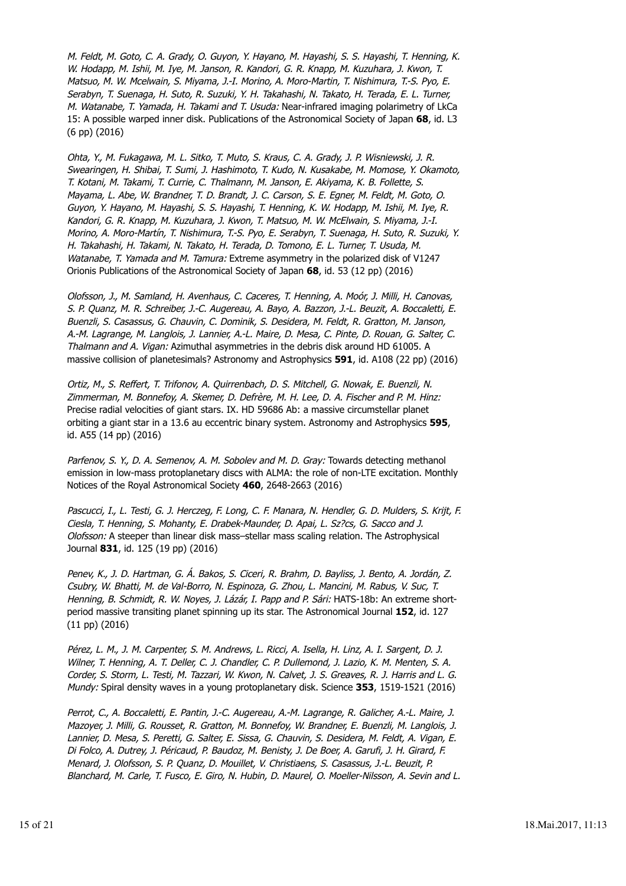*M. Feldt, M. Goto, C. A. Grady, O. Guyon, Y. Hayano, M. Hayashi, S. S. Hayashi, T. Henning, K. W. Hodapp, M. Ishii, M. Iye, M. Janson, R. Kandori, G. R. Knapp, M. Kuzuhara, J. Kwon, T. Matsuo, M. W. Mcelwain, S. Miyama, J.-I. Morino, A. Moro-Martin, T. Nishimura, T.-S. Pyo, E. Serabyn, T. Suenaga, H. Suto, R. Suzuki, Y. H. Takahashi, N. Takato, H. Terada, E. L. Turner, M. Watanabe, T. Yamada, H. Takami and T. Usuda:* Near-infrared imaging polarimetry of LkCa 15: A possible warped inner disk. Publications of the Astronomical Society of Japan **68**, id. L3 (6 pp) (2016)

*Ohta, Y., M. Fukagawa, M. L. Sitko, T. Muto, S. Kraus, C. A. Grady, J. P. Wisniewski, J. R. Swearingen, H. Shibai, T. Sumi, J. Hashimoto, T. Kudo, N. Kusakabe, M. Momose, Y. Okamoto, T. Kotani, M. Takami, T. Currie, C. Thalmann, M. Janson, E. Akiyama, K. B. Follette, S. Mayama, L. Abe, W. Brandner, T. D. Brandt, J. C. Carson, S. E. Egner, M. Feldt, M. Goto, O. Guyon, Y. Hayano, M. Hayashi, S. S. Hayashi, T. Henning, K. W. Hodapp, M. Ishii, M. Iye, R. Kandori, G. R. Knapp, M. Kuzuhara, J. Kwon, T. Matsuo, M. W. McElwain, S. Miyama, J.-I. Morino, A. Moro-Martín, T. Nishimura, T.-S. Pyo, E. Serabyn, T. Suenaga, H. Suto, R. Suzuki, Y. H. Takahashi, H. Takami, N. Takato, H. Terada, D. Tomono, E. L. Turner, T. Usuda, M. Watanabe, T. Yamada and M. Tamura:* Extreme asymmetry in the polarized disk of V1247 Orionis Publications of the Astronomical Society of Japan **68**, id. 53 (12 pp) (2016)

*Olofsson, J., M. Samland, H. Avenhaus, C. Caceres, T. Henning, A. Moór, J. Milli, H. Canovas, S. P. Quanz, M. R. Schreiber, J.-C. Augereau, A. Bayo, A. Bazzon, J.-L. Beuzit, A. Boccaletti, E. Buenzli, S. Casassus, G. Chauvin, C. Dominik, S. Desidera, M. Feldt, R. Gratton, M. Janson, A.-M. Lagrange, M. Langlois, J. Lannier, A.-L. Maire, D. Mesa, C. Pinte, D. Rouan, G. Salter, C. Thalmann and A. Vigan:* Azimuthal asymmetries in the debris disk around HD 61005. A massive collision of planetesimals? Astronomy and Astrophysics **591**, id. A108 (22 pp) (2016)

*Ortiz, M., S. Reffert, T. Trifonov, A. Quirrenbach, D. S. Mitchell, G. Nowak, E. Buenzli, N. Zimmerman, M. Bonnefoy, A. Skemer, D. Defrère, M. H. Lee, D. A. Fischer and P. M. Hinz:* Precise radial velocities of giant stars. IX. HD 59686 Ab: a massive circumstellar planet orbiting a giant star in a 13.6 au eccentric binary system. Astronomy and Astrophysics **595**, id. A55 (14 pp) (2016)

*Parfenov, S. Y., D. A. Semenov, A. M. Sobolev and M. D. Gray:* Towards detecting methanol emission in low-mass protoplanetary discs with ALMA: the role of non-LTE excitation. Monthly Notices of the Royal Astronomical Society **460**, 2648-2663 (2016)

*Pascucci, I., L. Testi, G. J. Herczeg, F. Long, C. F. Manara, N. Hendler, G. D. Mulders, S. Krijt, F. Ciesla, T. Henning, S. Mohanty, E. Drabek-Maunder, D. Apai, L. Sz?cs, G. Sacco and J. Olofsson:* A steeper than linear disk mass–stellar mass scaling relation. The Astrophysical Journal **831**, id. 125 (19 pp) (2016)

*Penev, K., J. D. Hartman, G. Á. Bakos, S. Ciceri, R. Brahm, D. Bayliss, J. Bento, A. Jordán, Z. Csubry, W. Bhatti, M. de Val-Borro, N. Espinoza, G. Zhou, L. Mancini, M. Rabus, V. Suc, T. Henning, B. Schmidt, R. W. Noyes, J. Lázár, I. Papp and P. Sári:* HATS-18b: An extreme short-period massive transiting planet spinning up its star. The Astronomical Journal **152**, id. 127 (11 pp) (2016)

*Pérez, L. M., J. M. Carpenter, S. M. Andrews, L. Ricci, A. Isella, H. Linz, A. I. Sargent, D. J. Wilner, T. Henning, A. T. Deller, C. J. Chandler, C. P. Dullemond, J. Lazio, K. M. Menten, S. A. Corder, S. Storm, L. Testi, M. Tazzari, W. Kwon, N. Calvet, J. S. Greaves, R. J. Harris and L. G. Mundy:* Spiral density waves in a young protoplanetary disk. Science **353**, 1519-1521 (2016)

*Perrot, C., A. Boccaletti, E. Pantin, J.-C. Augereau, A.-M. Lagrange, R. Galicher, A.-L. Maire, J. Mazoyer, J. Milli, G. Rousset, R. Gratton, M. Bonnefoy, W. Brandner, E. Buenzli, M. Langlois, J. Lannier, D. Mesa, S. Peretti, G. Salter, E. Sissa, G. Chauvin, S. Desidera, M. Feldt, A. Vigan, E. Di Folco, A. Dutrey, J. Péricaud, P. Baudoz, M. Benisty, J. De Boer, A. Garufi, J. H. Girard, F. Menard, J. Olofsson, S. P. Quanz, D. Mouillet, V. Christiaens, S. Casassus, J.-L. Beuzit, P. Blanchard, M. Carle, T. Fusco, E. Giro, N. Hubin, D. Maurel, O. Moeller-Nilsson, A. Sevin and L.*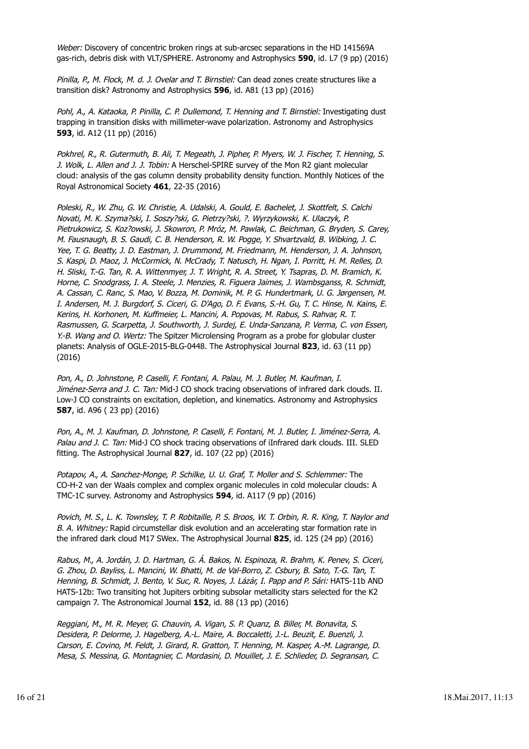*Weber:* Discovery of concentric broken rings at sub-arcsec separations in the HD 141569A gas-rich, debris disk with VLT/SPHERE. Astronomy and Astrophysics **590**, id. L7 (9 pp) (2016)

*Pinilla, P., M. Flock, M. d. J. Ovelar and T. Birnstiel:* Can dead zones create structures like a transition disk? Astronomy and Astrophysics **596**, id. A81 (13 pp) (2016)

*Pohl, A., A. Kataoka, P. Pinilla, C. P. Dullemond, T. Henning and T. Birnstiel:* Investigating dust trapping in transition disks with millimeter-wave polarization. Astronomy and Astrophysics **593**, id. A12 (11 pp) (2016)

*Pokhrel, R., R. Gutermuth, B. Ali, T. Megeath, J. Pipher, P. Myers, W. J. Fischer, T. Henning, S. J. Wolk, L. Allen and J. J. Tobin:* A Herschel-SPIRE survey of the Mon R2 giant molecular cloud: analysis of the gas column density probability density function. Monthly Notices of the Royal Astronomical Society **461**, 22-35 (2016)

*Poleski, R., W. Zhu, G. W. Christie, A. Udalski, A. Gould, E. Bachelet, J. Skottfelt, S. Calchi Novati, M. K. Szyma?ski, I. Soszy?ski, G. Pietrzy?ski, ?. Wyrzykowski, K. Ulaczyk, P. Pietrukowicz, S. Koz?owski, J. Skowron, P. Mróz, M. Pawlak, C. Beichman, G. Bryden, S. Carey, M. Fausnaugh, B. S. Gaudi, C. B. Henderson, R. W. Pogge, Y. Shvartzvald, B. Wibking, J. C. Yee, T. G. Beatty, J. D. Eastman, J. Drummond, M. Friedmann, M. Henderson, J. A. Johnson, S. Kaspi, D. Maoz, J. McCormick, N. McCrady, T. Natusch, H. Ngan, I. Porritt, H. M. Relles, D. H. Sliski, T.-G. Tan, R. A. Wittenmyer, J. T. Wright, R. A. Street, Y. Tsapras, D. M. Bramich, K. Horne, C. Snodgrass, I. A. Steele, J. Menzies, R. Figuera Jaimes, J. Wambsganss, R. Schmidt, A. Cassan, C. Ranc, S. Mao, V. Bozza, M. Dominik, M. P. G. Hundertmark, U. G. Jørgensen, M. I. Andersen, M. J. Burgdorf, S. Ciceri, G. D'Ago, D. F. Evans, S.-H. Gu, T. C. Hinse, N. Kains, E. Kerins, H. Korhonen, M. Kuffmeier, L. Mancini, A. Popovas, M. Rabus, S. Rahvar, R. T. Rasmussen, G. Scarpetta, J. Southworth, J. Surdej, E. Unda-Sanzana, P. Verma, C. von Essen, Y.-B. Wang and O. Wertz:* The Spitzer Microlensing Program as a probe for globular cluster planets: Analysis of OGLE-2015-BLG-0448. The Astrophysical Journal **823**, id. 63 (11 pp) (2016)

*Pon, A., D. Johnstone, P. Caselli, F. Fontani, A. Palau, M. J. Butler, M. Kaufman, I. Jiménez-Serra and J. C. Tan:* Mid-J CO shock tracing observations of infrared dark clouds. II. Low-J CO constraints on excitation, depletion, and kinematics. Astronomy and Astrophysics **587**, id. A96 ( 23 pp) (2016)

*Pon, A., M. J. Kaufman, D. Johnstone, P. Caselli, F. Fontani, M. J. Butler, I. Jiménez-Serra, A. Palau and J. C. Tan:* Mid-J CO shock tracing observations of iInfrared dark clouds. III. SLED fitting. The Astrophysical Journal **827**, id. 107 (22 pp) (2016)

*Potapov, A., A. Sanchez-Monge, P. Schilke, U. U. Graf, T. Moller and S. Schlemmer:* The CO-H-2 van der Waals complex and complex organic molecules in cold molecular clouds: A TMC-1C survey. Astronomy and Astrophysics **594**, id. A117 (9 pp) (2016)

*Povich, M. S., L. K. Townsley, T. P. Robitaille, P. S. Broos, W. T. Orbin, R. R. King, T. Naylor and B. A. Whitney:* Rapid circumstellar disk evolution and an accelerating star formation rate in the infrared dark cloud M17 SWex. The Astrophysical Journal **825**, id. 125 (24 pp) (2016)

*Rabus, M., A. Jordán, J. D. Hartman, G. Á. Bakos, N. Espinoza, R. Brahm, K. Penev, S. Ciceri, G. Zhou, D. Bayliss, L. Mancini, W. Bhatti, M. de Val-Borro, Z. Csbury, B. Sato, T.-G. Tan, T. Henning, B. Schmidt, J. Bento, V. Suc, R. Noyes, J. Lázár, I. Papp and P. Sári:* HATS-11b AND HATS-12b: Two transiting hot Jupiters orbiting subsolar metallicity stars selected for the K2 campaign 7. The Astronomical Journal **152**, id. 88 (13 pp) (2016)

*Reggiani, M., M. R. Meyer, G. Chauvin, A. Vigan, S. P. Quanz, B. Biller, M. Bonavita, S. Desidera, P. Delorme, J. Hagelberg, A.-L. Maire, A. Boccaletti, J.-L. Beuzit, E. Buenzli, J. Carson, E. Covino, M. Feldt, J. Girard, R. Gratton, T. Henning, M. Kasper, A.-M. Lagrange, D. Mesa, S. Messina, G. Montagnier, C. Mordasini, D. Mouillet, J. E. Schlieder, D. Segransan, C.*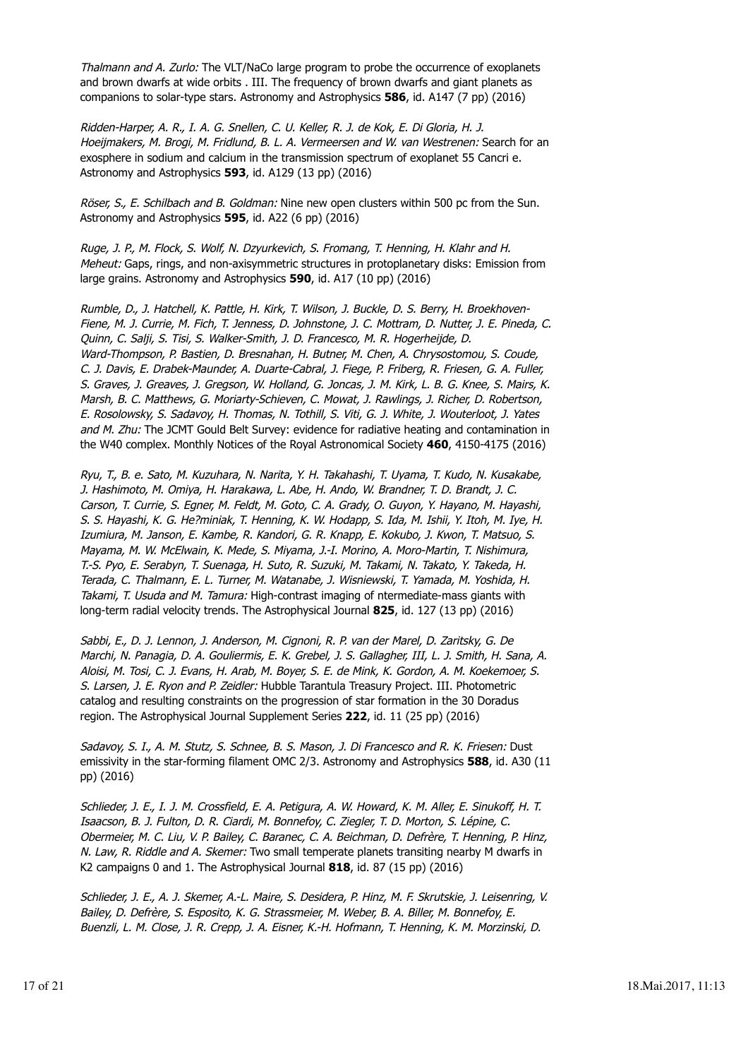*Thalmann and A. Zurlo:* The VLT/NaCo large program to probe the occurrence of exoplanets and brown dwarfs at wide orbits . III. The frequency of brown dwarfs and giant planets as companions to solar-type stars. Astronomy and Astrophysics **586**, id. A147 (7 pp) (2016)

*Ridden-Harper, A. R., I. A. G. Snellen, C. U. Keller, R. J. de Kok, E. Di Gloria, H. J. Hoeijmakers, M. Brogi, M. Fridlund, B. L. A. Vermeersen and W. van Westrenen:* Search for an exosphere in sodium and calcium in the transmission spectrum of exoplanet 55 Cancri e. Astronomy and Astrophysics **593**, id. A129 (13 pp) (2016)

*Röser, S., E. Schilbach and B. Goldman:* Nine new open clusters within 500 pc from the Sun. Astronomy and Astrophysics **595**, id. A22 (6 pp) (2016)

*Ruge, J. P., M. Flock, S. Wolf, N. Dzyurkevich, S. Fromang, T. Henning, H. Klahr and H. Meheut:* Gaps, rings, and non-axisymmetric structures in protoplanetary disks: Emission from large grains. Astronomy and Astrophysics **590**, id. A17 (10 pp) (2016)

*Rumble, D., J. Hatchell, K. Pattle, H. Kirk, T. Wilson, J. Buckle, D. S. Berry, H. Broekhoven-Fiene, M. J. Currie, M. Fich, T. Jenness, D. Johnstone, J. C. Mottram, D. Nutter, J. E. Pineda, C. Quinn, C. Salji, S. Tisi, S. Walker-Smith, J. D. Francesco, M. R. Hogerheijde, D. Ward-Thompson, P. Bastien, D. Bresnahan, H. Butner, M. Chen, A. Chrysostomou, S. Coude, C. J. Davis, E. Drabek-Maunder, A. Duarte-Cabral, J. Fiege, P. Friberg, R. Friesen, G. A. Fuller, S. Graves, J. Greaves, J. Gregson, W. Holland, G. Joncas, J. M. Kirk, L. B. G. Knee, S. Mairs, K. Marsh, B. C. Matthews, G. Moriarty-Schieven, C. Mowat, J. Rawlings, J. Richer, D. Robertson, E. Rosolowsky, S. Sadavoy, H. Thomas, N. Tothill, S. Viti, G. J. White, J. Wouterloot, J. Yates and M. Zhu:* The JCMT Gould Belt Survey: evidence for radiative heating and contamination in the W40 complex. Monthly Notices of the Royal Astronomical Society **460**, 4150-4175 (2016)

*Ryu, T., B. e. Sato, M. Kuzuhara, N. Narita, Y. H. Takahashi, T. Uyama, T. Kudo, N. Kusakabe, J. Hashimoto, M. Omiya, H. Harakawa, L. Abe, H. Ando, W. Brandner, T. D. Brandt, J. C. Carson, T. Currie, S. Egner, M. Feldt, M. Goto, C. A. Grady, O. Guyon, Y. Hayano, M. Hayashi, S. S. Hayashi, K. G. He?miniak, T. Henning, K. W. Hodapp, S. Ida, M. Ishii, Y. Itoh, M. Iye, H. Izumiura, M. Janson, E. Kambe, R. Kandori, G. R. Knapp, E. Kokubo, J. Kwon, T. Matsuo, S. Mayama, M. W. McElwain, K. Mede, S. Miyama, J.-I. Morino, A. Moro-Martin, T. Nishimura, T.-S. Pyo, E. Serabyn, T. Suenaga, H. Suto, R. Suzuki, M. Takami, N. Takato, Y. Takeda, H. Terada, C. Thalmann, E. L. Turner, M. Watanabe, J. Wisniewski, T. Yamada, M. Yoshida, H. Takami, T. Usuda and M. Tamura:* High-contrast imaging of ntermediate-mass giants with long-term radial velocity trends. The Astrophysical Journal **825**, id. 127 (13 pp) (2016)

*Sabbi, E., D. J. Lennon, J. Anderson, M. Cignoni, R. P. van der Marel, D. Zaritsky, G. De Marchi, N. Panagia, D. A. Gouliermis, E. K. Grebel, J. S. Gallagher, III, L. J. Smith, H. Sana, A. Aloisi, M. Tosi, C. J. Evans, H. Arab, M. Boyer, S. E. de Mink, K. Gordon, A. M. Koekemoer, S. S. Larsen, J. E. Ryon and P. Zeidler:* Hubble Tarantula Treasury Project. III. Photometric catalog and resulting constraints on the progression of star formation in the 30 Doradus region. The Astrophysical Journal Supplement Series **222**, id. 11 (25 pp) (2016)

*Sadavoy, S. I., A. M. Stutz, S. Schnee, B. S. Mason, J. Di Francesco and R. K. Friesen:* Dust emissivity in the star-forming filament OMC 2/3. Astronomy and Astrophysics **588**, id. A30 (11 pp) (2016)

*Schlieder, J. E., I. J. M. Crossfield, E. A. Petigura, A. W. Howard, K. M. Aller, E. Sinukoff, H. T. Isaacson, B. J. Fulton, D. R. Ciardi, M. Bonnefoy, C. Ziegler, T. D. Morton, S. Lépine, C. Obermeier, M. C. Liu, V. P. Bailey, C. Baranec, C. A. Beichman, D. Defrère, T. Henning, P. Hinz, N. Law, R. Riddle and A. Skemer:* Two small temperate planets transiting nearby M dwarfs in K2 campaigns 0 and 1. The Astrophysical Journal **818**, id. 87 (15 pp) (2016)

*Schlieder, J. E., A. J. Skemer, A.-L. Maire, S. Desidera, P. Hinz, M. F. Skrutskie, J. Leisenring, V. Bailey, D. Defrère, S. Esposito, K. G. Strassmeier, M. Weber, B. A. Biller, M. Bonnefoy, E. Buenzli, L. M. Close, J. R. Crepp, J. A. Eisner, K.-H. Hofmann, T. Henning, K. M. Morzinski, D.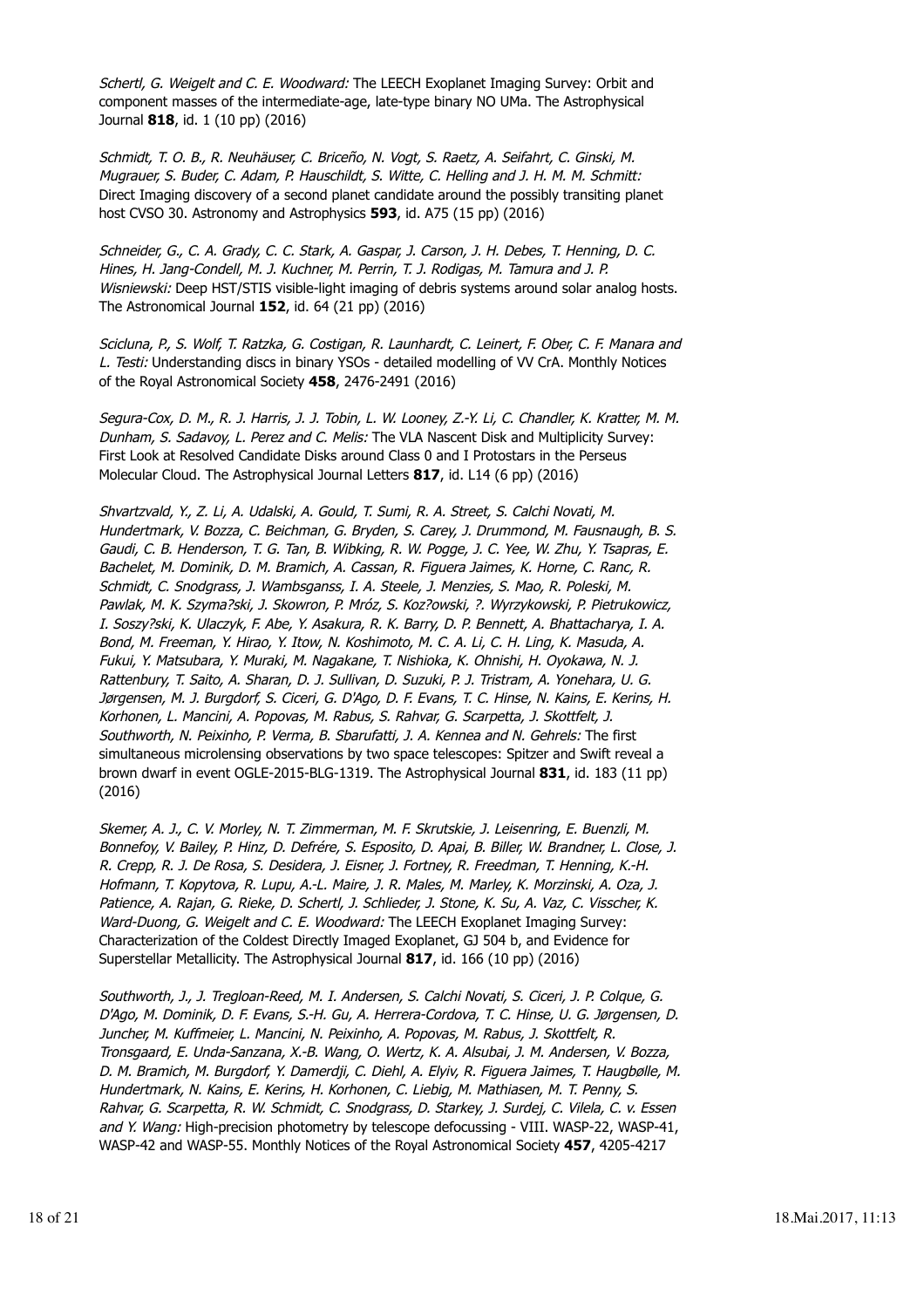*Schertl, G. Weigelt and C. E. Woodward:* The LEECH Exoplanet Imaging Survey: Orbit and component masses of the intermediate-age, late-type binary NO UMa. The Astrophysical Journal **818**, id. 1 (10 pp) (2016)

*Schmidt, T. O. B., R. Neuhäuser, C. Briceño, N. Vogt, S. Raetz, A. Seifahrt, C. Ginski, M. Mugrauer, S. Buder, C. Adam, P. Hauschildt, S. Witte, C. Helling and J. H. M. M. Schmitt:* Direct Imaging discovery of a second planet candidate around the possibly transiting planet host CVSO 30. Astronomy and Astrophysics **593**, id. A75 (15 pp) (2016)

*Schneider, G., C. A. Grady, C. C. Stark, A. Gaspar, J. Carson, J. H. Debes, T. Henning, D. C. Hines, H. Jang-Condell, M. J. Kuchner, M. Perrin, T. J. Rodigas, M. Tamura and J. P. Wisniewski:* Deep HST/STIS visible-light imaging of debris systems around solar analog hosts. The Astronomical Journal **152**, id. 64 (21 pp) (2016)

*Scicluna, P., S. Wolf, T. Ratzka, G. Costigan, R. Launhardt, C. Leinert, F. Ober, C. F. Manara and L. Testi:* Understanding discs in binary YSOs - detailed modelling of VV CrA. Monthly Notices of the Royal Astronomical Society **458**, 2476-2491 (2016)

*Segura-Cox, D. M., R. J. Harris, J. J. Tobin, L. W. Looney, Z.-Y. Li, C. Chandler, K. Kratter, M. M. Dunham, S. Sadavoy, L. Perez and C. Melis:* The VLA Nascent Disk and Multiplicity Survey: First Look at Resolved Candidate Disks around Class 0 and I Protostars in the Perseus Molecular Cloud. The Astrophysical Journal Letters **817**, id. L14 (6 pp) (2016)

*Shvartzvald, Y., Z. Li, A. Udalski, A. Gould, T. Sumi, R. A. Street, S. Calchi Novati, M. Hundertmark, V. Bozza, C. Beichman, G. Bryden, S. Carey, J. Drummond, M. Fausnaugh, B. S. Gaudi, C. B. Henderson, T. G. Tan, B. Wibking, R. W. Pogge, J. C. Yee, W. Zhu, Y. Tsapras, E. Bachelet, M. Dominik, D. M. Bramich, A. Cassan, R. Figuera Jaimes, K. Horne, C. Ranc, R. Schmidt, C. Snodgrass, J. Wambsganss, I. A. Steele, J. Menzies, S. Mao, R. Poleski, M. Pawlak, M. K. Szyma?ski, J. Skowron, P. Mróz, S. Koz?owski, ?. Wyrzykowski, P. Pietrukowicz, I. Soszy?ski, K. Ulaczyk, F. Abe, Y. Asakura, R. K. Barry, D. P. Bennett, A. Bhattacharya, I. A. Bond, M. Freeman, Y. Hirao, Y. Itow, N. Koshimoto, M. C. A. Li, C. H. Ling, K. Masuda, A. Fukui, Y. Matsubara, Y. Muraki, M. Nagakane, T. Nishioka, K. Ohnishi, H. Oyokawa, N. J. Rattenbury, T. Saito, A. Sharan, D. J. Sullivan, D. Suzuki, P. J. Tristram, A. Yonehara, U. G. Jørgensen, M. J. Burgdorf, S. Ciceri, G. D'Ago, D. F. Evans, T. C. Hinse, N. Kains, E. Kerins, H. Korhonen, L. Mancini, A. Popovas, M. Rabus, S. Rahvar, G. Scarpetta, J. Skottfelt, J. Southworth, N. Peixinho, P. Verma, B. Sbarufatti, J. A. Kennea and N. Gehrels:* The first simultaneous microlensing observations by two space telescopes: Spitzer and Swift reveal a brown dwarf in event OGLE-2015-BLG-1319. The Astrophysical Journal **831**, id. 183 (11 pp) (2016)

*Skemer, A. J., C. V. Morley, N. T. Zimmerman, M. F. Skrutskie, J. Leisenring, E. Buenzli, M. Bonnefoy, V. Bailey, P. Hinz, D. Defrére, S. Esposito, D. Apai, B. Biller, W. Brandner, L. Close, J. R. Crepp, R. J. De Rosa, S. Desidera, J. Eisner, J. Fortney, R. Freedman, T. Henning, K.-H. Hofmann, T. Kopytova, R. Lupu, A.-L. Maire, J. R. Males, M. Marley, K. Morzinski, A. Oza, J. Patience, A. Rajan, G. Rieke, D. Schertl, J. Schlieder, J. Stone, K. Su, A. Vaz, C. Visscher, K. Ward-Duong, G. Weigelt and C. E. Woodward:* The LEECH Exoplanet Imaging Survey: Characterization of the Coldest Directly Imaged Exoplanet, GJ 504 b, and Evidence for Superstellar Metallicity. The Astrophysical Journal **817**, id. 166 (10 pp) (2016)

*Southworth, J., J. Tregloan-Reed, M. I. Andersen, S. Calchi Novati, S. Ciceri, J. P. Colque, G. D'Ago, M. Dominik, D. F. Evans, S.-H. Gu, A. Herrera-Cordova, T. C. Hinse, U. G. Jørgensen, D. Juncher, M. Kuffmeier, L. Mancini, N. Peixinho, A. Popovas, M. Rabus, J. Skottfelt, R. Tronsgaard, E. Unda-Sanzana, X.-B. Wang, O. Wertz, K. A. Alsubai, J. M. Andersen, V. Bozza, D. M. Bramich, M. Burgdorf, Y. Damerdji, C. Diehl, A. Elyiv, R. Figuera Jaimes, T. Haugbølle, M. Hundertmark, N. Kains, E. Kerins, H. Korhonen, C. Liebig, M. Mathiasen, M. T. Penny, S. Rahvar, G. Scarpetta, R. W. Schmidt, C. Snodgrass, D. Starkey, J. Surdej, C. Vilela, C. v. Essen and Y. Wang:* High-precision photometry by telescope defocussing - VIII. WASP-22, WASP-41, WASP-42 and WASP-55. Monthly Notices of the Royal Astronomical Society **457**, 4205-4217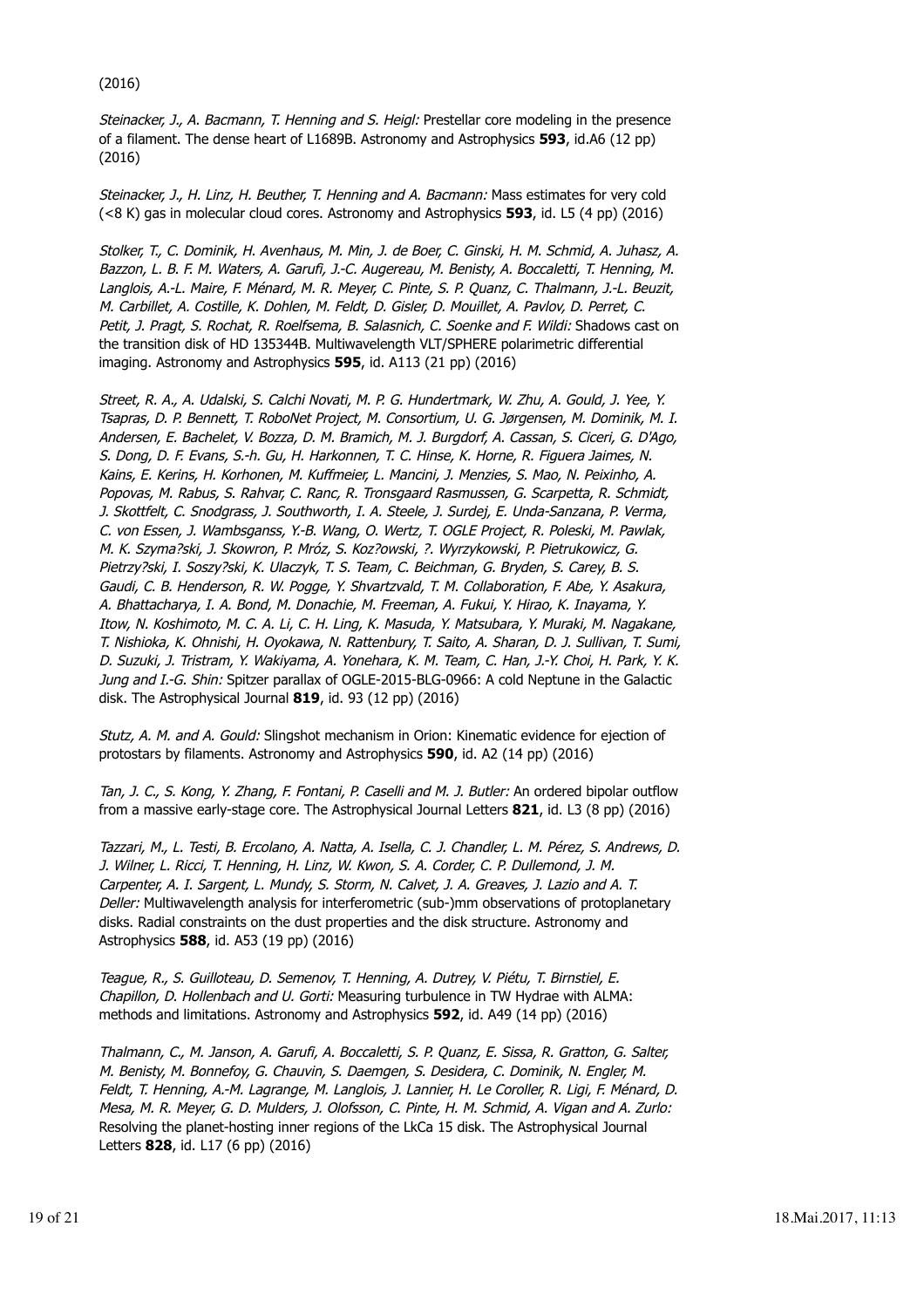(2016)

*Steinacker, J., A. Bacmann, T. Henning and S. Heigl:* Prestellar core modeling in the presence of a filament. The dense heart of L1689B. Astronomy and Astrophysics **593**, id.A6 (12 pp) (2016)

*Steinacker, J., H. Linz, H. Beuther, T. Henning and A. Bacmann:* Mass estimates for very cold (<8 K) gas in molecular cloud cores. Astronomy and Astrophysics **593**, id. L5 (4 pp) (2016)

*Stolker, T., C. Dominik, H. Avenhaus, M. Min, J. de Boer, C. Ginski, H. M. Schmid, A. Juhasz, A. Bazzon, L. B. F. M. Waters, A. Garufi, J.-C. Augereau, M. Benisty, A. Boccaletti, T. Henning, M. Langlois, A.-L. Maire, F. Ménard, M. R. Meyer, C. Pinte, S. P. Quanz, C. Thalmann, J.-L. Beuzit, M. Carbillet, A. Costille, K. Dohlen, M. Feldt, D. Gisler, D. Mouillet, A. Pavlov, D. Perret, C. Petit, J. Pragt, S. Rochat, R. Roelfsema, B. Salasnich, C. Soenke and F. Wildi:* Shadows cast on the transition disk of HD 135344B. Multiwavelength VLT/SPHERE polarimetric differential imaging. Astronomy and Astrophysics **595**, id. A113 (21 pp) (2016)

*Street, R. A., A. Udalski, S. Calchi Novati, M. P. G. Hundertmark, W. Zhu, A. Gould, J. Yee, Y. Tsapras, D. P. Bennett, T. RoboNet Project, M. Consortium, U. G. Jørgensen, M. Dominik, M. I. Andersen, E. Bachelet, V. Bozza, D. M. Bramich, M. J. Burgdorf, A. Cassan, S. Ciceri, G. D'Ago, S. Dong, D. F. Evans, S.-h. Gu, H. Harkonnen, T. C. Hinse, K. Horne, R. Figuera Jaimes, N. Kains, E. Kerins, H. Korhonen, M. Kuffmeier, L. Mancini, J. Menzies, S. Mao, N. Peixinho, A. Popovas, M. Rabus, S. Rahvar, C. Ranc, R. Tronsgaard Rasmussen, G. Scarpetta, R. Schmidt, J. Skottfelt, C. Snodgrass, J. Southworth, I. A. Steele, J. Surdej, E. Unda-Sanzana, P. Verma, C. von Essen, J. Wambsganss, Y.-B. Wang, O. Wertz, T. OGLE Project, R. Poleski, M. Pawlak, M. K. Szyma?ski, J. Skowron, P. Mróz, S. Koz?owski, ?. Wyrzykowski, P. Pietrukowicz, G. Pietrzy?ski, I. Soszy?ski, K. Ulaczyk, T. S. Team, C. Beichman, G. Bryden, S. Carey, B. S. Gaudi, C. B. Henderson, R. W. Pogge, Y. Shvartzvald, T. M. Collaboration, F. Abe, Y. Asakura, A. Bhattacharya, I. A. Bond, M. Donachie, M. Freeman, A. Fukui, Y. Hirao, K. Inayama, Y. Itow, N. Koshimoto, M. C. A. Li, C. H. Ling, K. Masuda, Y. Matsubara, Y. Muraki, M. Nagakane, T. Nishioka, K. Ohnishi, H. Oyokawa, N. Rattenbury, T. Saito, A. Sharan, D. J. Sullivan, T. Sumi, D. Suzuki, J. Tristram, Y. Wakiyama, A. Yonehara, K. M. Team, C. Han, J.-Y. Choi, H. Park, Y. K. Jung and I.-G. Shin:* Spitzer parallax of OGLE-2015-BLG-0966: A cold Neptune in the Galactic disk. The Astrophysical Journal **819**, id. 93 (12 pp) (2016)

*Stutz, A. M. and A. Gould:* Slingshot mechanism in Orion: Kinematic evidence for ejection of protostars by filaments. Astronomy and Astrophysics **590**, id. A2 (14 pp) (2016)

*Tan, J. C., S. Kong, Y. Zhang, F. Fontani, P. Caselli and M. J. Butler:* An ordered bipolar outflow from a massive early-stage core. The Astrophysical Journal Letters **821**, id. L3 (8 pp) (2016)

*Tazzari, M., L. Testi, B. Ercolano, A. Natta, A. Isella, C. J. Chandler, L. M. Pérez, S. Andrews, D. J. Wilner, L. Ricci, T. Henning, H. Linz, W. Kwon, S. A. Corder, C. P. Dullemond, J. M. Carpenter, A. I. Sargent, L. Mundy, S. Storm, N. Calvet, J. A. Greaves, J. Lazio and A. T. Deller:* Multiwavelength analysis for interferometric (sub-)mm observations of protoplanetary disks. Radial constraints on the dust properties and the disk structure. Astronomy and Astrophysics **588**, id. A53 (19 pp) (2016)

*Teague, R., S. Guilloteau, D. Semenov, T. Henning, A. Dutrey, V. Piétu, T. Birnstiel, E. Chapillon, D. Hollenbach and U. Gorti:* Measuring turbulence in TW Hydrae with ALMA: methods and limitations. Astronomy and Astrophysics **592**, id. A49 (14 pp) (2016)

*Thalmann, C., M. Janson, A. Garufi, A. Boccaletti, S. P. Quanz, E. Sissa, R. Gratton, G. Salter, M. Benisty, M. Bonnefoy, G. Chauvin, S. Daemgen, S. Desidera, C. Dominik, N. Engler, M. Feldt, T. Henning, A.-M. Lagrange, M. Langlois, J. Lannier, H. Le Coroller, R. Ligi, F. Ménard, D. Mesa, M. R. Meyer, G. D. Mulders, J. Olofsson, C. Pinte, H. M. Schmid, A. Vigan and A. Zurlo:* Resolving the planet-hosting inner regions of the LkCa 15 disk. The Astrophysical Journal Letters **828**, id. L17 (6 pp) (2016)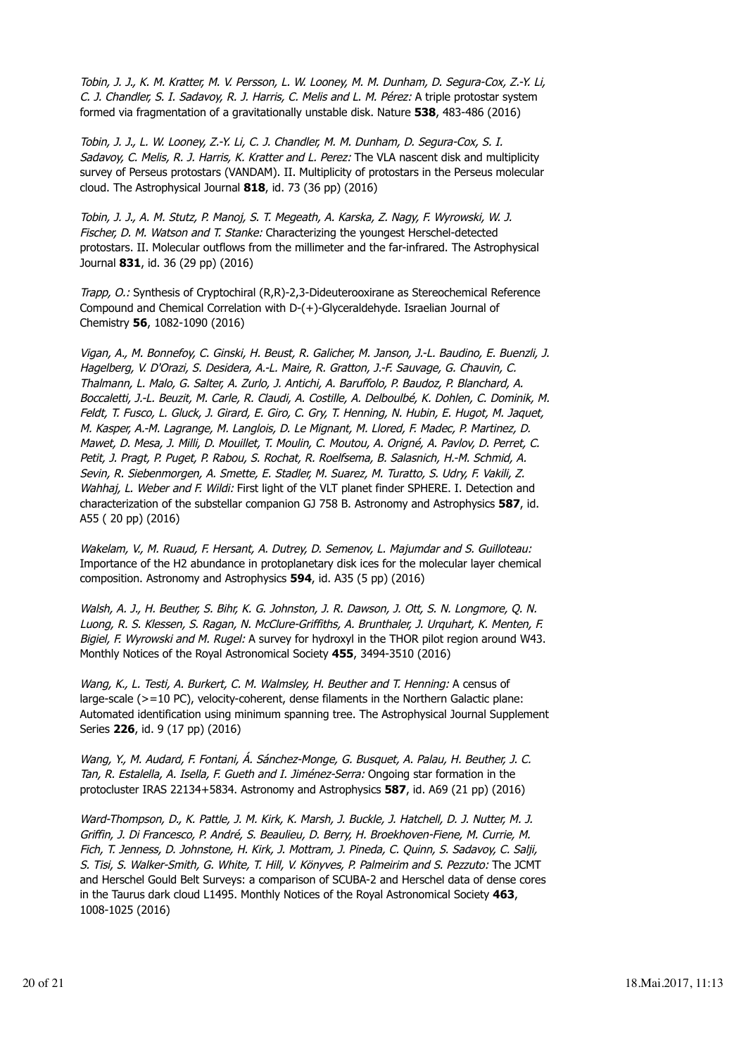*Tobin, J. J., K. M. Kratter, M. V. Persson, L. W. Looney, M. M. Dunham, D. Segura-Cox, Z.-Y. Li, C. J. Chandler, S. I. Sadavoy, R. J. Harris, C. Melis and L. M. Pérez:* A triple protostar system formed via fragmentation of a gravitationally unstable disk. Nature **538**, 483-486 (2016)

*Tobin, J. J., L. W. Looney, Z.-Y. Li, C. J. Chandler, M. M. Dunham, D. Segura-Cox, S. I. Sadavoy, C. Melis, R. J. Harris, K. Kratter and L. Perez:* The VLA nascent disk and multiplicity survey of Perseus protostars (VANDAM). II. Multiplicity of protostars in the Perseus molecular cloud. The Astrophysical Journal **818**, id. 73 (36 pp) (2016)

*Tobin, J. J., A. M. Stutz, P. Manoj, S. T. Megeath, A. Karska, Z. Nagy, F. Wyrowski, W. J. Fischer, D. M. Watson and T. Stanke:* Characterizing the youngest Herschel-detected protostars. II. Molecular outflows from the millimeter and the far-infrared. The Astrophysical Journal **831**, id. 36 (29 pp) (2016)

*Trapp, O.:* Synthesis of Cryptochiral (R,R)-2,3-Dideuterooxirane as Stereochemical Reference Compound and Chemical Correlation with D-(+)-Glyceraldehyde. Israelian Journal of Chemistry **56**, 1082-1090 (2016)

*Vigan, A., M. Bonnefoy, C. Ginski, H. Beust, R. Galicher, M. Janson, J.-L. Baudino, E. Buenzli, J. Hagelberg, V. D'Orazi, S. Desidera, A.-L. Maire, R. Gratton, J.-F. Sauvage, G. Chauvin, C. Thalmann, L. Malo, G. Salter, A. Zurlo, J. Antichi, A. Baruffolo, P. Baudoz, P. Blanchard, A. Boccaletti, J.-L. Beuzit, M. Carle, R. Claudi, A. Costille, A. Delboulbé, K. Dohlen, C. Dominik, M. Feldt, T. Fusco, L. Gluck, J. Girard, E. Giro, C. Gry, T. Henning, N. Hubin, E. Hugot, M. Jaquet, M. Kasper, A.-M. Lagrange, M. Langlois, D. Le Mignant, M. Llored, F. Madec, P. Martinez, D. Mawet, D. Mesa, J. Milli, D. Mouillet, T. Moulin, C. Moutou, A. Origné, A. Pavlov, D. Perret, C. Petit, J. Pragt, P. Puget, P. Rabou, S. Rochat, R. Roelfsema, B. Salasnich, H.-M. Schmid, A. Sevin, R. Siebenmorgen, A. Smette, E. Stadler, M. Suarez, M. Turatto, S. Udry, F. Vakili, Z. Wahhaj, L. Weber and F. Wildi:* First light of the VLT planet finder SPHERE. I. Detection and characterization of the substellar companion GJ 758 B. Astronomy and Astrophysics **587**, id. A55 ( 20 pp) (2016)

*Wakelam, V., M. Ruaud, F. Hersant, A. Dutrey, D. Semenov, L. Majumdar and S. Guilloteau:* Importance of the H2 abundance in protoplanetary disk ices for the molecular layer chemical composition. Astronomy and Astrophysics **594**, id. A35 (5 pp) (2016)

*Walsh, A. J., H. Beuther, S. Bihr, K. G. Johnston, J. R. Dawson, J. Ott, S. N. Longmore, Q. N. Luong, R. S. Klessen, S. Ragan, N. McClure-Griffiths, A. Brunthaler, J. Urquhart, K. Menten, F. Bigiel, F. Wyrowski and M. Rugel:* A survey for hydroxyl in the THOR pilot region around W43. Monthly Notices of the Royal Astronomical Society **455**, 3494-3510 (2016)

*Wang, K., L. Testi, A. Burkert, C. M. Walmsley, H. Beuther and T. Henning:* A census of large-scale (>=10 PC), velocity-coherent, dense filaments in the Northern Galactic plane: Automated identification using minimum spanning tree. The Astrophysical Journal Supplement Series **226**, id. 9 (17 pp) (2016)

*Wang, Y., M. Audard, F. Fontani, Á. Sánchez-Monge, G. Busquet, A. Palau, H. Beuther, J. C. Tan, R. Estalella, A. Isella, F. Gueth and I. Jiménez-Serra:* Ongoing star formation in the protocluster IRAS 22134+5834. Astronomy and Astrophysics **587**, id. A69 (21 pp) (2016)

*Ward-Thompson, D., K. Pattle, J. M. Kirk, K. Marsh, J. Buckle, J. Hatchell, D. J. Nutter, M. J. Griffin, J. Di Francesco, P. André, S. Beaulieu, D. Berry, H. Broekhoven-Fiene, M. Currie, M. Fich, T. Jenness, D. Johnstone, H. Kirk, J. Mottram, J. Pineda, C. Quinn, S. Sadavoy, C. Salji, S. Tisi, S. Walker-Smith, G. White, T. Hill, V. Könyves, P. Palmeirim and S. Pezzuto:* The JCMT and Herschel Gould Belt Surveys: a comparison of SCUBA-2 and Herschel data of dense cores in the Taurus dark cloud L1495. Monthly Notices of the Royal Astronomical Society **463**, 1008-1025 (2016)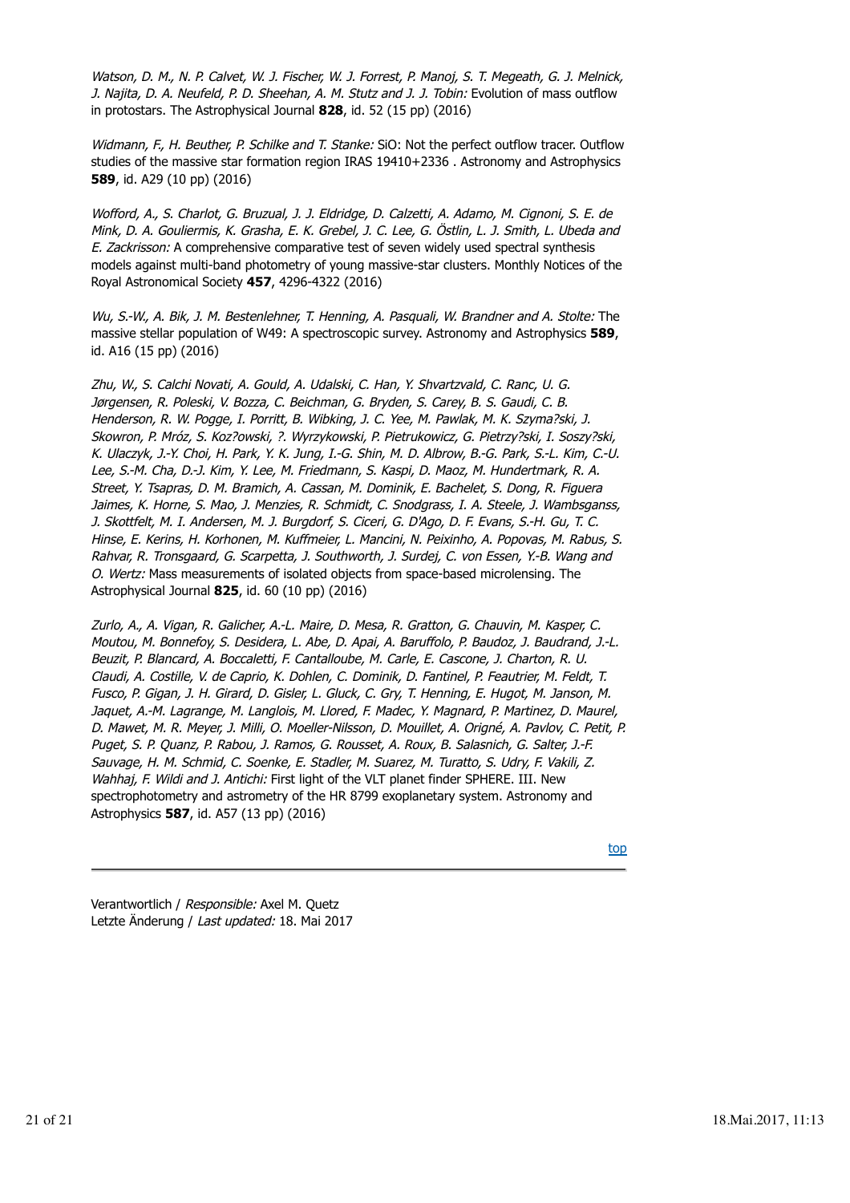*Watson, D. M., N. P. Calvet, W. J. Fischer, W. J. Forrest, P. Manoj, S. T. Megeath, G. J. Melnick, J. Najita, D. A. Neufeld, P. D. Sheehan, A. M. Stutz and J. J. Tobin:* Evolution of mass outflow in protostars. The Astrophysical Journal **828**, id. 52 (15 pp) (2016)

*Widmann, F., H. Beuther, P. Schilke and T. Stanke:* SiO: Not the perfect outflow tracer. Outflow studies of the massive star formation region IRAS 19410+2336 . Astronomy and Astrophysics **589**, id. A29 (10 pp) (2016)

*Wofford, A., S. Charlot, G. Bruzual, J. J. Eldridge, D. Calzetti, A. Adamo, M. Cignoni, S. E. de Mink, D. A. Gouliermis, K. Grasha, E. K. Grebel, J. C. Lee, G. Östlin, L. J. Smith, L. Ubeda and E. Zackrisson:* A comprehensive comparative test of seven widely used spectral synthesis models against multi-band photometry of young massive-star clusters. Monthly Notices of the Royal Astronomical Society **457**, 4296-4322 (2016)

*Wu, S.-W., A. Bik, J. M. Bestenlehner, T. Henning, A. Pasquali, W. Brandner and A. Stolte:* The massive stellar population of W49: A spectroscopic survey. Astronomy and Astrophysics **589**, id. A16 (15 pp) (2016)

*Zhu, W., S. Calchi Novati, A. Gould, A. Udalski, C. Han, Y. Shvartzvald, C. Ranc, U. G. Jørgensen, R. Poleski, V. Bozza, C. Beichman, G. Bryden, S. Carey, B. S. Gaudi, C. B. Henderson, R. W. Pogge, I. Porritt, B. Wibking, J. C. Yee, M. Pawlak, M. K. Szyma?ski, J. Skowron, P. Mróz, S. Koz?owski, ?. Wyrzykowski, P. Pietrukowicz, G. Pietrzy?ski, I. Soszy?ski, K. Ulaczyk, J.-Y. Choi, H. Park, Y. K. Jung, I.-G. Shin, M. D. Albrow, B.-G. Park, S.-L. Kim, C.-U. Lee, S.-M. Cha, D.-J. Kim, Y. Lee, M. Friedmann, S. Kaspi, D. Maoz, M. Hundertmark, R. A. Street, Y. Tsapras, D. M. Bramich, A. Cassan, M. Dominik, E. Bachelet, S. Dong, R. Figuera Jaimes, K. Horne, S. Mao, J. Menzies, R. Schmidt, C. Snodgrass, I. A. Steele, J. Wambsganss, J. Skottfelt, M. I. Andersen, M. J. Burgdorf, S. Ciceri, G. D'Ago, D. F. Evans, S.-H. Gu, T. C. Hinse, E. Kerins, H. Korhonen, M. Kuffmeier, L. Mancini, N. Peixinho, A. Popovas, M. Rabus, S. Rahvar, R. Tronsgaard, G. Scarpetta, J. Southworth, J. Surdej, C. von Essen, Y.-B. Wang and O. Wertz:* Mass measurements of isolated objects from space-based microlensing. The Astrophysical Journal **825**, id. 60 (10 pp) (2016)

*Zurlo, A., A. Vigan, R. Galicher, A.-L. Maire, D. Mesa, R. Gratton, G. Chauvin, M. Kasper, C. Moutou, M. Bonnefoy, S. Desidera, L. Abe, D. Apai, A. Baruffolo, P. Baudoz, J. Baudrand, J.-L. Beuzit, P. Blancard, A. Boccaletti, F. Cantalloube, M. Carle, E. Cascone, J. Charton, R. U. Claudi, A. Costille, V. de Caprio, K. Dohlen, C. Dominik, D. Fantinel, P. Feautrier, M. Feldt, T. Fusco, P. Gigan, J. H. Girard, D. Gisler, L. Gluck, C. Gry, T. Henning, E. Hugot, M. Janson, M. Jaquet, A.-M. Lagrange, M. Langlois, M. Llored, F. Madec, Y. Magnard, P. Martinez, D. Maurel, D. Mawet, M. R. Meyer, J. Milli, O. Moeller-Nilsson, D. Mouillet, A. Origné, A. Pavlov, C. Petit, P. Puget, S. P. Quanz, P. Rabou, J. Ramos, G. Rousset, A. Roux, B. Salasnich, G. Salter, J.-F. Sauvage, H. M. Schmid, C. Soenke, E. Stadler, M. Suarez, M. Turatto, S. Udry, F. Vakili, Z. Wahhaj, F. Wildi and J. Antichi:* First light of the VLT planet finder SPHERE. III. New spectrophotometry and astrometry of the HR 8799 exoplanetary system. Astronomy and Astrophysics **587**, id. A57 (13 pp) (2016)

top

---

Verantwortlich / *Responsible:* Axel M. Quetz
Letzte Änderung / *Last updated:* 18. Mai 2017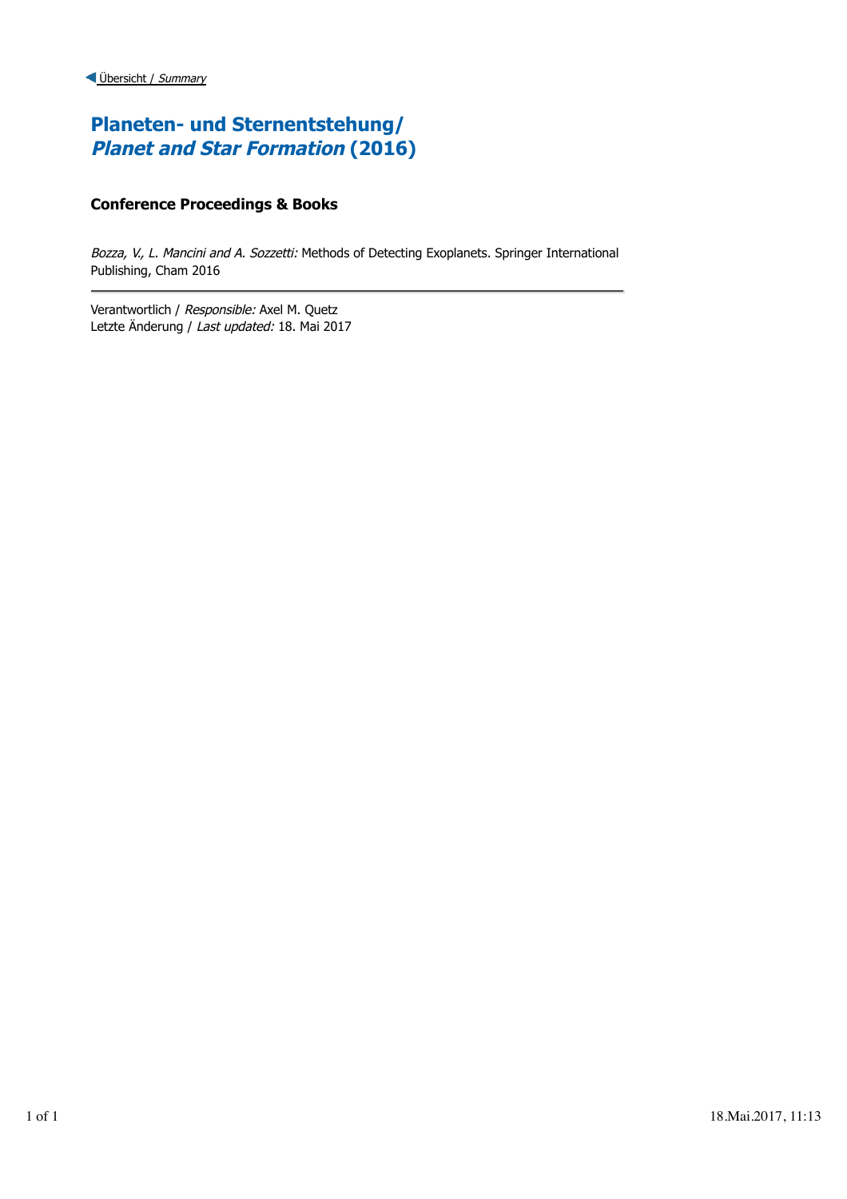Übersicht / *Summary*

# Planeten- und Sternentstehung/ *Planet and Star Formation* (2016)

## Conference Proceedings & Books

*Bozza, V., L. Mancini and A. Sozzetti:* Methods of Detecting Exoplanets. Springer International Publishing, Cham 2016

---

Verantwortlich / *Responsible:* Axel M. Quetz
Letzte Änderung / *Last updated:* 18. Mai 2017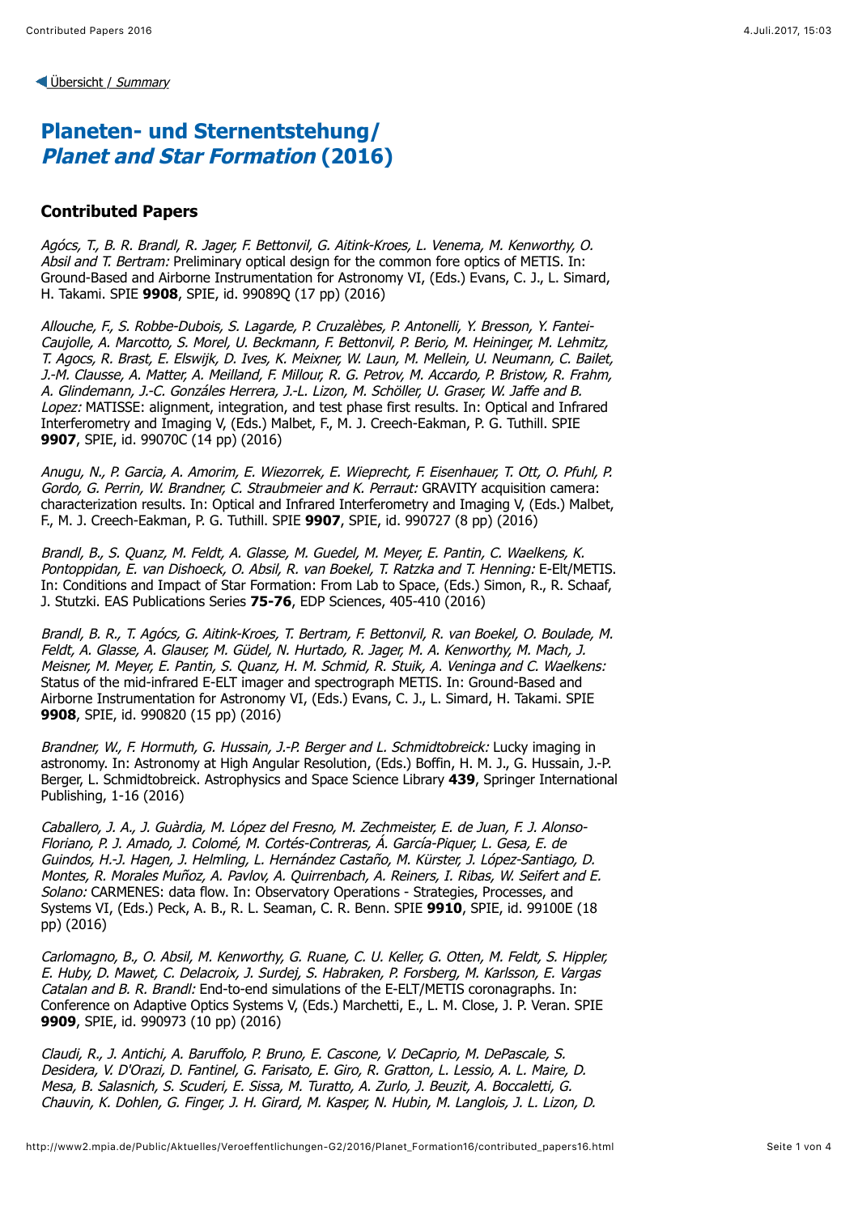◀ Übersicht / *Summary*

# Planeten- und Sternentstehung/ *Planet and Star Formation* (2016)

## Contributed Papers

*Agócs, T., B. R. Brandl, R. Jager, F. Bettonvil, G. Aitink-Kroes, L. Venema, M. Kenworthy, O. Absil and T. Bertram:* Preliminary optical design for the common fore optics of METIS. In: Ground-Based and Airborne Instrumentation for Astronomy VI, (Eds.) Evans, C. J., L. Simard, H. Takami. SPIE **9908**, SPIE, id. 99089Q (17 pp) (2016)

*Allouche, F., S. Robbe-Dubois, S. Lagarde, P. Cruzalèbes, P. Antonelli, Y. Bresson, Y. Fantei-Caujolle, A. Marcotto, S. Morel, U. Beckmann, F. Bettonvil, P. Berio, M. Heininger, M. Lehmitz, T. Agocs, R. Brast, E. Elswijk, D. Ives, K. Meixner, W. Laun, M. Mellein, U. Neumann, C. Bailet, J.-M. Clausse, A. Matter, A. Meilland, F. Millour, R. G. Petrov, M. Accardo, P. Bristow, R. Frahm, A. Glindemann, J.-C. Gonzáles Herrera, J.-L. Lizon, M. Schöller, U. Graser, W. Jaffe and B. Lopez:* MATISSE: alignment, integration, and test phase first results. In: Optical and Infrared Interferometry and Imaging V, (Eds.) Malbet, F., M. J. Creech-Eakman, P. G. Tuthill. SPIE **9907**, SPIE, id. 99070C (14 pp) (2016)

*Anugu, N., P. Garcia, A. Amorim, E. Wiezorrek, E. Wieprecht, F. Eisenhauer, T. Ott, O. Pfuhl, P. Gordo, G. Perrin, W. Brandner, C. Straubmeier and K. Perraut:* GRAVITY acquisition camera: characterization results. In: Optical and Infrared Interferometry and Imaging V, (Eds.) Malbet, F., M. J. Creech-Eakman, P. G. Tuthill. SPIE **9907**, SPIE, id. 990727 (8 pp) (2016)

*Brandl, B., S. Quanz, M. Feldt, A. Glasse, M. Guedel, M. Meyer, E. Pantin, C. Waelkens, K. Pontoppidan, E. van Dishoeck, O. Absil, R. van Boekel, T. Ratzka and T. Henning:* E-Elt/METIS. In: Conditions and Impact of Star Formation: From Lab to Space, (Eds.) Simon, R., R. Schaaf, J. Stutzki. EAS Publications Series **75-76**, EDP Sciences, 405-410 (2016)

*Brandl, B. R., T. Agócs, G. Aitink-Kroes, T. Bertram, F. Bettonvil, R. van Boekel, O. Boulade, M. Feldt, A. Glasse, A. Glauser, M. Güdel, N. Hurtado, R. Jager, M. A. Kenworthy, M. Mach, J. Meisner, M. Meyer, E. Pantin, S. Quanz, H. M. Schmid, R. Stuik, A. Veninga and C. Waelkens:* Status of the mid-infrared E-ELT imager and spectrograph METIS. In: Ground-Based and Airborne Instrumentation for Astronomy VI, (Eds.) Evans, C. J., L. Simard, H. Takami. SPIE **9908**, SPIE, id. 990820 (15 pp) (2016)

*Brandner, W., F. Hormuth, G. Hussain, J.-P. Berger and L. Schmidtobreick:* Lucky imaging in astronomy. In: Astronomy at High Angular Resolution, (Eds.) Boffin, H. M. J., G. Hussain, J.-P. Berger, L. Schmidtobreick. Astrophysics and Space Science Library **439**, Springer International Publishing, 1-16 (2016)

*Caballero, J. A., J. Guàrdia, M. López del Fresno, M. Zechmeister, E. de Juan, F. J. Alonso-Floriano, P. J. Amado, J. Colomé, M. Cortés-Contreras, Á. García-Piquer, L. Gesa, E. de Guindos, H.-J. Hagen, J. Helmling, L. Hernández Castaño, M. Kürster, J. López-Santiago, D. Montes, R. Morales Muñoz, A. Pavlov, A. Quirrenbach, A. Reiners, I. Ribas, W. Seifert and E. Solano:* CARMENES: data flow. In: Observatory Operations - Strategies, Processes, and Systems VI, (Eds.) Peck, A. B., R. L. Seaman, C. R. Benn. SPIE **9910**, SPIE, id. 99100E (18 pp) (2016)

*Carlomagno, B., O. Absil, M. Kenworthy, G. Ruane, C. U. Keller, G. Otten, M. Feldt, S. Hippler, E. Huby, D. Mawet, C. Delacroix, J. Surdej, S. Habraken, P. Forsberg, M. Karlsson, E. Vargas Catalan and B. R. Brandl:* End-to-end simulations of the E-ELT/METIS coronagraphs. In: Conference on Adaptive Optics Systems V, (Eds.) Marchetti, E., L. M. Close, J. P. Veran. SPIE **9909**, SPIE, id. 990973 (10 pp) (2016)

*Claudi, R., J. Antichi, A. Baruffolo, P. Bruno, E. Cascone, V. DeCaprio, M. DePascale, S. Desidera, V. D'Orazi, D. Fantinel, G. Farisato, E. Giro, R. Gratton, L. Lessio, A. L. Maire, D. Mesa, B. Salasnich, S. Scuderi, E. Sissa, M. Turatto, A. Zurlo, J. Beuzit, A. Boccaletti, G. Chauvin, K. Dohlen, G. Finger, J. H. Girard, M. Kasper, N. Hubin, M. Langlois, J. L. Lizon, D.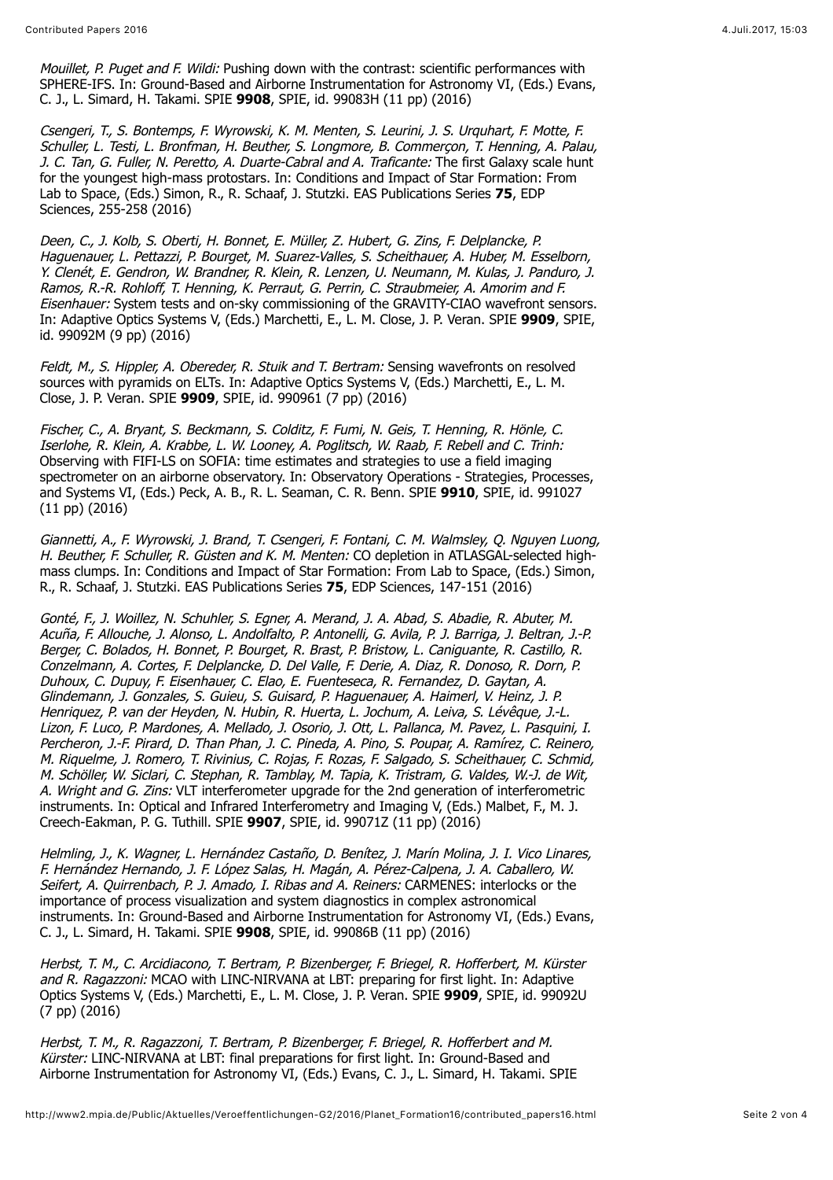*Mouillet, P. Puget and F. Wildi:* Pushing down with the contrast: scientific performances with SPHERE-IFS. In: Ground-Based and Airborne Instrumentation for Astronomy VI, (Eds.) Evans, C. J., L. Simard, H. Takami. SPIE **9908**, SPIE, id. 99083H (11 pp) (2016)

*Csengeri, T., S. Bontemps, F. Wyrowski, K. M. Menten, S. Leurini, J. S. Urquhart, F. Motte, F. Schuller, L. Testi, L. Bronfman, H. Beuther, S. Longmore, B. Commerçon, T. Henning, A. Palau, J. C. Tan, G. Fuller, N. Peretto, A. Duarte-Cabral and A. Traficante:* The first Galaxy scale hunt for the youngest high-mass protostars. In: Conditions and Impact of Star Formation: From Lab to Space, (Eds.) Simon, R., R. Schaaf, J. Stutzki. EAS Publications Series **75**, EDP Sciences, 255-258 (2016)

*Deen, C., J. Kolb, S. Oberti, H. Bonnet, E. Müller, Z. Hubert, G. Zins, F. Delplancke, P. Haguenauer, L. Pettazzi, P. Bourget, M. Suarez-Valles, S. Scheithauer, A. Huber, M. Esselborn, Y. Clenét, E. Gendron, W. Brandner, R. Klein, R. Lenzen, U. Neumann, M. Kulas, J. Panduro, J. Ramos, R.-R. Rohloff, T. Henning, K. Perraut, G. Perrin, C. Straubmeier, A. Amorim and F. Eisenhauer:* System tests and on-sky commissioning of the GRAVITY-CIAO wavefront sensors. In: Adaptive Optics Systems V, (Eds.) Marchetti, E., L. M. Close, J. P. Veran. SPIE **9909**, SPIE, id. 99092M (9 pp) (2016)

*Feldt, M., S. Hippler, A. Obereder, R. Stuik and T. Bertram:* Sensing wavefronts on resolved sources with pyramids on ELTs. In: Adaptive Optics Systems V, (Eds.) Marchetti, E., L. M. Close, J. P. Veran. SPIE **9909**, SPIE, id. 990961 (7 pp) (2016)

*Fischer, C., A. Bryant, S. Beckmann, S. Colditz, F. Fumi, N. Geis, T. Henning, R. Hönle, C. Iserlohe, R. Klein, A. Krabbe, L. W. Looney, A. Poglitsch, W. Raab, F. Rebell and C. Trinh:* Observing with FIFI-LS on SOFIA: time estimates and strategies to use a field imaging spectrometer on an airborne observatory. In: Observatory Operations - Strategies, Processes, and Systems VI, (Eds.) Peck, A. B., R. L. Seaman, C. R. Benn. SPIE **9910**, SPIE, id. 991027 (11 pp) (2016)

*Giannetti, A., F. Wyrowski, J. Brand, T. Csengeri, F. Fontani, C. M. Walmsley, Q. Nguyen Luong, H. Beuther, F. Schuller, R. Güsten and K. M. Menten:* CO depletion in ATLASGAL-selected high-mass clumps. In: Conditions and Impact of Star Formation: From Lab to Space, (Eds.) Simon, R., R. Schaaf, J. Stutzki. EAS Publications Series **75**, EDP Sciences, 147-151 (2016)

*Gonté, F., J. Woillez, N. Schuhler, S. Egner, A. Merand, J. A. Abad, S. Abadie, R. Abuter, M. Acuña, F. Allouche, J. Alonso, L. Andolfalto, P. Antonelli, G. Avila, P. J. Barriga, J. Beltran, J.-P. Berger, C. Bolados, H. Bonnet, P. Bourget, R. Brast, P. Bristow, L. Caniguante, R. Castillo, R. Conzelmann, A. Cortes, F. Delplancke, D. Del Valle, F. Derie, A. Diaz, R. Donoso, R. Dorn, P. Duhoux, C. Dupuy, F. Eisenhauer, C. Elao, E. Fuenteseca, R. Fernandez, D. Gaytan, A. Glindemann, J. Gonzales, S. Guieu, S. Guisard, P. Haguenauer, A. Haimerl, V. Heinz, J. P. Henriquez, P. van der Heyden, N. Hubin, R. Huerta, L. Jochum, A. Leiva, S. Lévêque, J.-L. Lizon, F. Luco, P. Mardones, A. Mellado, J. Osorio, J. Ott, L. Pallanca, M. Pavez, L. Pasquini, I. Percheron, J.-F. Pirard, D. Than Phan, J. C. Pineda, A. Pino, S. Poupar, A. Ramírez, C. Reinero, M. Riquelme, J. Romero, T. Rivinius, C. Rojas, F. Rozas, F. Salgado, S. Scheithauer, C. Schmid, M. Schöller, W. Siclari, C. Stephan, R. Tamblay, M. Tapia, K. Tristram, G. Valdes, W.-J. de Wit, A. Wright and G. Zins:* VLT interferometer upgrade for the 2nd generation of interferometric instruments. In: Optical and Infrared Interferometry and Imaging V, (Eds.) Malbet, F., M. J. Creech-Eakman, P. G. Tuthill. SPIE **9907**, SPIE, id. 99071Z (11 pp) (2016)

*Helmling, J., K. Wagner, L. Hernández Castaño, D. Benítez, J. Marín Molina, J. I. Vico Linares, F. Hernández Hernando, J. F. López Salas, H. Magán, A. Pérez-Calpena, J. A. Caballero, W. Seifert, A. Quirrenbach, P. J. Amado, I. Ribas and A. Reiners:* CARMENES: interlocks or the importance of process visualization and system diagnostics in complex astronomical instruments. In: Ground-Based and Airborne Instrumentation for Astronomy VI, (Eds.) Evans, C. J., L. Simard, H. Takami. SPIE **9908**, SPIE, id. 99086B (11 pp) (2016)

*Herbst, T. M., C. Arcidiacono, T. Bertram, P. Bizenberger, F. Briegel, R. Hofferbert, M. Kürster and R. Ragazzoni:* MCAO with LINC-NIRVANA at LBT: preparing for first light. In: Adaptive Optics Systems V, (Eds.) Marchetti, E., L. M. Close, J. P. Veran. SPIE **9909**, SPIE, id. 99092U (7 pp) (2016)

*Herbst, T. M., R. Ragazzoni, T. Bertram, P. Bizenberger, F. Briegel, R. Hofferbert and M. Kürster:* LINC-NIRVANA at LBT: final preparations for first light. In: Ground-Based and Airborne Instrumentation for Astronomy VI, (Eds.) Evans, C. J., L. Simard, H. Takami. SPIE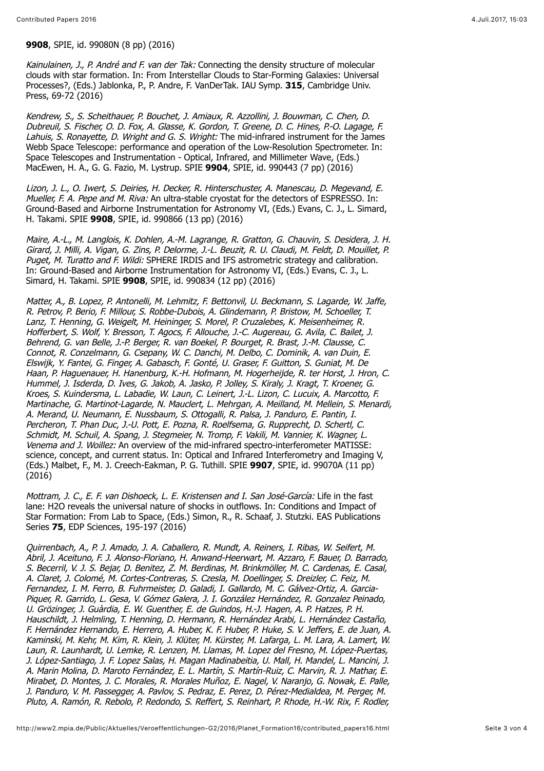**9908**, SPIE, id. 99080N (8 pp) (2016)

*Kainulainen, J., P. André and F. van der Tak:* Connecting the density structure of molecular clouds with star formation. In: From Interstellar Clouds to Star-Forming Galaxies: Universal Processes?, (Eds.) Jablonka, P., P. Andre, F. VanDerTak. IAU Symp. **315**, Cambridge Univ. Press, 69-72 (2016)

*Kendrew, S., S. Scheithauer, P. Bouchet, J. Amiaux, R. Azzollini, J. Bouwman, C. Chen, D. Dubreuil, S. Fischer, O. D. Fox, A. Glasse, K. Gordon, T. Greene, D. C. Hines, P.-O. Lagage, F. Lahuis, S. Ronayette, D. Wright and G. S. Wright:* The mid-infrared instrument for the James Webb Space Telescope: performance and operation of the Low-Resolution Spectrometer. In: Space Telescopes and Instrumentation - Optical, Infrared, and Millimeter Wave, (Eds.) MacEwen, H. A., G. G. Fazio, M. Lystrup. SPIE **9904**, SPIE, id. 990443 (7 pp) (2016)

*Lizon, J. L., O. Iwert, S. Deiries, H. Decker, R. Hinterschuster, A. Manescau, D. Megevand, E. Mueller, F. A. Pepe and M. Riva:* An ultra-stable cryostat for the detectors of ESPRESSO. In: Ground-Based and Airborne Instrumentation for Astronomy VI, (Eds.) Evans, C. J., L. Simard, H. Takami. SPIE **9908**, SPIE, id. 990866 (13 pp) (2016)

*Maire, A.-L., M. Langlois, K. Dohlen, A.-M. Lagrange, R. Gratton, G. Chauvin, S. Desidera, J. H. Girard, J. Milli, A. Vigan, G. Zins, P. Delorme, J.-L. Beuzit, R. U. Claudi, M. Feldt, D. Mouillet, P. Puget, M. Turatto and F. Wildi:* SPHERE IRDIS and IFS astrometric strategy and calibration. In: Ground-Based and Airborne Instrumentation for Astronomy VI, (Eds.) Evans, C. J., L. Simard, H. Takami. SPIE **9908**, SPIE, id. 990834 (12 pp) (2016)

*Matter, A., B. Lopez, P. Antonelli, M. Lehmitz, F. Bettonvil, U. Beckmann, S. Lagarde, W. Jaffe, R. Petrov, P. Berio, F. Millour, S. Robbe-Dubois, A. Glindemann, P. Bristow, M. Schoeller, T. Lanz, T. Henning, G. Weigelt, M. Heininger, S. Morel, P. Cruzalebes, K. Meisenheimer, R. Hofferbert, S. Wolf, Y. Bresson, T. Agocs, F. Allouche, J.-C. Augereau, G. Avila, C. Bailet, J. Behrend, G. van Belle, J.-P. Berger, R. van Boekel, P. Bourget, R. Brast, J.-M. Clausse, C. Connot, R. Conzelmann, G. Csepany, W. C. Danchi, M. Delbo, C. Dominik, A. van Duin, E. Elswijk, Y. Fantei, G. Finger, A. Gabasch, F. Gonté, U. Graser, F. Guitton, S. Guniat, M. De Haan, P. Haguenauer, H. Hanenburg, K.-H. Hofmann, M. Hogerheijde, R. ter Horst, J. Hron, C. Hummel, J. Isderda, D. Ives, G. Jakob, A. Jasko, P. Jolley, S. Kiraly, J. Kragt, T. Kroener, G. Kroes, S. Kuindersma, L. Labadie, W. Laun, C. Leinert, J.-L. Lizon, C. Lucuix, A. Marcotto, F. Martinache, G. Martinot-Lagarde, N. Mauclert, L. Mehrgan, A. Meilland, M. Mellein, S. Menardi, A. Merand, U. Neumann, E. Nussbaum, S. Ottogalli, R. Palsa, J. Panduro, E. Pantin, I. Percheron, T. Phan Duc, J.-U. Pott, E. Pozna, R. Roelfsema, G. Rupprecht, D. Schertl, C. Schmidt, M. Schuil, A. Spang, J. Stegmeier, N. Tromp, F. Vakili, M. Vannier, K. Wagner, L. Venema and J. Woillez:* An overview of the mid-infrared spectro-interferometer MATISSE: science, concept, and current status. In: Optical and Infrared Interferometry and Imaging V, (Eds.) Malbet, F., M. J. Creech-Eakman, P. G. Tuthill. SPIE **9907**, SPIE, id. 99070A (11 pp) (2016)

*Mottram, J. C., E. F. van Dishoeck, L. E. Kristensen and I. San José-García:* Life in the fast lane: H2O reveals the universal nature of shocks in outflows. In: Conditions and Impact of Star Formation: From Lab to Space, (Eds.) Simon, R., R. Schaaf, J. Stutzki. EAS Publications Series **75**, EDP Sciences, 195-197 (2016)

*Quirrenbach, A., P. J. Amado, J. A. Caballero, R. Mundt, A. Reiners, I. Ribas, W. Seifert, M. Abril, J. Aceituno, F. J. Alonso-Floriano, H. Anwand-Heerwart, M. Azzaro, F. Bauer, D. Barrado, S. Becerril, V. J. S. Bejar, D. Benitez, Z. M. Berdinas, M. Brinkmöller, M. C. Cardenas, E. Casal, A. Claret, J. Colomé, M. Cortes-Contreras, S. Czesla, M. Doellinger, S. Dreizler, C. Feiz, M. Fernandez, I. M. Ferro, B. Fuhrmeister, D. Galadi, I. Gallardo, M. C. Gálvez-Ortiz, A. Garcia-Piquer, R. Garrido, L. Gesa, V. Gómez Galera, J. I. González Hernández, R. Gonzalez Peinado, U. Grözinger, J. Guàrdia, E. W. Guenther, E. de Guindos, H.-J. Hagen, A. P. Hatzes, P. H. Hauschildt, J. Helmling, T. Henning, D. Hermann, R. Hernández Arabi, L. Hernández Castaño, F. Hernández Hernando, E. Herrero, A. Huber, K. F. Huber, P. Huke, S. V. Jeffers, E. de Juan, A. Kaminski, M. Kehr, M. Kim, R. Klein, J. Klüter, M. Kürster, M. Lafarga, L. M. Lara, A. Lamert, W. Laun, R. Launhardt, U. Lemke, R. Lenzen, M. Llamas, M. Lopez del Fresno, M. López-Puertas, J. López-Santiago, J. F. Lopez Salas, H. Magan Madinabeitia, U. Mall, H. Mandel, L. Mancini, J. A. Marin Molina, D. Maroto Fernández, E. L. Martín, S. Martín-Ruiz, C. Marvin, R. J. Mathar, E. Mirabet, D. Montes, J. C. Morales, R. Morales Muñoz, E. Nagel, V. Naranjo, G. Nowak, E. Palle, J. Panduro, V. M. Passegger, A. Pavlov, S. Pedraz, E. Perez, D. Pérez-Medialdea, M. Perger, M. Pluto, A. Ramón, R. Rebolo, P. Redondo, S. Reffert, S. Reinhart, P. Rhode, H.-W. Rix, F. Rodler,*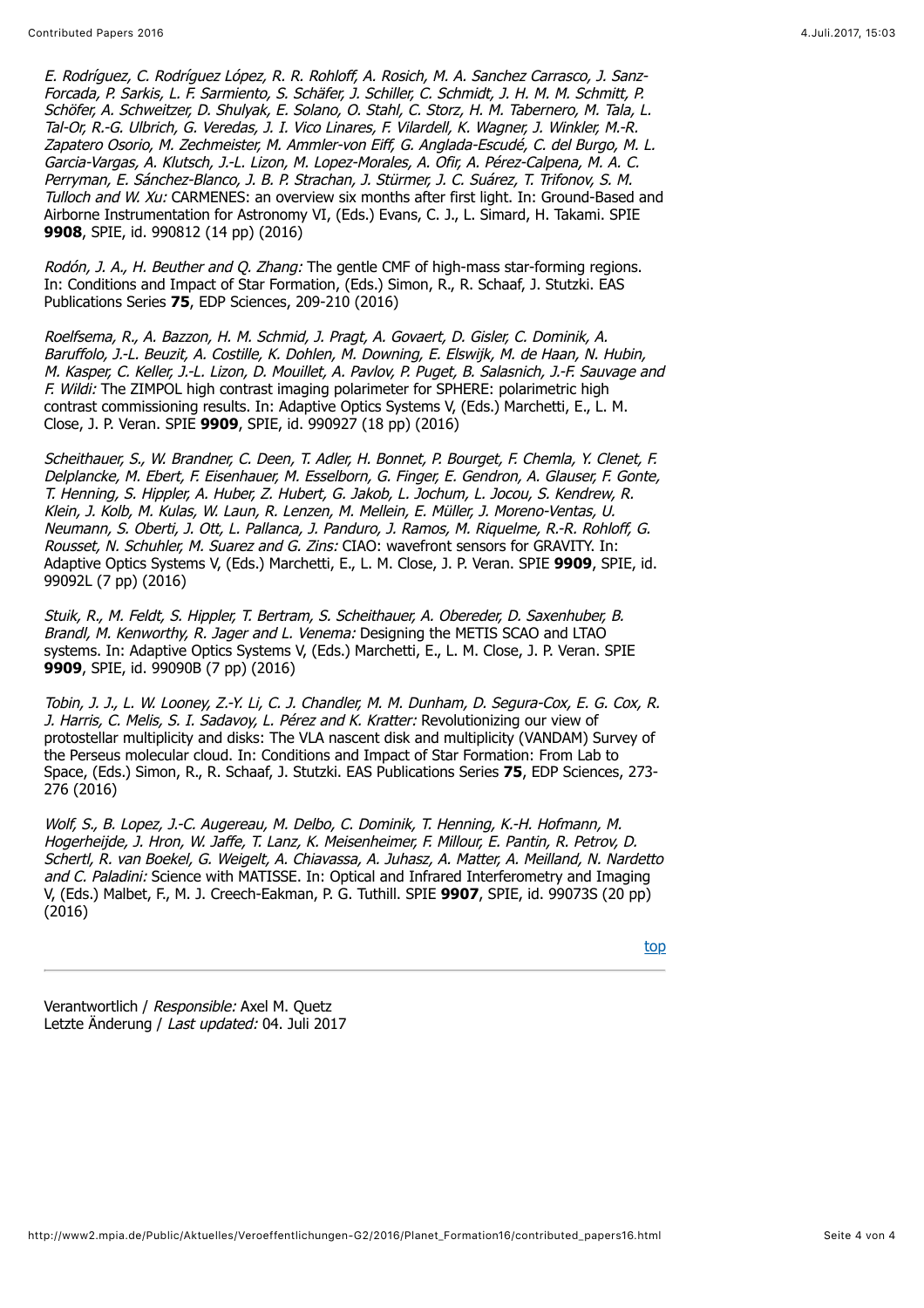*E. Rodríguez, C. Rodríguez López, R. R. Rohloff, A. Rosich, M. A. Sanchez Carrasco, J. Sanz-Forcada, P. Sarkis, L. F. Sarmiento, S. Schäfer, J. Schiller, C. Schmidt, J. H. M. M. Schmitt, P. Schöfer, A. Schweitzer, D. Shulyak, E. Solano, O. Stahl, C. Storz, H. M. Tabernero, M. Tala, L. Tal-Or, R.-G. Ulbrich, G. Veredas, J. I. Vico Linares, F. Vilardell, K. Wagner, J. Winkler, M.-R. Zapatero Osorio, M. Zechmeister, M. Ammler-von Eiff, G. Anglada-Escudé, C. del Burgo, M. L. Garcia-Vargas, A. Klutsch, J.-L. Lizon, M. Lopez-Morales, A. Ofir, A. Pérez-Calpena, M. A. C. Perryman, E. Sánchez-Blanco, J. B. P. Strachan, J. Stürmer, J. C. Suárez, T. Trifonov, S. M. Tulloch and W. Xu:* CARMENES: an overview six months after first light. In: Ground-Based and Airborne Instrumentation for Astronomy VI, (Eds.) Evans, C. J., L. Simard, H. Takami. SPIE **9908**, SPIE, id. 990812 (14 pp) (2016)

*Rodón, J. A., H. Beuther and Q. Zhang:* The gentle CMF of high-mass star-forming regions. In: Conditions and Impact of Star Formation, (Eds.) Simon, R., R. Schaaf, J. Stutzki. EAS Publications Series **75**, EDP Sciences, 209-210 (2016)

*Roelfsema, R., A. Bazzon, H. M. Schmid, J. Pragt, A. Govaert, D. Gisler, C. Dominik, A. Baruffolo, J.-L. Beuzit, A. Costille, K. Dohlen, M. Downing, E. Elswijk, M. de Haan, N. Hubin, M. Kasper, C. Keller, J.-L. Lizon, D. Mouillet, A. Pavlov, P. Puget, B. Salasnich, J.-F. Sauvage and F. Wildi:* The ZIMPOL high contrast imaging polarimeter for SPHERE: polarimetric high contrast commissioning results. In: Adaptive Optics Systems V, (Eds.) Marchetti, E., L. M. Close, J. P. Veran. SPIE **9909**, SPIE, id. 990927 (18 pp) (2016)

*Scheithauer, S., W. Brandner, C. Deen, T. Adler, H. Bonnet, P. Bourget, F. Chemla, Y. Clenet, F. Delplancke, M. Ebert, F. Eisenhauer, M. Esselborn, G. Finger, E. Gendron, A. Glauser, F. Gonte, T. Henning, S. Hippler, A. Huber, Z. Hubert, G. Jakob, L. Jochum, L. Jocou, S. Kendrew, R. Klein, J. Kolb, M. Kulas, W. Laun, R. Lenzen, M. Mellein, E. Müller, J. Moreno-Ventas, U. Neumann, S. Oberti, J. Ott, L. Pallanca, J. Panduro, J. Ramos, M. Riquelme, R.-R. Rohloff, G. Rousset, N. Schuhler, M. Suarez and G. Zins:* CIAO: wavefront sensors for GRAVITY. In: Adaptive Optics Systems V, (Eds.) Marchetti, E., L. M. Close, J. P. Veran. SPIE **9909**, SPIE, id. 99092L (7 pp) (2016)

*Stuik, R., M. Feldt, S. Hippler, T. Bertram, S. Scheithauer, A. Obereder, D. Saxenhuber, B. Brandl, M. Kenworthy, R. Jager and L. Venema:* Designing the METIS SCAO and LTAO systems. In: Adaptive Optics Systems V, (Eds.) Marchetti, E., L. M. Close, J. P. Veran. SPIE **9909**, SPIE, id. 99090B (7 pp) (2016)

*Tobin, J. J., L. W. Looney, Z.-Y. Li, C. J. Chandler, M. M. Dunham, D. Segura-Cox, E. G. Cox, R. J. Harris, C. Melis, S. I. Sadavoy, L. Pérez and K. Kratter:* Revolutionizing our view of protostellar multiplicity and disks: The VLA nascent disk and multiplicity (VANDAM) Survey of the Perseus molecular cloud. In: Conditions and Impact of Star Formation: From Lab to Space, (Eds.) Simon, R., R. Schaaf, J. Stutzki. EAS Publications Series **75**, EDP Sciences, 273-276 (2016)

*Wolf, S., B. Lopez, J.-C. Augereau, M. Delbo, C. Dominik, T. Henning, K.-H. Hofmann, M. Hogerheijde, J. Hron, W. Jaffe, T. Lanz, K. Meisenheimer, F. Millour, E. Pantin, R. Petrov, D. Schertl, R. van Boekel, G. Weigelt, A. Chiavassa, A. Juhasz, A. Matter, A. Meilland, N. Nardetto and C. Paladini:* Science with MATISSE. In: Optical and Infrared Interferometry and Imaging V, (Eds.) Malbet, F., M. J. Creech-Eakman, P. G. Tuthill. SPIE **9907**, SPIE, id. 99073S (20 pp) (2016)

top

---

Verantwortlich / *Responsible:* Axel M. Quetz
Letzte Änderung / *Last updated:* 04. Juli 2017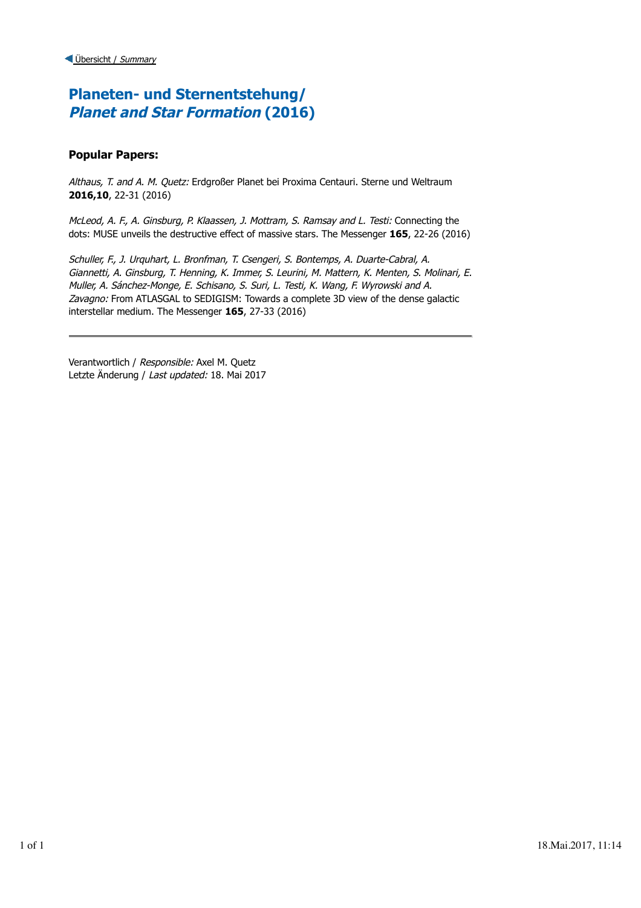Übersicht / *Summary*

# Planeten- und Sternentstehung/ *Planet and Star Formation* (2016)

### Popular Papers:

*Althaus, T. and A. M. Quetz:* Erdgroßer Planet bei Proxima Centauri. Sterne und Weltraum **2016,10**, 22-31 (2016)

*McLeod, A. F., A. Ginsburg, P. Klaassen, J. Mottram, S. Ramsay and L. Testi:* Connecting the dots: MUSE unveils the destructive effect of massive stars. The Messenger **165**, 22-26 (2016)

*Schuller, F., J. Urquhart, L. Bronfman, T. Csengeri, S. Bontemps, A. Duarte-Cabral, A. Giannetti, A. Ginsburg, T. Henning, K. Immer, S. Leurini, M. Mattern, K. Menten, S. Molinari, E. Muller, A. Sánchez-Monge, E. Schisano, S. Suri, L. Testi, K. Wang, F. Wyrowski and A. Zavagno:* From ATLASGAL to SEDIGISM: Towards a complete 3D view of the dense galactic interstellar medium. The Messenger **165**, 27-33 (2016)

---

Verantwortlich / *Responsible:* Axel M. Quetz
Letzte Änderung / *Last updated:* 18. Mai 2017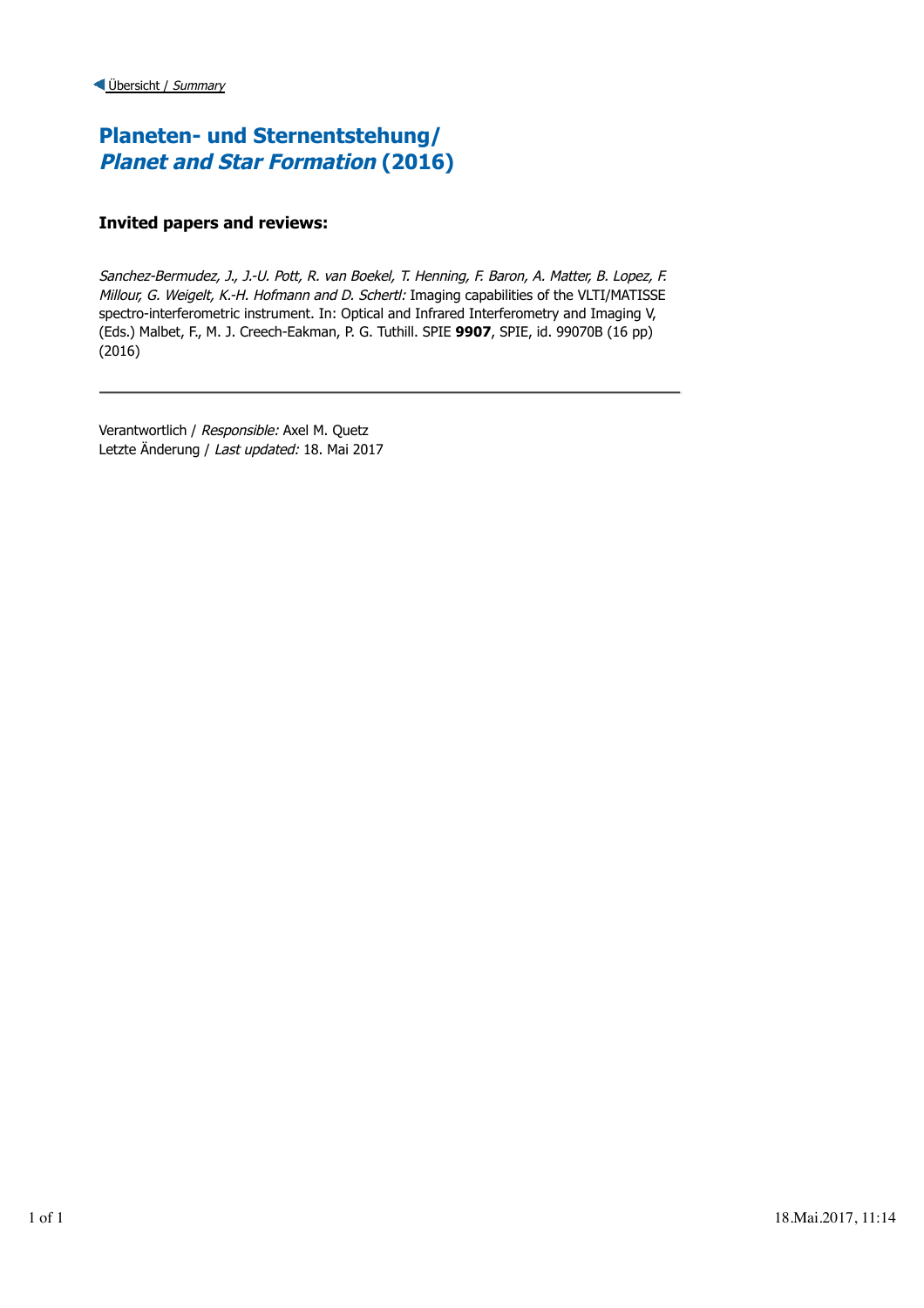Übersicht / *Summary*

# Planeten- und Sternentstehung/ *Planet and Star Formation* (2016)

### Invited papers and reviews:

*Sanchez-Bermudez, J., J.-U. Pott, R. van Boekel, T. Henning, F. Baron, A. Matter, B. Lopez, F. Millour, G. Weigelt, K.-H. Hofmann and D. Schertl:* Imaging capabilities of the VLTI/MATISSE spectro-interferometric instrument. In: Optical and Infrared Interferometry and Imaging V, (Eds.) Malbet, F., M. J. Creech-Eakman, P. G. Tuthill. SPIE **9907**, SPIE, id. 99070B (16 pp) (2016)

---

Verantwortlich / *Responsible:* Axel M. Quetz
Letzte Änderung / *Last updated:* 18. Mai 2017